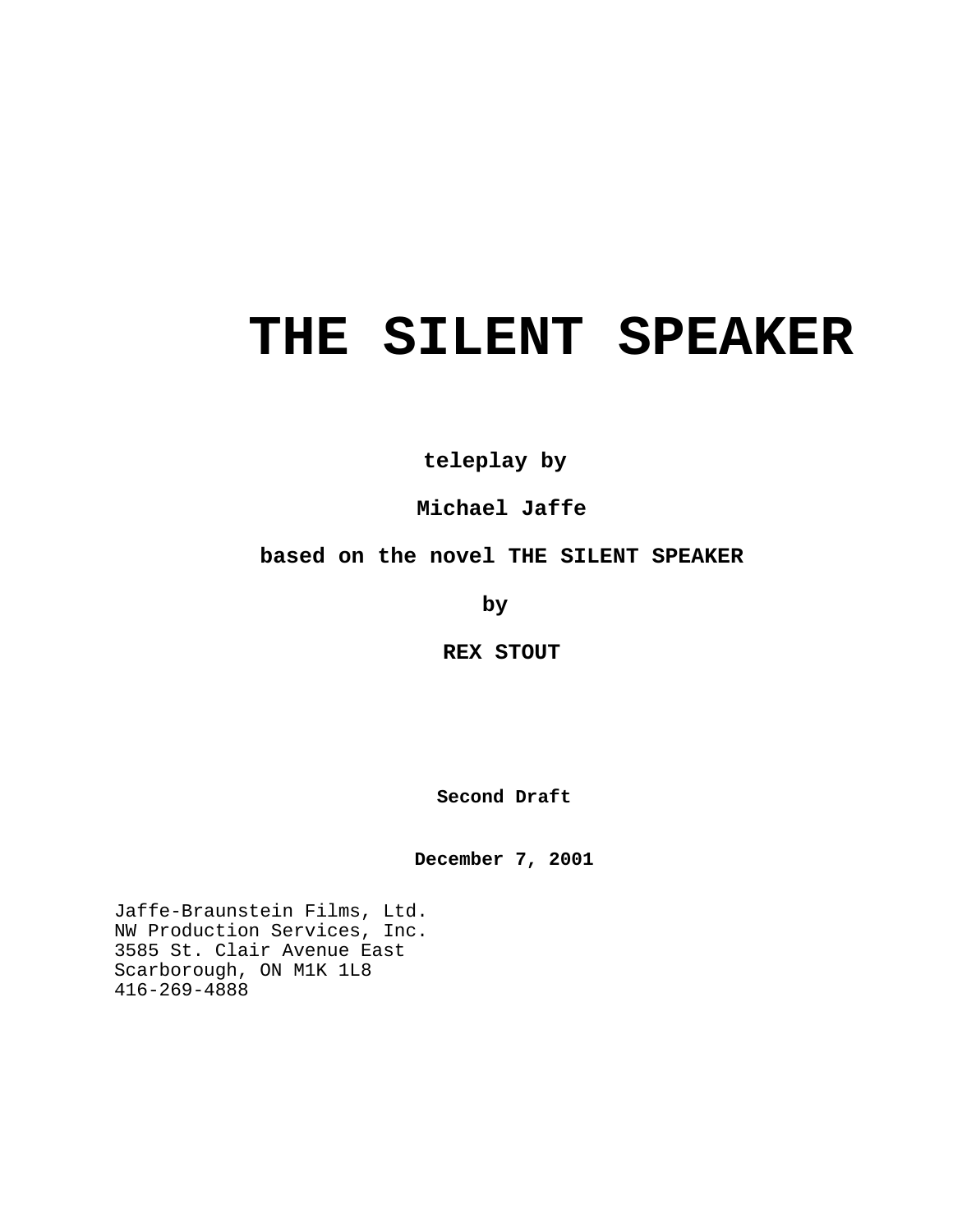# THE SILENT SPEAKER

**teleplay by**

**Michael Jaffe**

**based on the novel THE SILENT SPEAKER**

**by**

**REX STOUT**

**Second Draft**

**December 7, 2001**

Jaffe-Braunstein Films, Ltd.
NW Production Services, Inc.
3585 St. Clair Avenue East
Scarborough, ON M1K 1L8
416-269-4888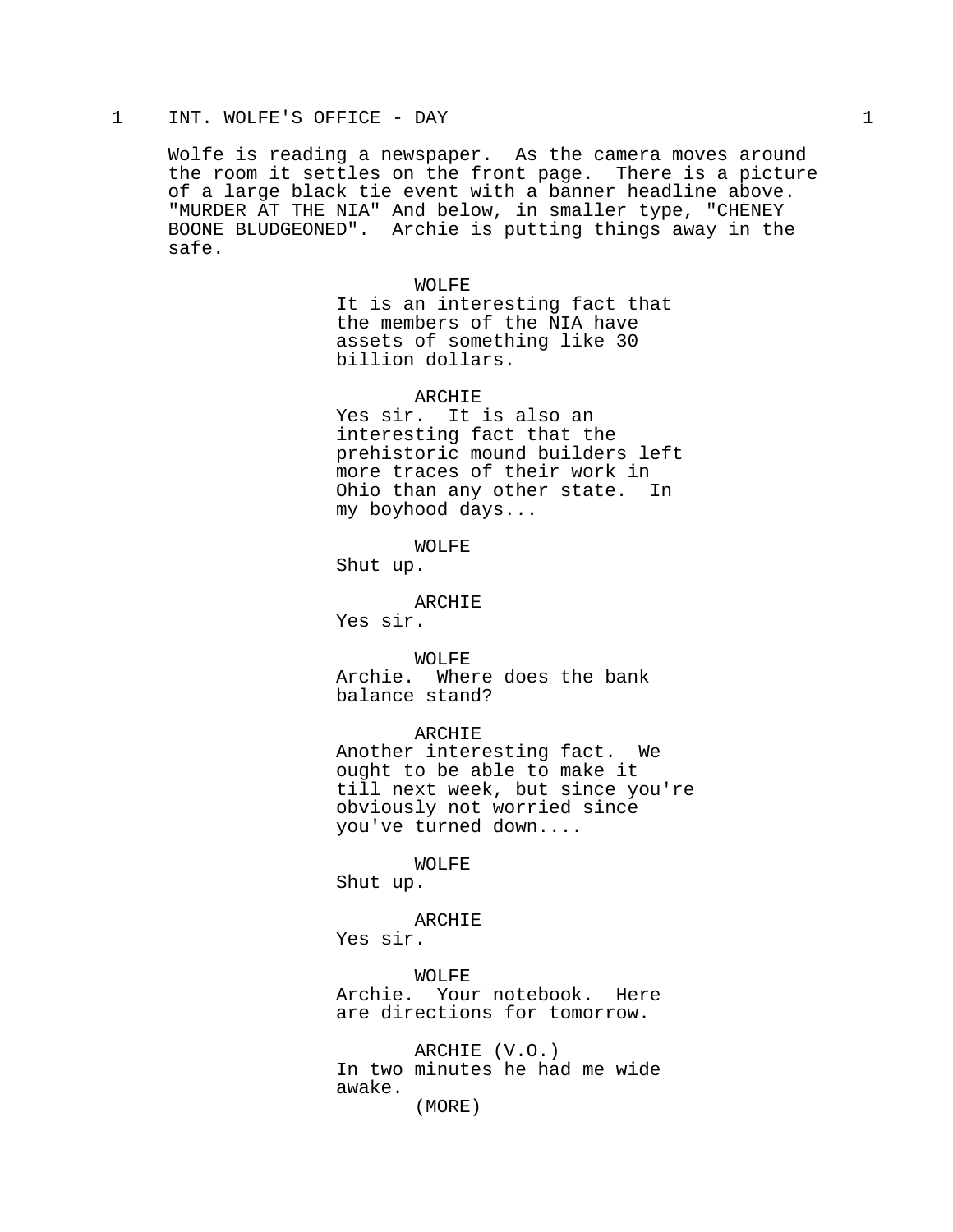1 INT. WOLFE'S OFFICE - DAY 1

Wolfe is reading a newspaper. As the camera moves around the room it settles on the front page. There is a picture of a large black tie event with a banner headline above. "MURDER AT THE NIA" And below, in smaller type, "CHENEY BOONE BLUDGEONED". Archie is putting things away in the safe.

WOLFE
It is an interesting fact that the members of the NIA have assets of something like 30 billion dollars.

ARCHIE
Yes sir. It is also an interesting fact that the prehistoric mound builders left more traces of their work in Ohio than any other state. In my boyhood days...

WOLFE
Shut up.

ARCHIE
Yes sir.

WOLFE
Archie. Where does the bank balance stand?

ARCHIE
Another interesting fact. We ought to be able to make it till next week, but since you're obviously not worried since you've turned down....

WOLFE
Shut up.

ARCHIE
Yes sir.

WOLFE
Archie. Your notebook. Here are directions for tomorrow.

ARCHIE (V.O.)
In two minutes he had me wide awake.
(MORE)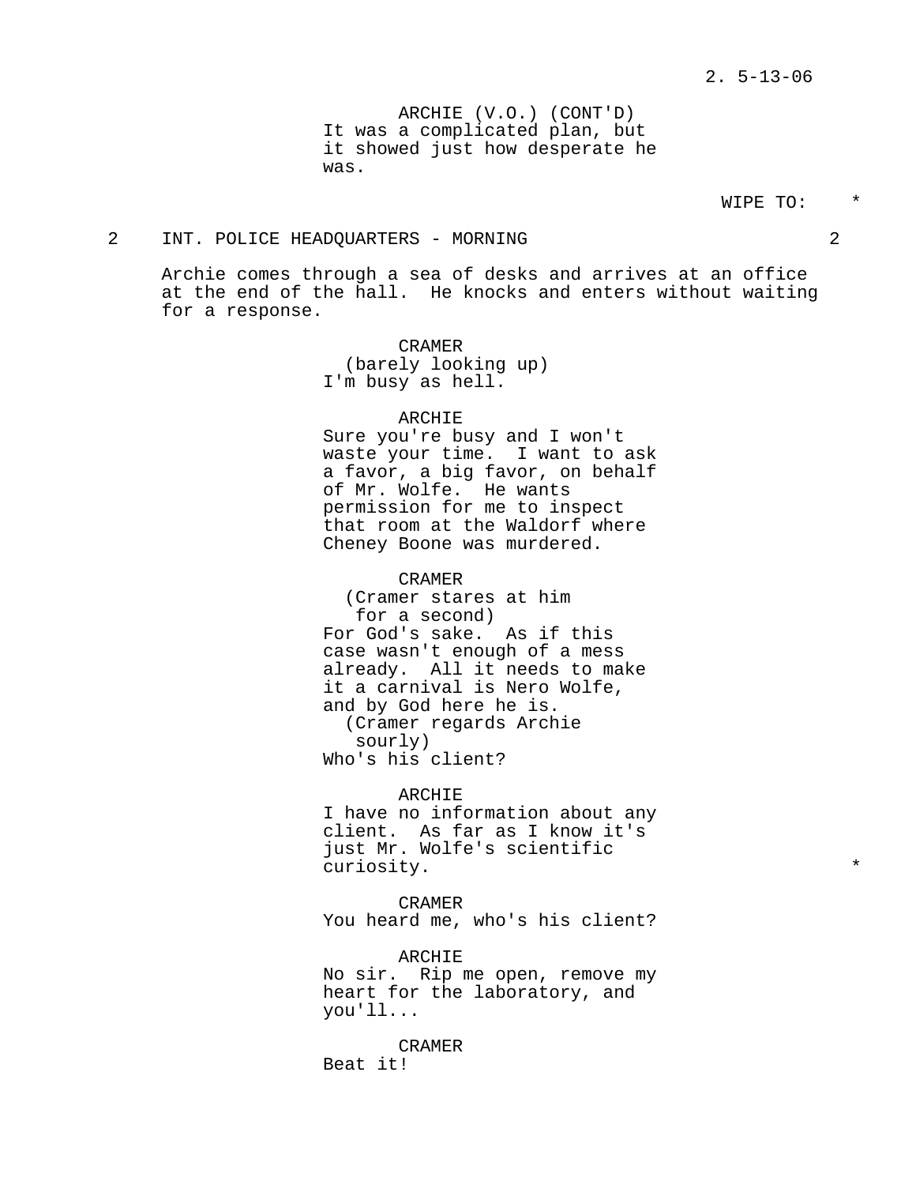ARCHIE (V.O.) (CONT'D)
It was a complicated plan, but it showed just how desperate he was.

WIPE TO: *

2 INT. POLICE HEADQUARTERS - MORNING 2

Archie comes through a sea of desks and arrives at an office at the end of the hall. He knocks and enters without waiting for a response.

CRAMER
(barely looking up)
I'm busy as hell.

ARCHIE
Sure you're busy and I won't waste your time. I want to ask a favor, a big favor, on behalf of Mr. Wolfe. He wants permission for me to inspect that room at the Waldorf where Cheney Boone was murdered.

CRAMER
(Cramer stares at him for a second)
For God's sake. As if this case wasn't enough of a mess already. All it needs to make it a carnival is Nero Wolfe, and by God here he is.
(Cramer regards Archie sourly)
Who's his client?

ARCHIE
I have no information about any client. As far as I know it's just Mr. Wolfe's scientific curiosity. *

CRAMER
You heard me, who's his client?

ARCHIE
No sir. Rip me open, remove my heart for the laboratory, and you'll...

CRAMER
Beat it!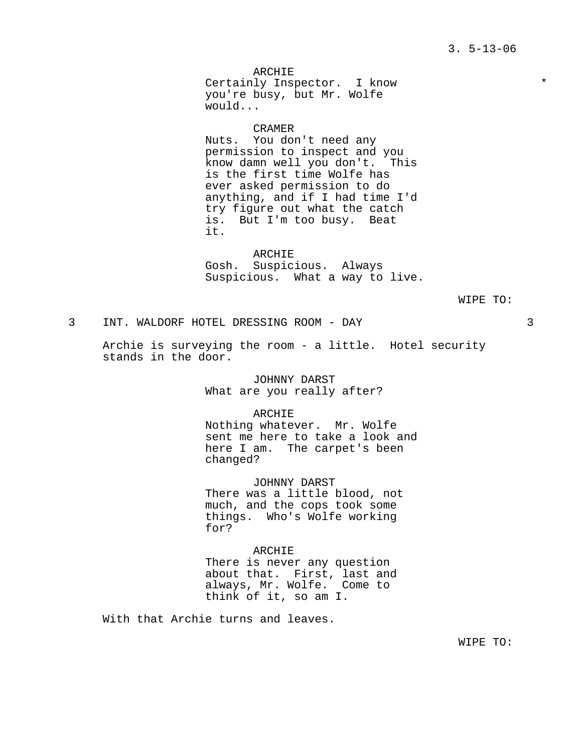ARCHIE
Certainly Inspector. I know you're busy, but Mr. Wolfe would... *

CRAMER
Nuts. You don't need any permission to inspect and you know damn well you don't. This is the first time Wolfe has ever asked permission to do anything, and if I had time I'd try figure out what the catch is. But I'm too busy. Beat it.

ARCHIE
Gosh. Suspicious. Always Suspicious. What a way to live.

WIPE TO:

## 3 INT. WALDORF HOTEL DRESSING ROOM - DAY 3

Archie is surveying the room - a little. Hotel security stands in the door.

JOHNNY DARST
What are you really after?

ARCHIE
Nothing whatever. Mr. Wolfe sent me here to take a look and here I am. The carpet's been changed?

JOHNNY DARST
There was a little blood, not much, and the cops took some things. Who's Wolfe working for?

ARCHIE
There is never any question about that. First, last and always, Mr. Wolfe. Come to think of it, so am I.

With that Archie turns and leaves.

WIPE TO: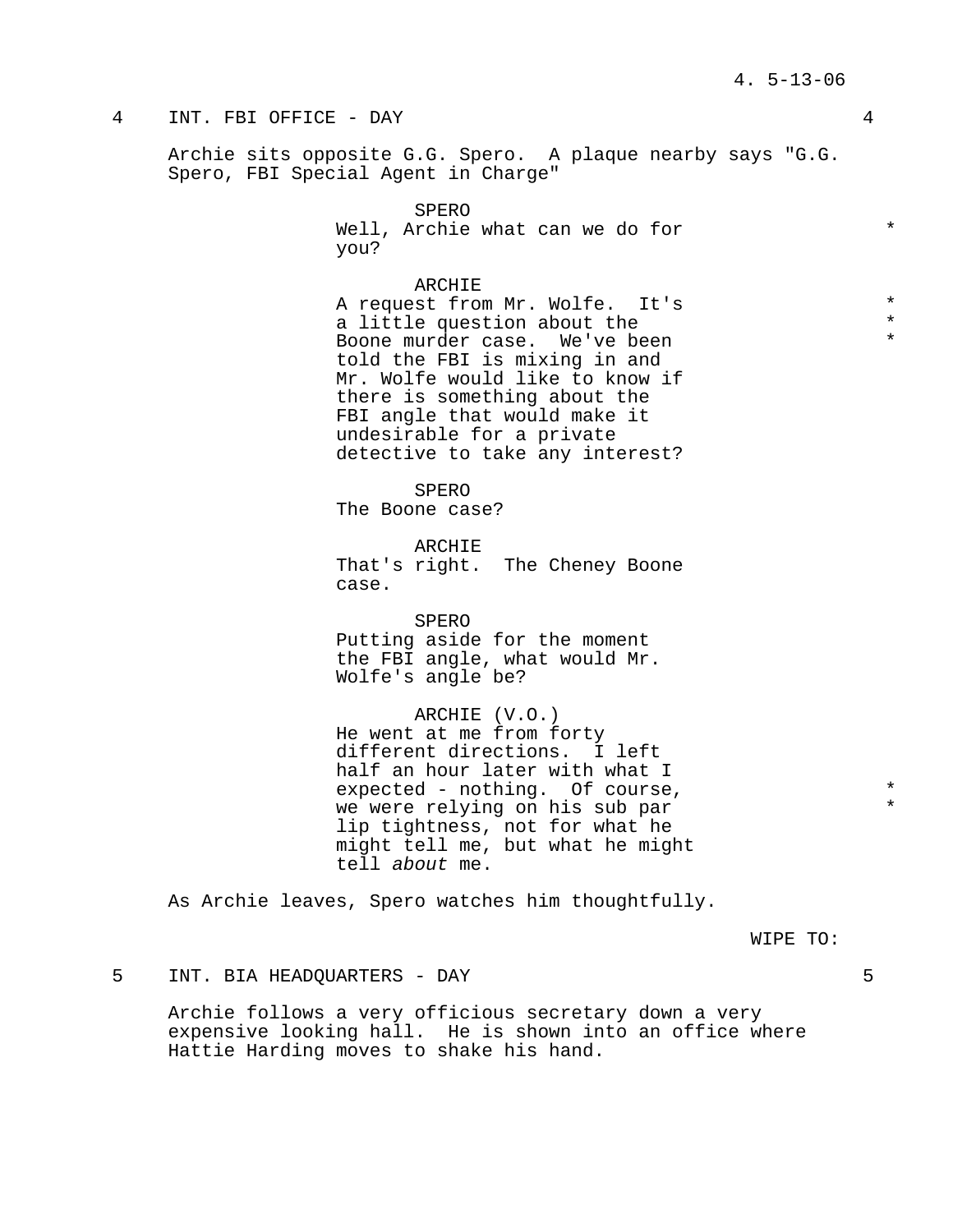4 INT. FBI OFFICE - DAY 4

Archie sits opposite G.G. Spero. A plaque nearby says "G.G. Spero, FBI Special Agent in Charge"

SPERO
Well, Archie what can we do for you? *

ARCHIE
A request from Mr. Wolfe. It's a little question about the Boone murder case. We've been told the FBI is mixing in and Mr. Wolfe would like to know if there is something about the FBI angle that would make it undesirable for a private detective to take any interest? *

SPERO
The Boone case?

ARCHIE
That's right. The Cheney Boone case.

SPERO
Putting aside for the moment the FBI angle, what would Mr. Wolfe's angle be?

ARCHIE (V.O.)
He went at me from forty different directions. I left half an hour later with what I expected - nothing. Of course, we were relying on his sub par lip tightness, not for what he might tell me, but what he might tell *about* me. *

As Archie leaves, Spero watches him thoughtfully.

WIPE TO:

5 INT. BIA HEADQUARTERS - DAY 5

Archie follows a very officious secretary down a very expensive looking hall. He is shown into an office where Hattie Harding moves to shake his hand.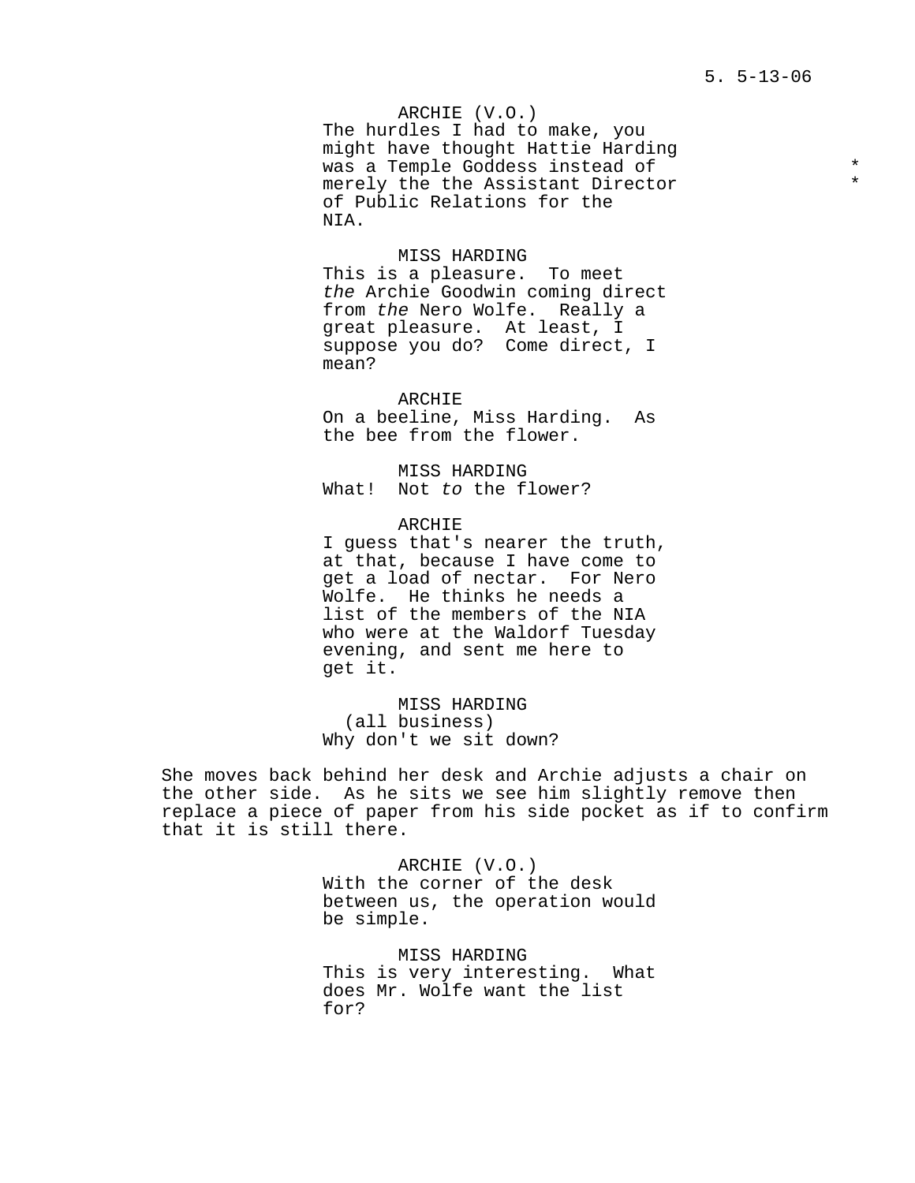ARCHIE (V.O.)
The hurdles I had to make, you might have thought Hattie Harding was a Temple Goddess instead of merely the the Assistant Director of Public Relations for the NIA. * *

MISS HARDING
This is a pleasure. To meet *the* Archie Goodwin coming direct from *the* Nero Wolfe. Really a great pleasure. At least, I suppose you do? Come direct, I mean?

ARCHIE
On a beeline, Miss Harding. As the bee from the flower.

MISS HARDING
What! Not *to* the flower?

ARCHIE
I guess that's nearer the truth, at that, because I have come to get a load of nectar. For Nero Wolfe. He thinks he needs a list of the members of the NIA who were at the Waldorf Tuesday evening, and sent me here to get it.

MISS HARDING
(all business)
Why don't we sit down?

She moves back behind her desk and Archie adjusts a chair on the other side. As he sits we see him slightly remove then replace a piece of paper from his side pocket as if to confirm that it is still there.

ARCHIE (V.O.)
With the corner of the desk between us, the operation would be simple.

MISS HARDING
This is very interesting. What does Mr. Wolfe want the list for?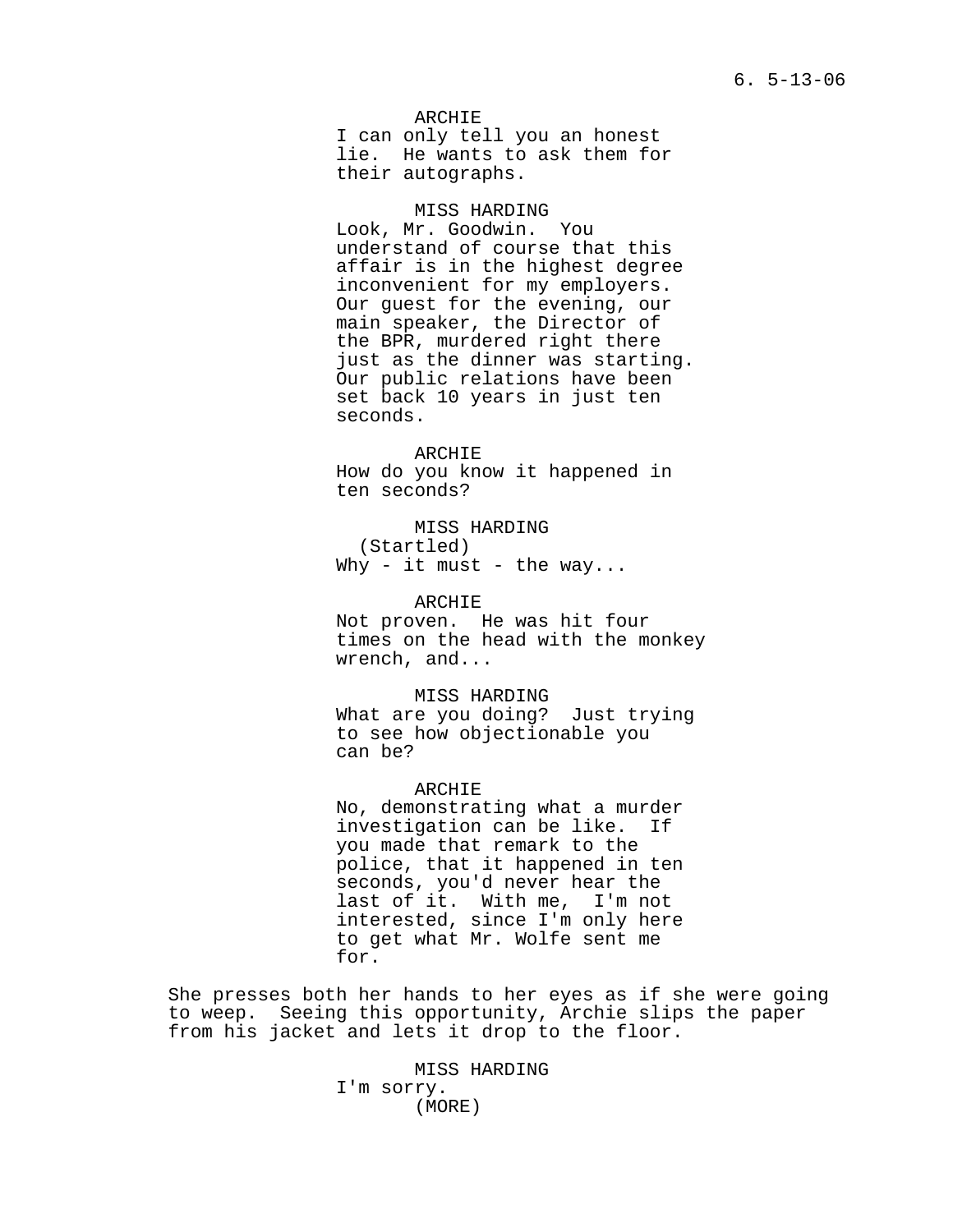ARCHIE
I can only tell you an honest lie. He wants to ask them for their autographs.

MISS HARDING
Look, Mr. Goodwin. You understand of course that this affair is in the highest degree inconvenient for my employers. Our guest for the evening, our main speaker, the Director of the BPR, murdered right there just as the dinner was starting. Our public relations have been set back 10 years in just ten seconds.

ARCHIE
How do you know it happened in ten seconds?

MISS HARDING
(Startled)
Why - it must - the way...

ARCHIE
Not proven. He was hit four times on the head with the monkey wrench, and...

MISS HARDING
What are you doing? Just trying to see how objectionable you can be?

ARCHIE
No, demonstrating what a murder investigation can be like. If you made that remark to the police, that it happened in ten seconds, you'd never hear the last of it. With me, I'm not interested, since I'm only here to get what Mr. Wolfe sent me for.

She presses both her hands to her eyes as if she were going to weep. Seeing this opportunity, Archie slips the paper from his jacket and lets it drop to the floor.

MISS HARDING
I'm sorry.
(MORE)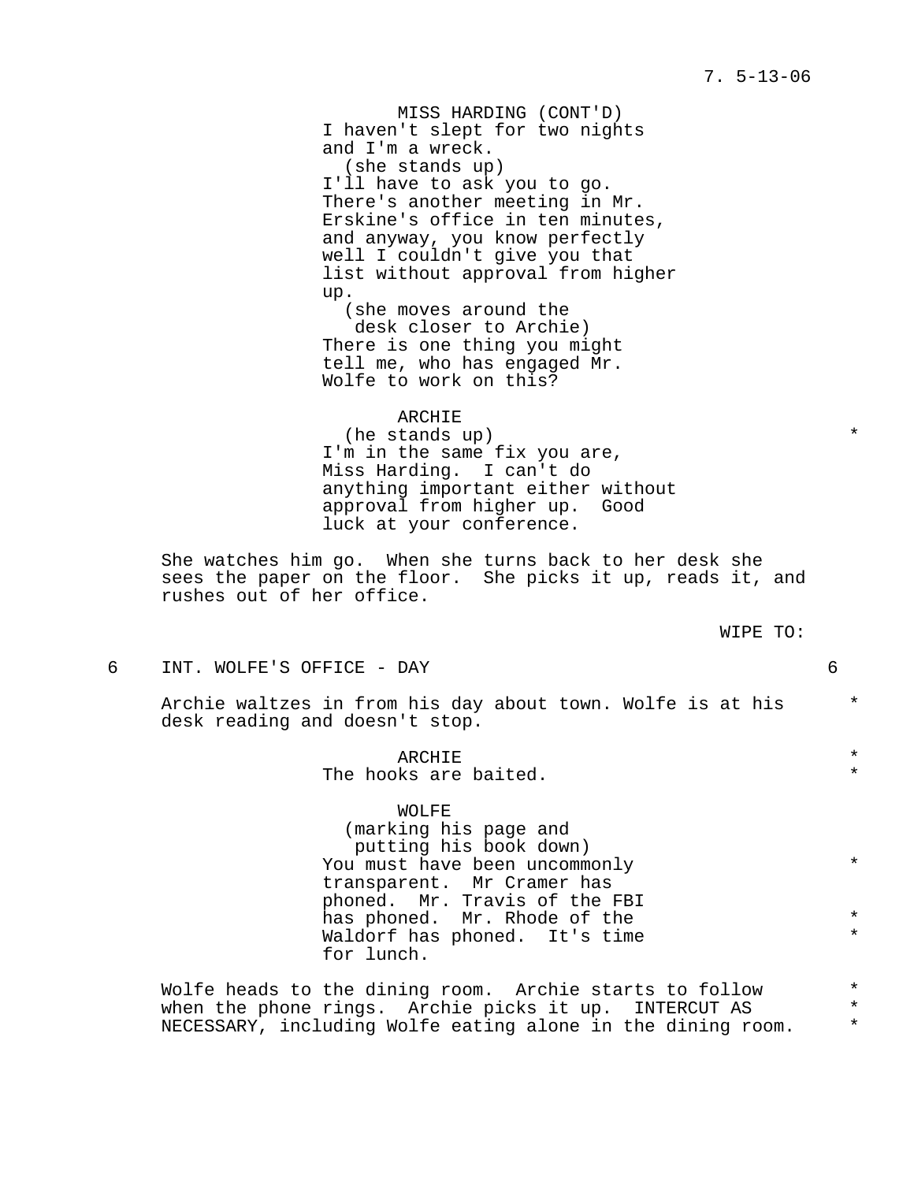MISS HARDING (CONT'D)
I haven't slept for two nights and I'm a wreck.
(she stands up)
I'll have to ask you to go. There's another meeting in Mr. Erskine's office in ten minutes, and anyway, you know perfectly well I couldn't give you that list without approval from higher up.
(she moves around the desk closer to Archie)
There is one thing you might tell me, who has engaged Mr. Wolfe to work on this?

ARCHIE
(he stands up) *
I'm in the same fix you are, Miss Harding. I can't do anything important either without approval from higher up. Good luck at your conference.

She watches him go. When she turns back to her desk she sees the paper on the floor. She picks it up, reads it, and rushes out of her office.

WIPE TO:

6 INT. WOLFE'S OFFICE - DAY 6

Archie waltzes in from his day about town. Wolfe is at his desk reading and doesn't stop. *

ARCHIE *
The hooks are baited. *

WOLFE
(marking his page and putting his book down)
You must have been uncommonly transparent. Mr Cramer has phoned. Mr. Travis of the FBI has phoned. Mr. Rhode of the Waldorf has phoned. It's time for lunch. * * *

Wolfe heads to the dining room. Archie starts to follow when the phone rings. Archie picks it up. INTERCUT AS NECESSARY, including Wolfe eating alone in the dining room. * * *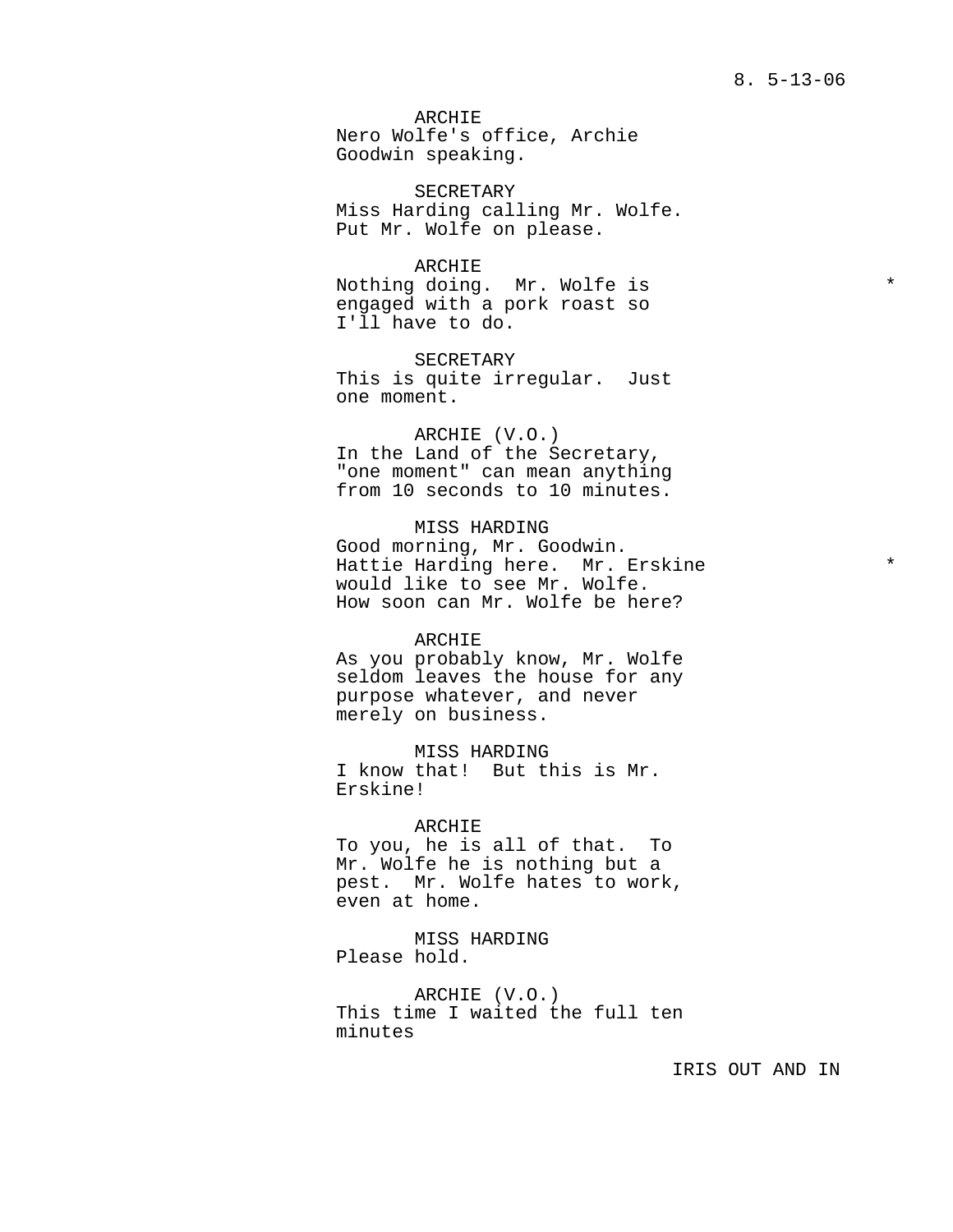ARCHIE
Nero Wolfe's office, Archie Goodwin speaking.

SECRETARY
Miss Harding calling Mr. Wolfe. Put Mr. Wolfe on please.

ARCHIE
Nothing doing. Mr. Wolfe is engaged with a pork roast so I'll have to do. *

SECRETARY
This is quite irregular. Just one moment.

ARCHIE (V.O.)
In the Land of the Secretary, "one moment" can mean anything from 10 seconds to 10 minutes.

MISS HARDING
Good morning, Mr. Goodwin. Hattie Harding here. Mr. Erskine would like to see Mr. Wolfe. How soon can Mr. Wolfe be here? *

ARCHIE
As you probably know, Mr. Wolfe seldom leaves the house for any purpose whatever, and never merely on business.

MISS HARDING
I know that! But this is Mr. Erskine!

ARCHIE
To you, he is all of that. To Mr. Wolfe he is nothing but a pest. Mr. Wolfe hates to work, even at home.

MISS HARDING
Please hold.

ARCHIE (V.O.)
This time I waited the full ten minutes

IRIS OUT AND IN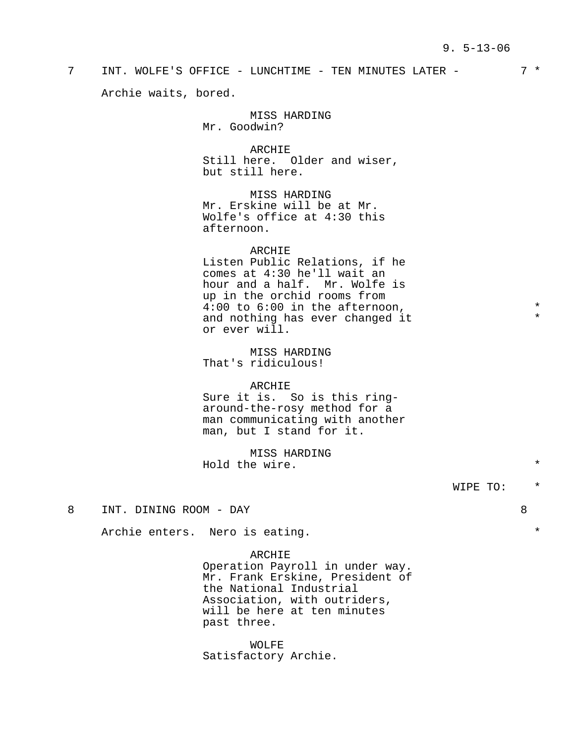7 INT. WOLFE'S OFFICE - LUNCHTIME - TEN MINUTES LATER - 7 *

Archie waits, bored.

MISS HARDING
Mr. Goodwin?

ARCHIE
Still here. Older and wiser, but still here.

MISS HARDING
Mr. Erskine will be at Mr. Wolfe's office at 4:30 this afternoon.

ARCHIE
Listen Public Relations, if he comes at 4:30 he'll wait an hour and a half. Mr. Wolfe is up in the orchid rooms from 4:00 to 6:00 in the afternoon, and nothing has ever changed it or ever will. *

MISS HARDING
That's ridiculous!

ARCHIE
Sure it is. So is this ring-around-the-rosy method for a man communicating with another man, but I stand for it.

MISS HARDING
Hold the wire. *

WIPE TO: *

8 INT. DINING ROOM - DAY 8

Archie enters. Nero is eating. *

ARCHIE
Operation Payroll in under way. Mr. Frank Erskine, President of the National Industrial Association, with outriders, will be here at ten minutes past three.

WOLFE
Satisfactory Archie.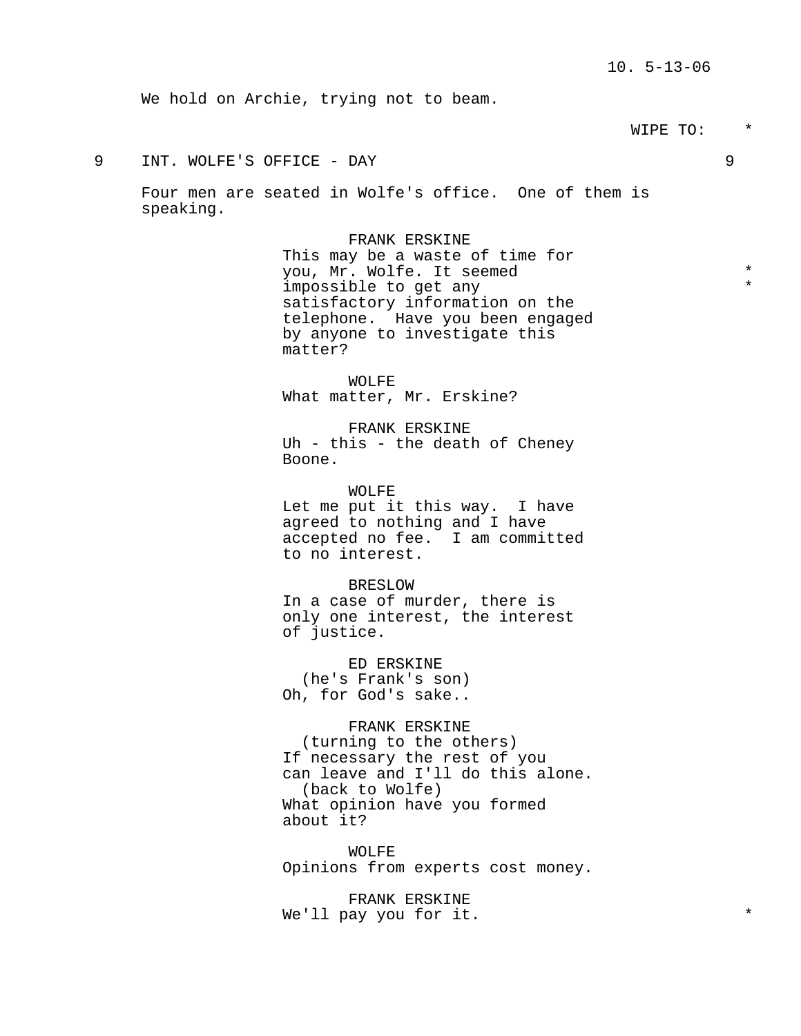We hold on Archie, trying not to beam.

WIPE TO:

9 INT. WOLFE'S OFFICE - DAY 9

Four men are seated in Wolfe's office. One of them is speaking.

FRANK ERSKINE
This may be a waste of time for you, Mr. Wolfe. It seemed impossible to get any satisfactory information on the telephone. Have you been engaged by anyone to investigate this matter?

WOLFE
What matter, Mr. Erskine?

FRANK ERSKINE
Uh - this - the death of Cheney Boone.

WOLFE
Let me put it this way. I have agreed to nothing and I have accepted no fee. I am committed to no interest.

BRESLOW
In a case of murder, there is only one interest, the interest of justice.

ED ERSKINE
(he's Frank's son)
Oh, for God's sake..

FRANK ERSKINE
(turning to the others)
If necessary the rest of you can leave and I'll do this alone.
(back to Wolfe)
What opinion have you formed about it?

WOLFE
Opinions from experts cost money.

FRANK ERSKINE
We'll pay you for it.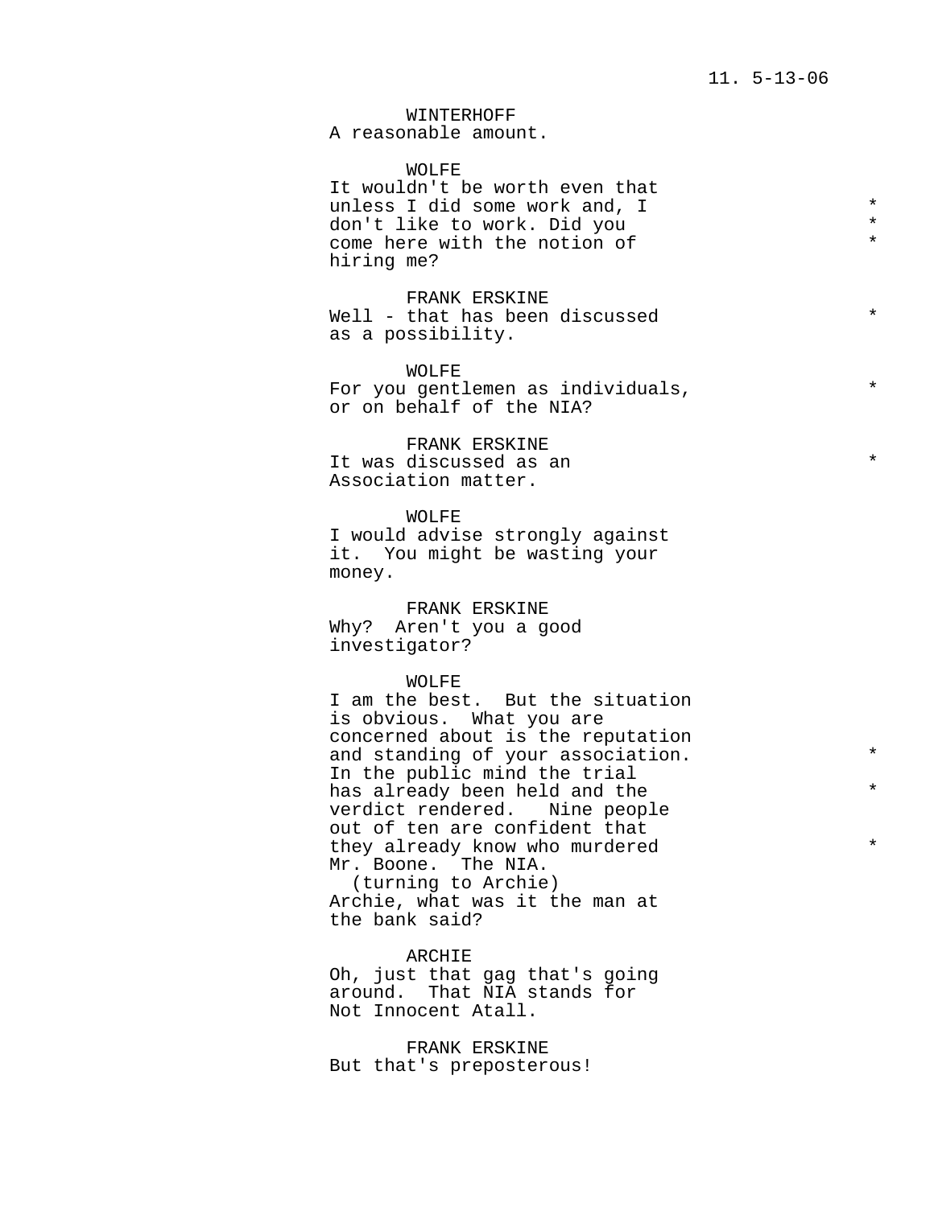WINTERHOFF
A reasonable amount.

WOLFE
It wouldn't be worth even that unless I did some work and, I don't like to work. Did you come here with the notion of hiring me? *

FRANK ERSKINE
Well - that has been discussed as a possibility. *

WOLFE
For you gentlemen as individuals, or on behalf of the NIA? *

FRANK ERSKINE
It was discussed as an Association matter. *

WOLFE
I would advise strongly against it. You might be wasting your money.

FRANK ERSKINE
Why? Aren't you a good investigator?

WOLFE
I am the best. But the situation is obvious. What you are concerned about is the reputation and standing of your association. In the public mind the trial has already been held and the verdict rendered. Nine people out of ten are confident that they already know who murdered Mr. Boone. The NIA. *
(turning to Archie)
Archie, what was it the man at the bank said?

ARCHIE
Oh, just that gag that's going around. That NIA stands for Not Innocent Atall.

FRANK ERSKINE
But that's preposterous!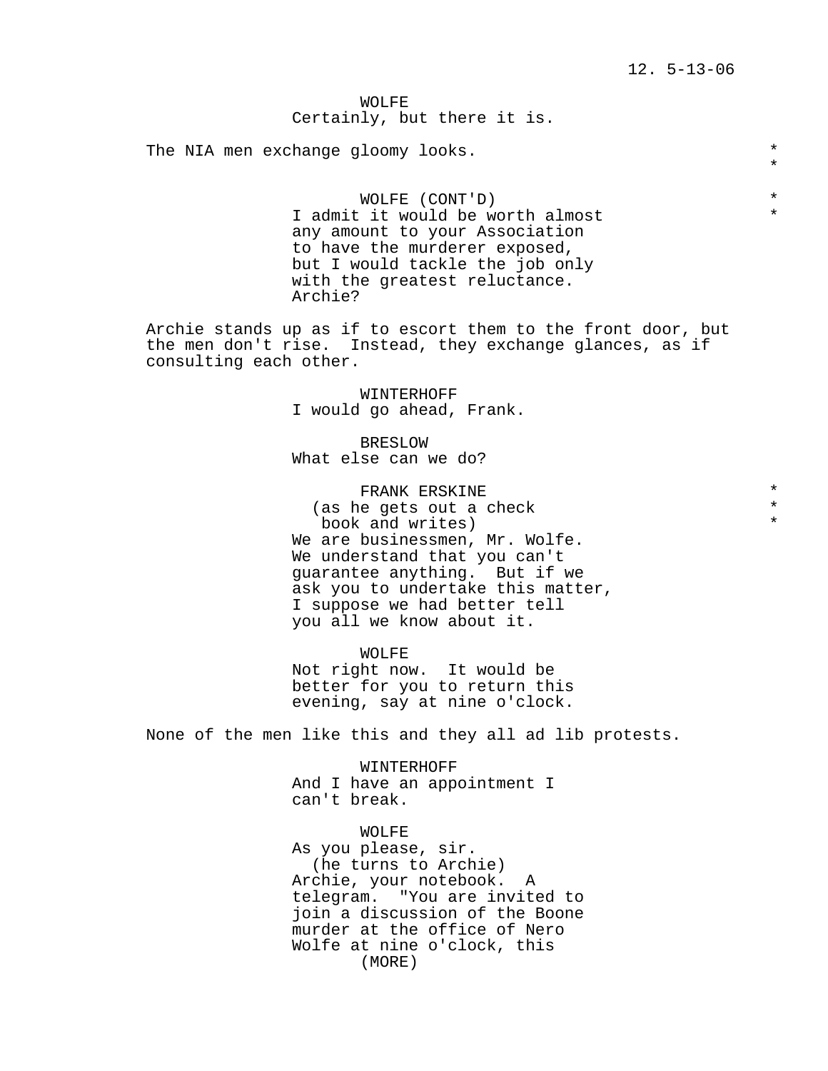WOLFE
Certainly, but there it is.

The NIA men exchange gloomy looks. *
*

WOLFE (CONT'D) *
I admit it would be worth almost *
any amount to your Association
to have the murderer exposed,
but I would tackle the job only
with the greatest reluctance.
Archie?

Archie stands up as if to escort them to the front door, but the men don't rise. Instead, they exchange glances, as if consulting each other.

WINTERHOFF
I would go ahead, Frank.

BRESLOW
What else can we do?

FRANK ERSKINE *
(as he gets out a check *
book and writes) *
We are businessmen, Mr. Wolfe.
We understand that you can't
guarantee anything. But if we
ask you to undertake this matter,
I suppose we had better tell
you all we know about it.

WOLFE
Not right now. It would be
better for you to return this
evening, say at nine o'clock.

None of the men like this and they all ad lib protests.

WINTERHOFF
And I have an appointment I
can't break.

WOLFE
As you please, sir.
(he turns to Archie)
Archie, your notebook. A
telegram. "You are invited to
join a discussion of the Boone
murder at the office of Nero
Wolfe at nine o'clock, this
(MORE)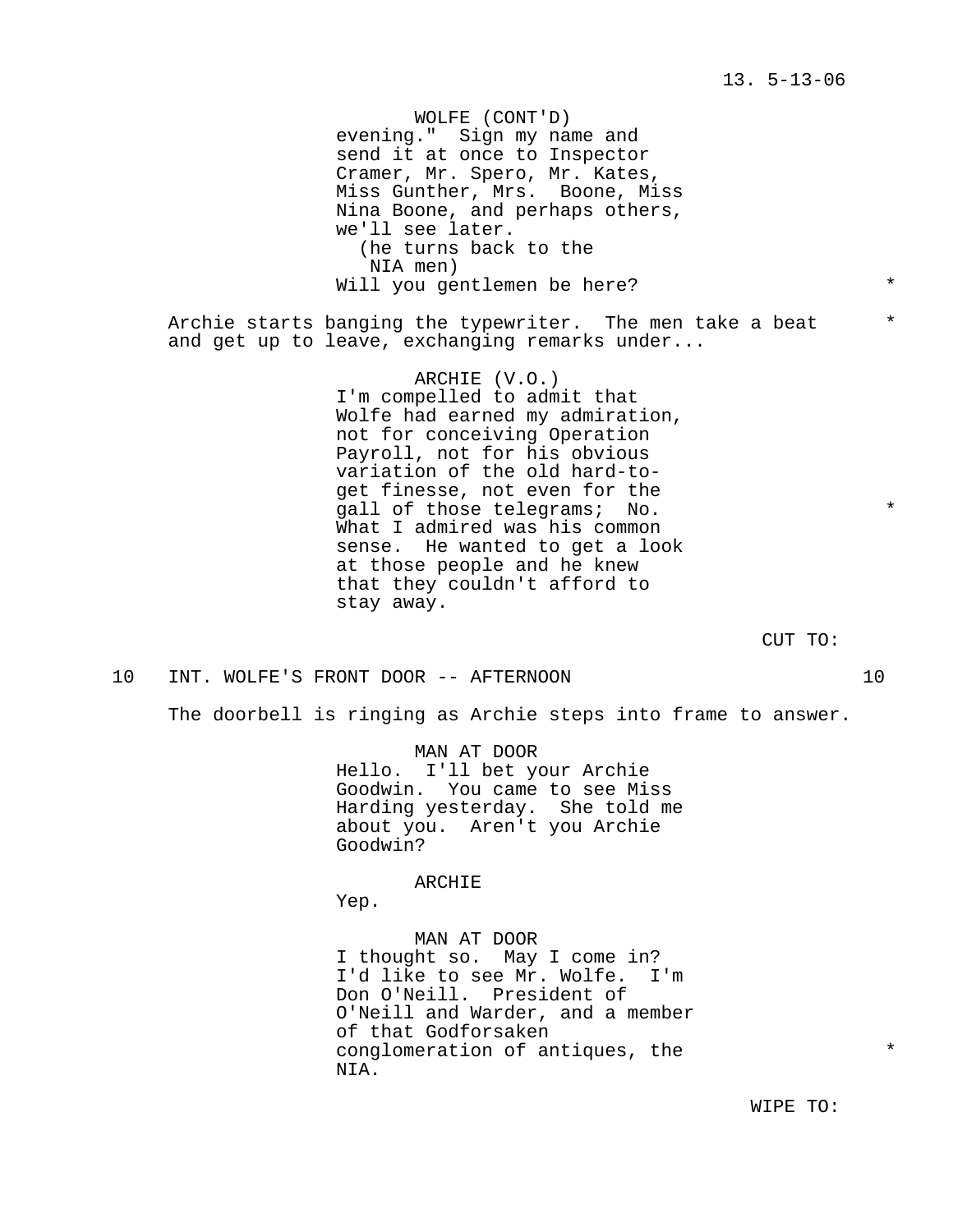WOLFE (CONT'D)
evening." Sign my name and send it at once to Inspector Cramer, Mr. Spero, Mr. Kates, Miss Gunther, Mrs. Boone, Miss Nina Boone, and perhaps others, we'll see later.
(he turns back to the NIA men)
Will you gentlemen be here? *

Archie starts banging the typewriter. The men take a beat and get up to leave, exchanging remarks under... *

ARCHIE (V.O.)
I'm compelled to admit that Wolfe had earned my admiration, not for conceiving Operation Payroll, not for his obvious variation of the old hard-to-get finesse, not even for the gall of those telegrams; No. What I admired was his common sense. He wanted to get a look at those people and he knew that they couldn't afford to stay away. *

CUT TO:

10 INT. WOLFE'S FRONT DOOR -- AFTERNOON 10

The doorbell is ringing as Archie steps into frame to answer.

MAN AT DOOR
Hello. I'll bet your Archie Goodwin. You came to see Miss Harding yesterday. She told me about you. Aren't you Archie Goodwin?

ARCHIE
Yep.

MAN AT DOOR
I thought so. May I come in? I'd like to see Mr. Wolfe. I'm Don O'Neill. President of O'Neill and Warder, and a member of that Godforsaken conglomeration of antiques, the NIA. *

WIPE TO: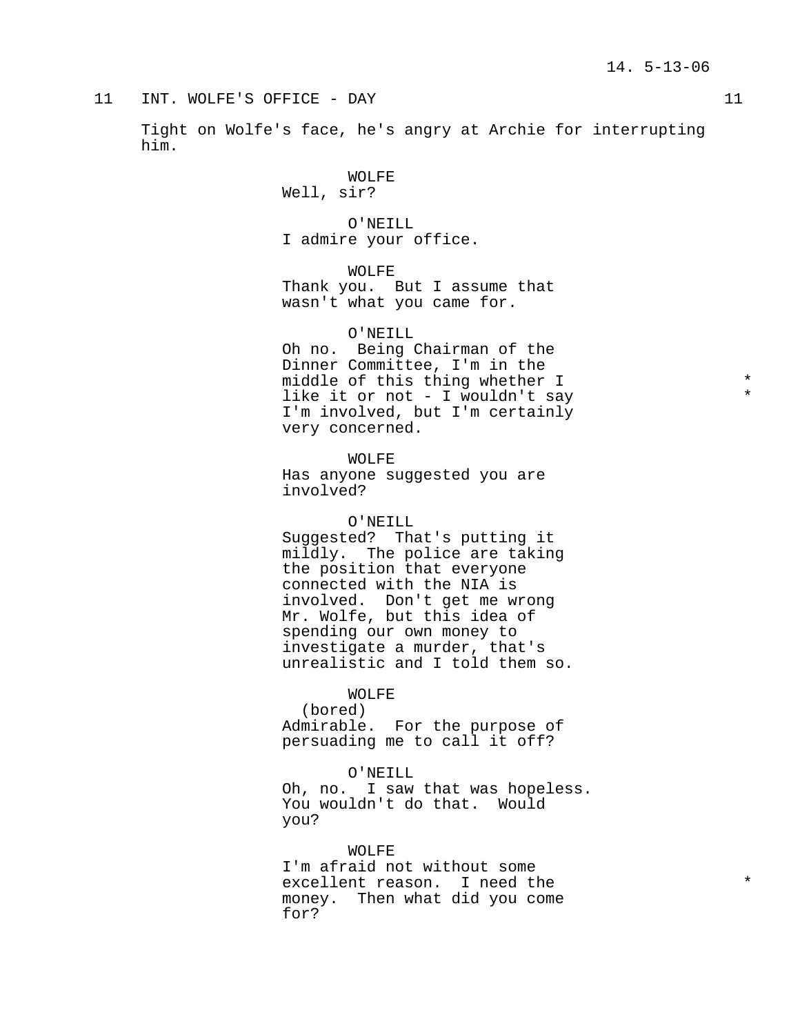11 INT. WOLFE'S OFFICE - DAY 11

Tight on Wolfe's face, he's angry at Archie for interrupting him.

WOLFE
Well, sir?

O'NEILL
I admire your office.

WOLFE
Thank you. But I assume that wasn't what you came for.

O'NEILL
Oh no. Being Chairman of the Dinner Committee, I'm in the middle of this thing whether I like it or not - I wouldn't say I'm involved, but I'm certainly very concerned. *

WOLFE
Has anyone suggested you are involved?

O'NEILL
Suggested? That's putting it mildly. The police are taking the position that everyone connected with the NIA is involved. Don't get me wrong Mr. Wolfe, but this idea of spending our own money to investigate a murder, that's unrealistic and I told them so.

WOLFE
(bored)
Admirable. For the purpose of persuading me to call it off?

O'NEILL
Oh, no. I saw that was hopeless. You wouldn't do that. Would you?

WOLFE
I'm afraid not without some excellent reason. I need the money. Then what did you come for? *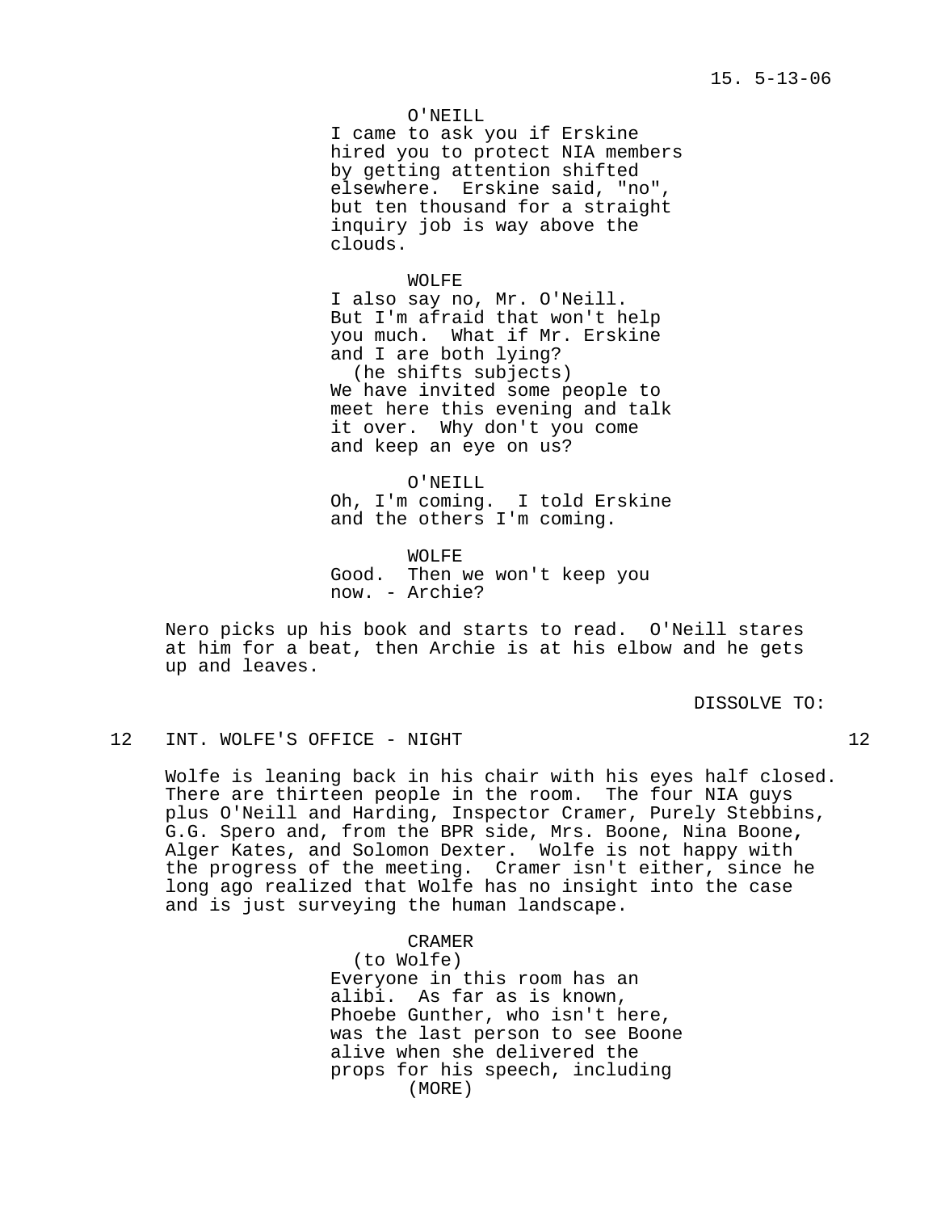O'NEILL

I came to ask you if Erskine hired you to protect NIA members by getting attention shifted elsewhere. Erskine said, "no", but ten thousand for a straight inquiry job is way above the clouds.

WOLFE

I also say no, Mr. O'Neill. But I'm afraid that won't help you much. What if Mr. Erskine and I are both lying?

(he shifts subjects)

We have invited some people to meet here this evening and talk it over. Why don't you come and keep an eye on us?

O'NEILL

Oh, I'm coming. I told Erskine and the others I'm coming.

WOLFE

Good. Then we won't keep you now. - Archie?

Nero picks up his book and starts to read. O'Neill stares at him for a beat, then Archie is at his elbow and he gets up and leaves.

DISSOLVE TO:

12 INT. WOLFE'S OFFICE - NIGHT 12

Wolfe is leaning back in his chair with his eyes half closed. There are thirteen people in the room. The four NIA guys plus O'Neill and Harding, Inspector Cramer, Purely Stebbins, G.G. Spero and, from the BPR side, Mrs. Boone, Nina Boone, Alger Kates, and Solomon Dexter. Wolfe is not happy with the progress of the meeting. Cramer isn't either, since he long ago realized that Wolfe has no insight into the case and is just surveying the human landscape.

CRAMER

(to Wolfe)

Everyone in this room has an alibi. As far as is known, Phoebe Gunther, who isn't here, was the last person to see Boone alive when she delivered the props for his speech, including

(MORE)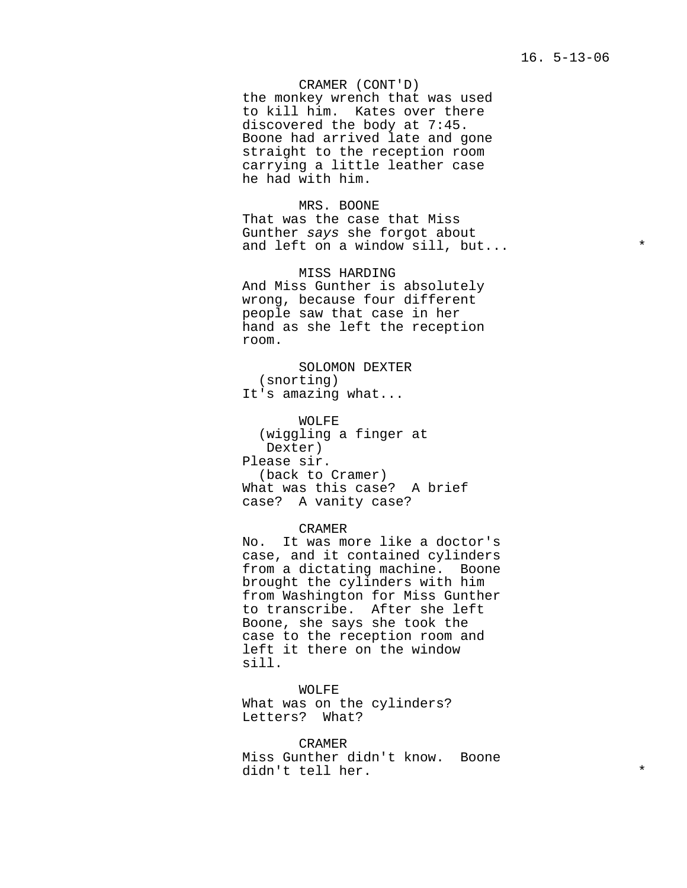CRAMER (CONT'D)
the monkey wrench that was used to kill him. Kates over there discovered the body at 7:45. Boone had arrived late and gone straight to the reception room carrying a little leather case he had with him.

MRS. BOONE
That was the case that Miss Gunther *says* she forgot about and left on a window sill, but... *

MISS HARDING
And Miss Gunther is absolutely wrong, because four different people saw that case in her hand as she left the reception room.

SOLOMON DEXTER
(snorting)
It's amazing what...

WOLFE
(wiggling a finger at Dexter)
Please sir.
(back to Cramer)
What was this case? A brief case? A vanity case?

CRAMER
No. It was more like a doctor's case, and it contained cylinders from a dictating machine. Boone brought the cylinders with him from Washington for Miss Gunther to transcribe. After she left Boone, she says she took the case to the reception room and left it there on the window sill.

WOLFE
What was on the cylinders? Letters? What?

CRAMER
Miss Gunther didn't know. Boone didn't tell her. *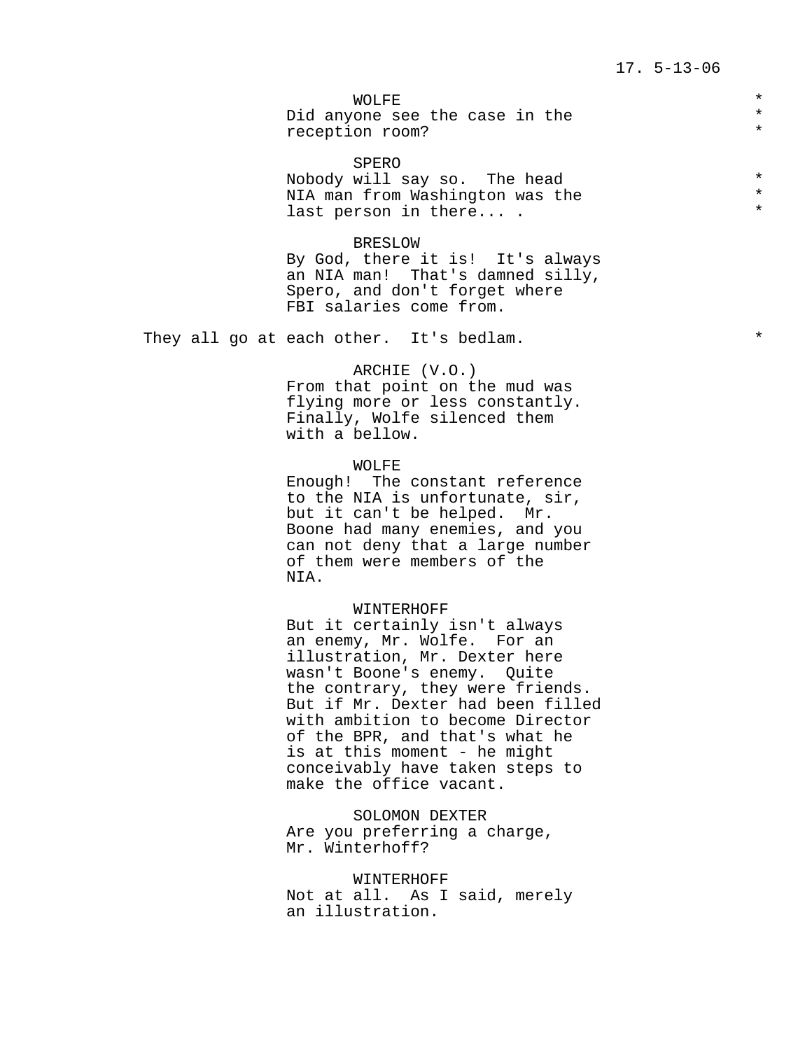WOLFE
Did anyone see the case in the reception room?

SPERO
Nobody will say so. The head NIA man from Washington was the last person in there... .

BRESLOW
By God, there it is! It's always an NIA man! That's damned silly, Spero, and don't forget where FBI salaries come from.

They all go at each other. It's bedlam.

ARCHIE (V.O.)
From that point on the mud was flying more or less constantly. Finally, Wolfe silenced them with a bellow.

WOLFE
Enough! The constant reference to the NIA is unfortunate, sir, but it can't be helped. Mr. Boone had many enemies, and you can not deny that a large number of them were members of the NIA.

WINTERHOFF
But it certainly isn't always an enemy, Mr. Wolfe. For an illustration, Mr. Dexter here wasn't Boone's enemy. Quite the contrary, they were friends. But if Mr. Dexter had been filled with ambition to become Director of the BPR, and that's what he is at this moment - he might conceivably have taken steps to make the office vacant.

SOLOMON DEXTER
Are you preferring a charge, Mr. Winterhoff?

WINTERHOFF
Not at all. As I said, merely an illustration.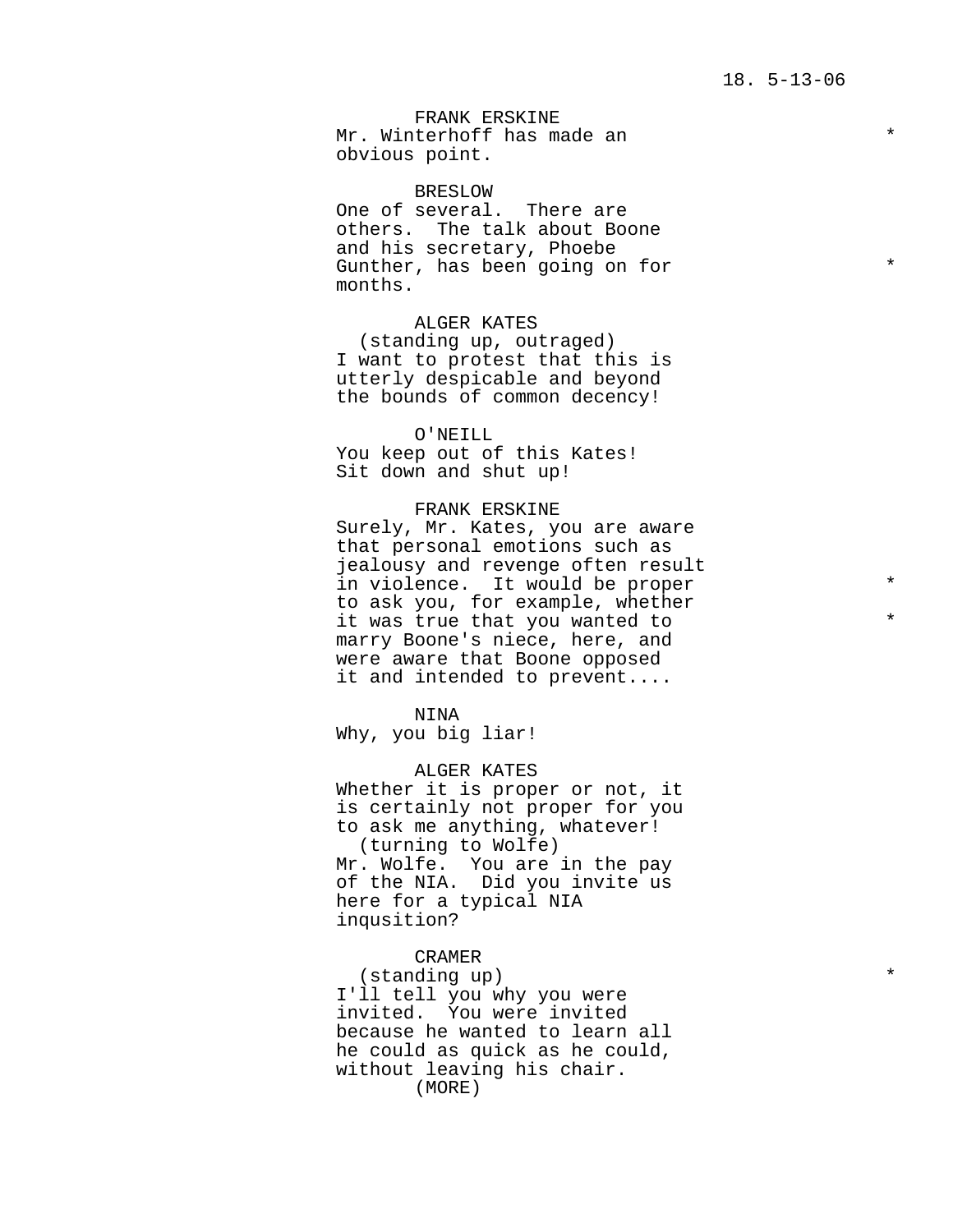FRANK ERSKINE
Mr. Winterhoff has made an obvious point. *

BRESLOW
One of several. There are others. The talk about Boone and his secretary, Phoebe Gunther, has been going on for months. *

ALGER KATES
(standing up, outraged)
I want to protest that this is utterly despicable and beyond the bounds of common decency!

O'NEILL
You keep out of this Kates! Sit down and shut up!

FRANK ERSKINE
Surely, Mr. Kates, you are aware that personal emotions such as jealousy and revenge often result in violence. It would be proper to ask you, for example, whether it was true that you wanted to marry Boone's niece, here, and were aware that Boone opposed it and intended to prevent.... * *

NINA
Why, you big liar!

ALGER KATES
Whether it is proper or not, it is certainly not proper for you to ask me anything, whatever!
(turning to Wolfe)
Mr. Wolfe. You are in the pay of the NIA. Did you invite us here for a typical NIA inqusition?

CRAMER
(standing up) *
I'll tell you why you were invited. You were invited because he wanted to learn all he could as quick as he could, without leaving his chair.
(MORE)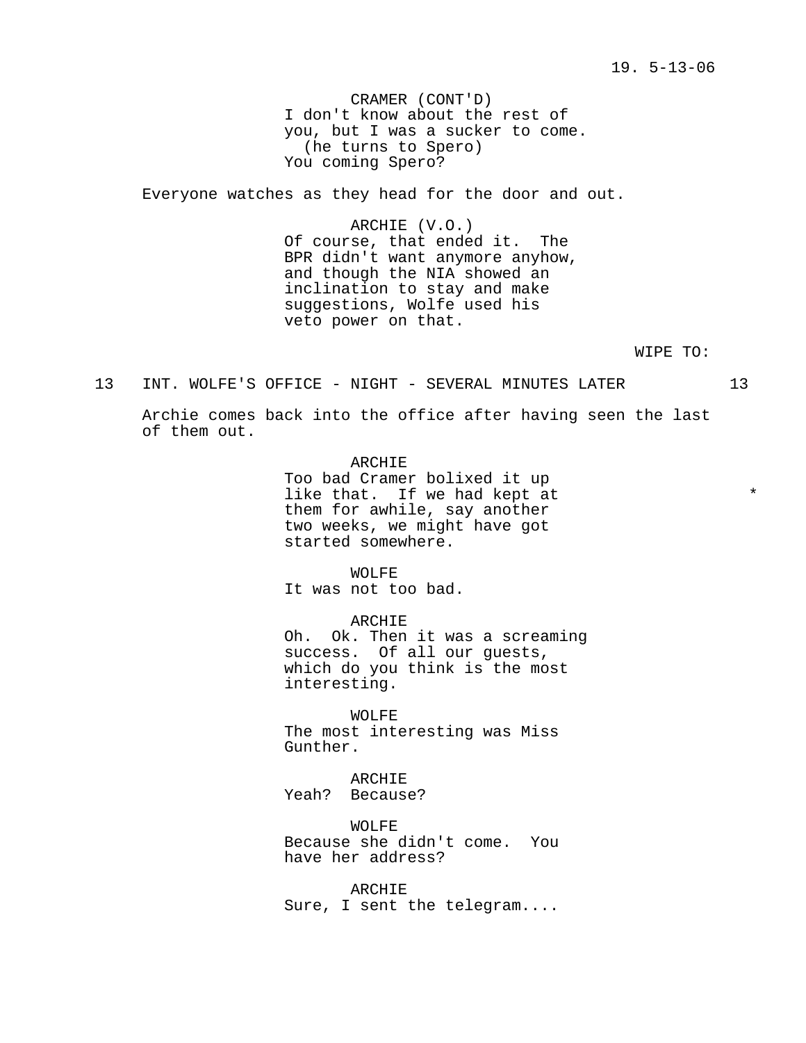CRAMER (CONT'D)
I don't know about the rest of you, but I was a sucker to come.
(he turns to Spero)
You coming Spero?

Everyone watches as they head for the door and out.

ARCHIE (V.O.)
Of course, that ended it. The BPR didn't want anymore anyhow, and though the NIA showed an inclination to stay and make suggestions, Wolfe used his veto power on that.

WIPE TO:

13 INT. WOLFE'S OFFICE - NIGHT - SEVERAL MINUTES LATER 13

Archie comes back into the office after having seen the last of them out.

ARCHIE
Too bad Cramer bolixed it up like that. If we had kept at them for awhile, say another two weeks, we might have got started somewhere. *

WOLFE
It was not too bad.

ARCHIE
Oh. Ok. Then it was a screaming success. Of all our guests, which do you think is the most interesting.

WOLFE
The most interesting was Miss Gunther.

ARCHIE
Yeah? Because?

WOLFE
Because she didn't come. You have her address?

ARCHIE
Sure, I sent the telegram....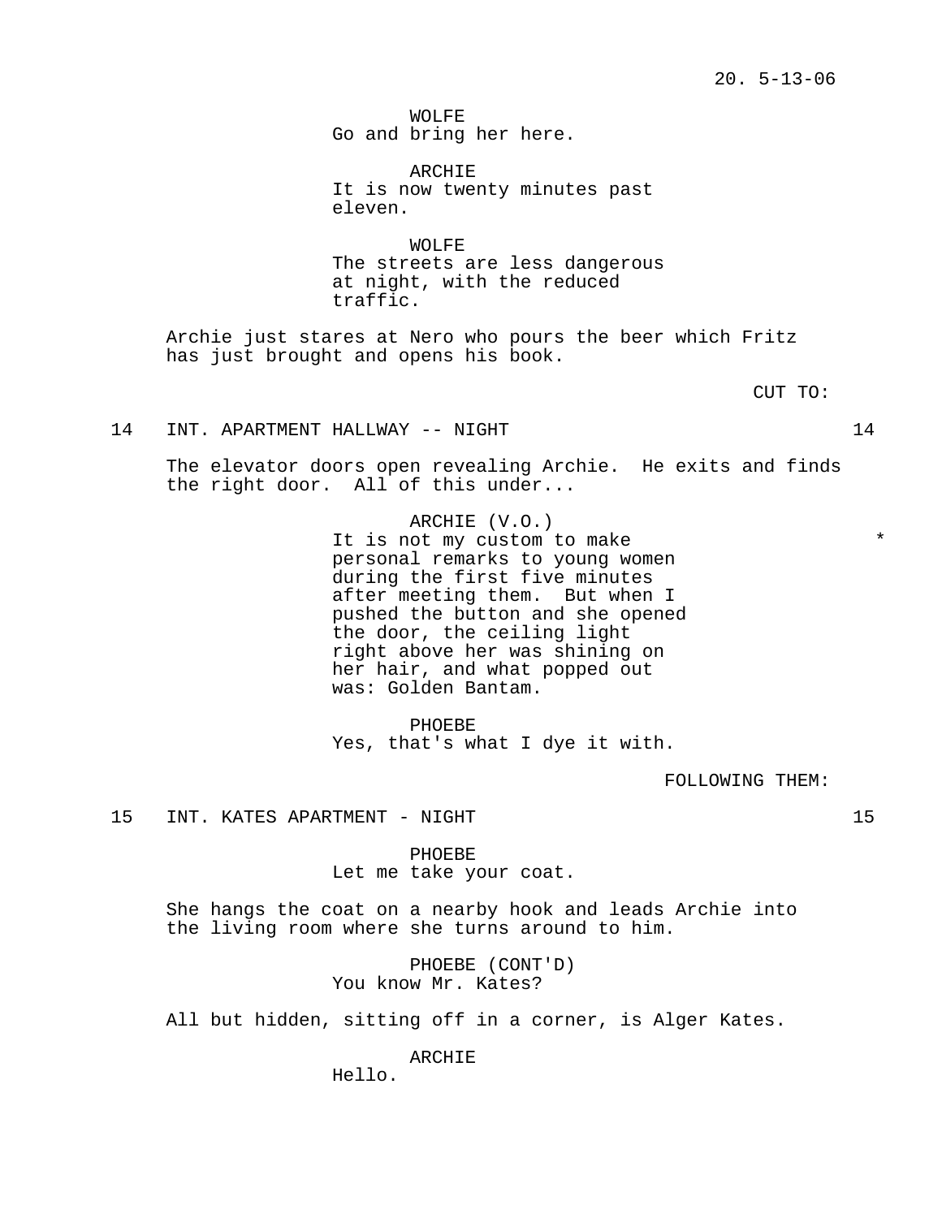WOLFE
Go and bring her here.

ARCHIE
It is now twenty minutes past eleven.

WOLFE
The streets are less dangerous at night, with the reduced traffic.

Archie just stares at Nero who pours the beer which Fritz has just brought and opens his book.

CUT TO:

14 INT. APARTMENT HALLWAY -- NIGHT 14

The elevator doors open revealing Archie. He exits and finds the right door. All of this under...

ARCHIE (V.O.)
It is not my custom to make personal remarks to young women during the first five minutes after meeting them. But when I pushed the button and she opened the door, the ceiling light right above her was shining on her hair, and what popped out was: Golden Bantam. *

PHOEBE
Yes, that's what I dye it with.

FOLLOWING THEM:

15 INT. KATES APARTMENT - NIGHT 15

PHOEBE
Let me take your coat.

She hangs the coat on a nearby hook and leads Archie into the living room where she turns around to him.

PHOEBE (CONT'D)
You know Mr. Kates?

All but hidden, sitting off in a corner, is Alger Kates.

ARCHIE
Hello.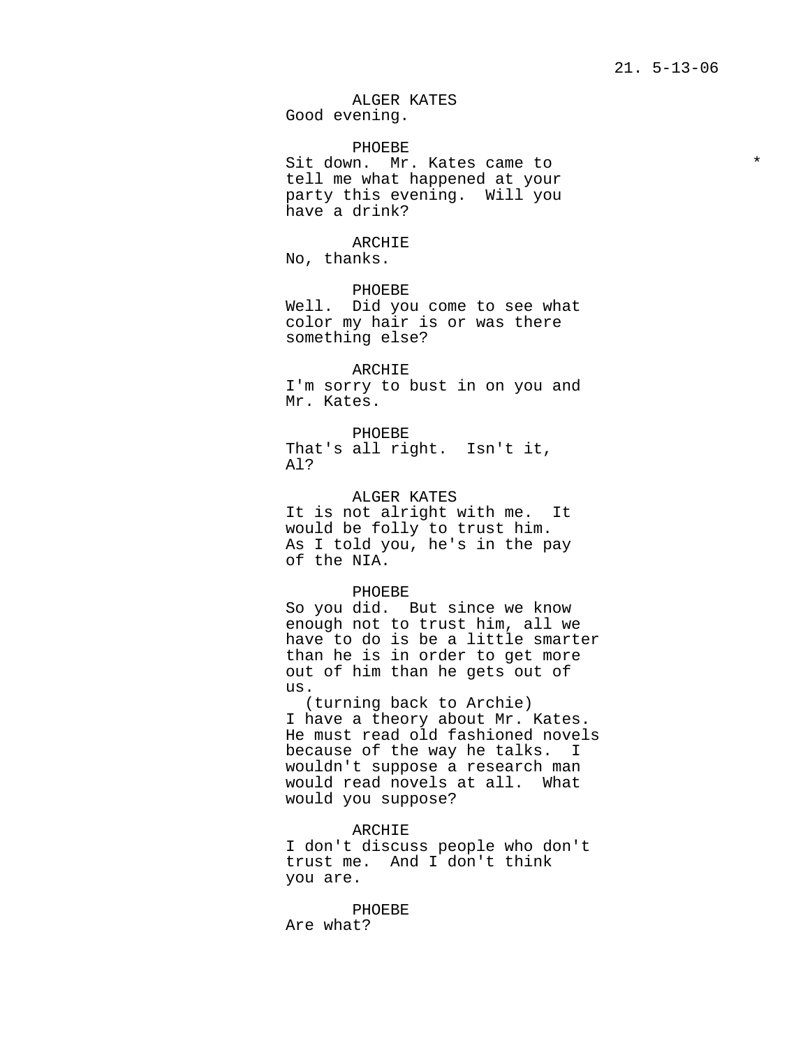ALGER KATES
Good evening.

PHOEBE
Sit down. Mr. Kates came to tell me what happened at your party this evening. Will you have a drink? *

ARCHIE
No, thanks.

PHOEBE
Well. Did you come to see what color my hair is or was there something else?

ARCHIE
I'm sorry to bust in on you and Mr. Kates.

PHOEBE
That's all right. Isn't it, Al?

ALGER KATES
It is not alright with me. It would be folly to trust him. As I told you, he's in the pay of the NIA.

PHOEBE
So you did. But since we know enough not to trust him, all we have to do is be a little smarter than he is in order to get more out of him than he gets out of us.
(turning back to Archie)
I have a theory about Mr. Kates. He must read old fashioned novels because of the way he talks. I wouldn't suppose a research man would read novels at all. What would you suppose?

ARCHIE
I don't discuss people who don't trust me. And I don't think you are.

PHOEBE
Are what?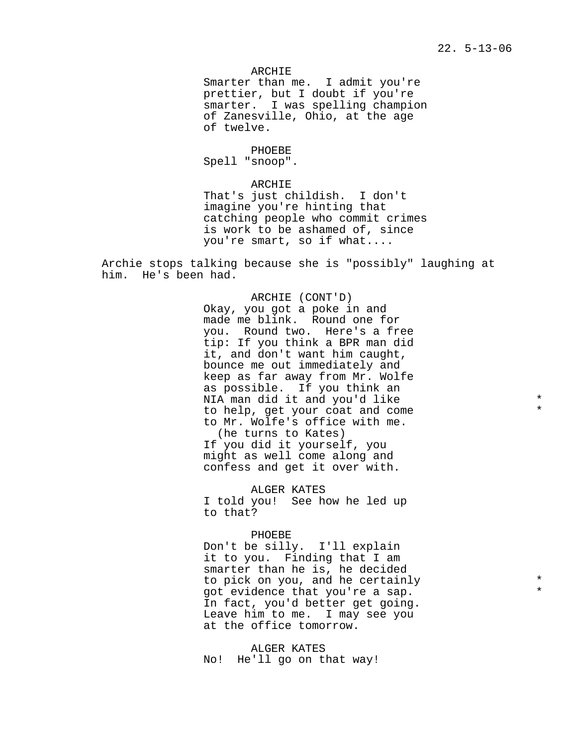ARCHIE
Smarter than me. I admit you're prettier, but I doubt if you're smarter. I was spelling champion of Zanesville, Ohio, at the age of twelve.

PHOEBE
Spell "snoop".

ARCHIE
That's just childish. I don't imagine you're hinting that catching people who commit crimes is work to be ashamed of, since you're smart, so if what....

Archie stops talking because she is "possibly" laughing at him. He's been had.

ARCHIE (CONT'D)
Okay, you got a poke in and made me blink. Round one for you. Round two. Here's a free tip: If you think a BPR man did it, and don't want him caught, bounce me out immediately and keep as far away from Mr. Wolfe as possible. If you think an NIA man did it and you'd like to help, get your coat and come to Mr. Wolfe's office with me. *
(he turns to Kates)
If you did it yourself, you might as well come along and confess and get it over with.

ALGER KATES
I told you! See how he led up to that?

PHOEBE
Don't be silly. I'll explain it to you. Finding that I am smarter than he is, he decided to pick on you, and he certainly got evidence that you're a sap. *
In fact, you'd better get going. Leave him to me. I may see you at the office tomorrow.

ALGER KATES
No! He'll go on that way!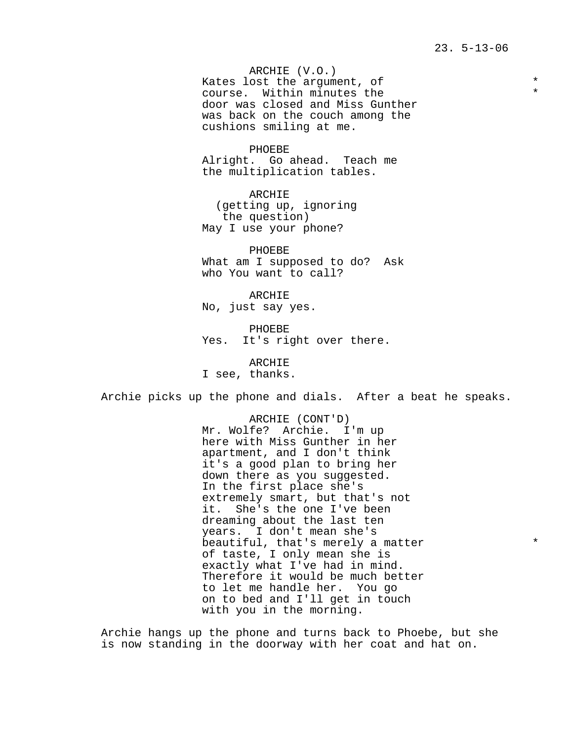ARCHIE (V.O.)
Kates lost the argument, of course. Within minutes the door was closed and Miss Gunther was back on the couch among the cushions smiling at me.

PHOEBE
Alright. Go ahead. Teach me the multiplication tables.

ARCHIE
(getting up, ignoring the question)
May I use your phone?

PHOEBE
What am I supposed to do? Ask who You want to call?

ARCHIE
No, just say yes.

PHOEBE
Yes. It's right over there.

ARCHIE
I see, thanks.

Archie picks up the phone and dials. After a beat he speaks.

ARCHIE (CONT'D)
Mr. Wolfe? Archie. I'm up here with Miss Gunther in her apartment, and I don't think it's a good plan to bring her down there as you suggested. In the first place she's extremely smart, but that's not it. She's the one I've been dreaming about the last ten years. I don't mean she's beautiful, that's merely a matter of taste, I only mean she is exactly what I've had in mind. Therefore it would be much better to let me handle her. You go on to bed and I'll get in touch with you in the morning.

Archie hangs up the phone and turns back to Phoebe, but she is now standing in the doorway with her coat and hat on.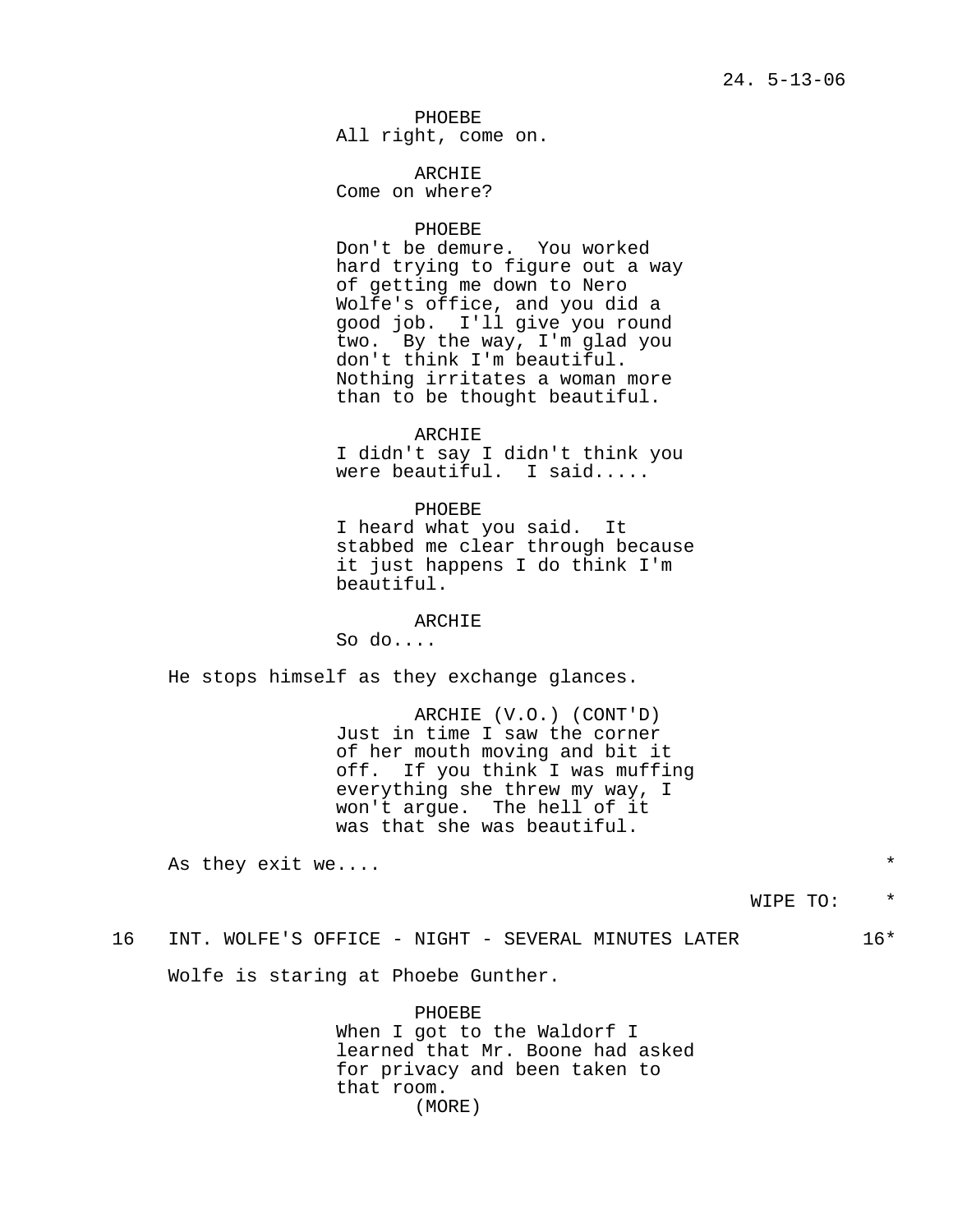PHOEBE
All right, come on.

ARCHIE
Come on where?

PHOEBE
Don't be demure. You worked hard trying to figure out a way of getting me down to Nero Wolfe's office, and you did a good job. I'll give you round two. By the way, I'm glad you don't think I'm beautiful. Nothing irritates a woman more than to be thought beautiful.

ARCHIE
I didn't say I didn't think you were beautiful. I said.....

PHOEBE
I heard what you said. It stabbed me clear through because it just happens I do think I'm beautiful.

ARCHIE
So do....

He stops himself as they exchange glances.

ARCHIE (V.O.) (CONT'D)
Just in time I saw the corner of her mouth moving and bit it off. If you think I was muffing everything she threw my way, I won't argue. The hell of it was that she was beautiful.

As they exit we.... *

WIPE TO: *

16 INT. WOLFE'S OFFICE - NIGHT - SEVERAL MINUTES LATER 16*

Wolfe is staring at Phoebe Gunther.

PHOEBE
When I got to the Waldorf I learned that Mr. Boone had asked for privacy and been taken to that room.
(MORE)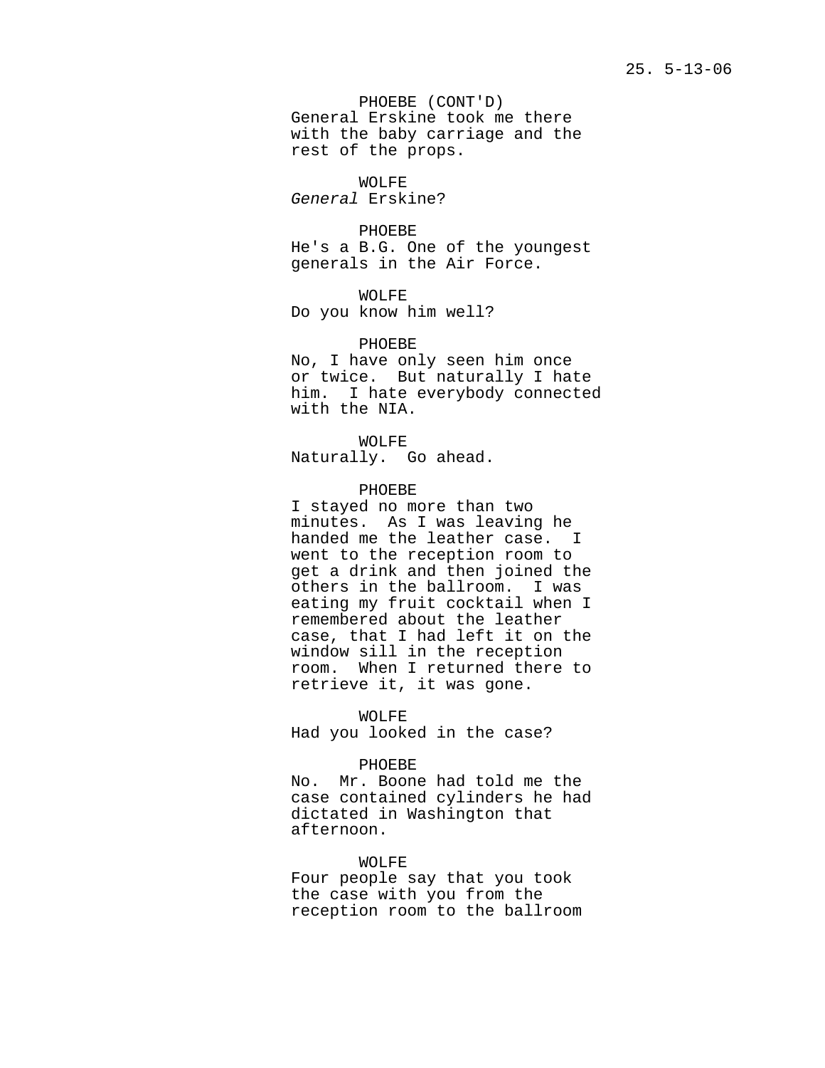PHOEBE (CONT'D)
General Erskine took me there with the baby carriage and the rest of the props.

WOLFE
*General* Erskine?

PHOEBE
He's a B.G. One of the youngest generals in the Air Force.

WOLFE
Do you know him well?

PHOEBE
No, I have only seen him once or twice. But naturally I hate him. I hate everybody connected with the NIA.

WOLFE
Naturally. Go ahead.

PHOEBE
I stayed no more than two minutes. As I was leaving he handed me the leather case. I went to the reception room to get a drink and then joined the others in the ballroom. I was eating my fruit cocktail when I remembered about the leather case, that I had left it on the window sill in the reception room. When I returned there to retrieve it, it was gone.

WOLFE
Had you looked in the case?

PHOEBE
No. Mr. Boone had told me the case contained cylinders he had dictated in Washington that afternoon.

WOLFE
Four people say that you took the case with you from the reception room to the ballroom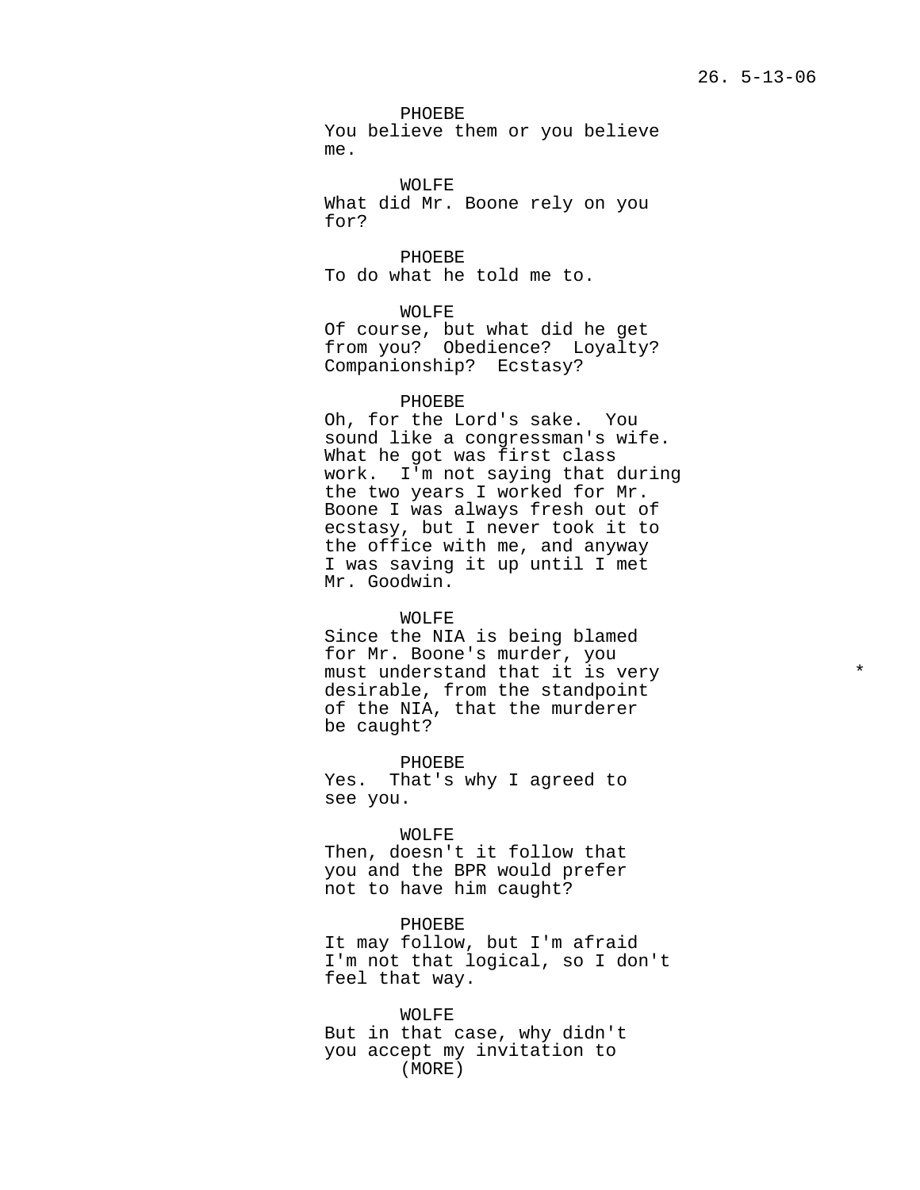PHOEBE
You believe them or you believe me.

WOLFE
What did Mr. Boone rely on you for?

PHOEBE
To do what he told me to.

WOLFE
Of course, but what did he get from you? Obedience? Loyalty? Companionship? Ecstasy?

PHOEBE
Oh, for the Lord's sake. You sound like a congressman's wife. What he got was first class work. I'm not saying that during the two years I worked for Mr. Boone I was always fresh out of ecstasy, but I never took it to the office with me, and anyway I was saving it up until I met Mr. Goodwin.

WOLFE
Since the NIA is being blamed for Mr. Boone's murder, you must understand that it is very desirable, from the standpoint of the NIA, that the murderer be caught? *

PHOEBE
Yes. That's why I agreed to see you.

WOLFE
Then, doesn't it follow that you and the BPR would prefer not to have him caught?

PHOEBE
It may follow, but I'm afraid I'm not that logical, so I don't feel that way.

WOLFE
But in that case, why didn't you accept my invitation to
(MORE)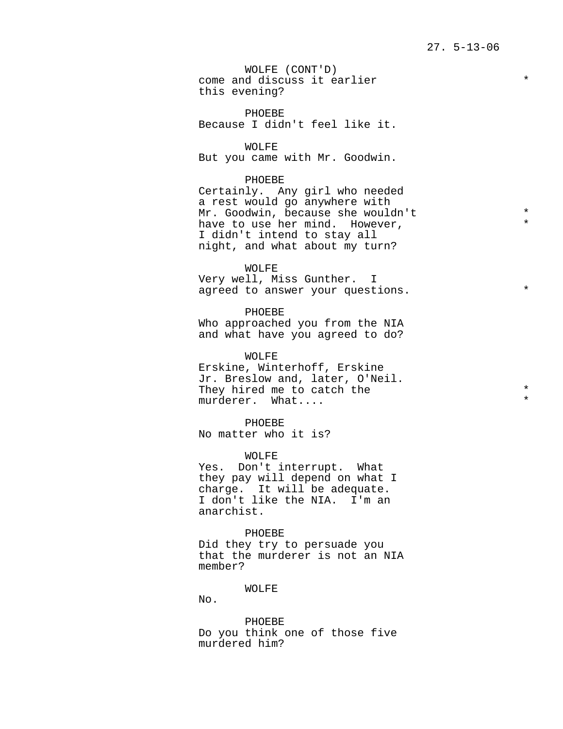WOLFE (CONT'D)
come and discuss it earlier *
this evening?

PHOEBE
Because I didn't feel like it.

WOLFE
But you came with Mr. Goodwin.

PHOEBE
Certainly. Any girl who needed
a rest would go anywhere with
Mr. Goodwin, because she wouldn't *
have to use her mind. However, *
I didn't intend to stay all
night, and what about my turn?

WOLFE
Very well, Miss Gunther. I
agreed to answer your questions. *

PHOEBE
Who approached you from the NIA
and what have you agreed to do?

WOLFE
Erskine, Winterhoff, Erskine
Jr. Breslow and, later, O'Neil.
They hired me to catch the *
murderer. What.... *

PHOEBE
No matter who it is?

WOLFE
Yes. Don't interrupt. What
they pay will depend on what I
charge. It will be adequate.
I don't like the NIA. I'm an
anarchist.

PHOEBE
Did they try to persuade you
that the murderer is not an NIA
member?

WOLFE
No.

PHOEBE
Do you think one of those five
murdered him?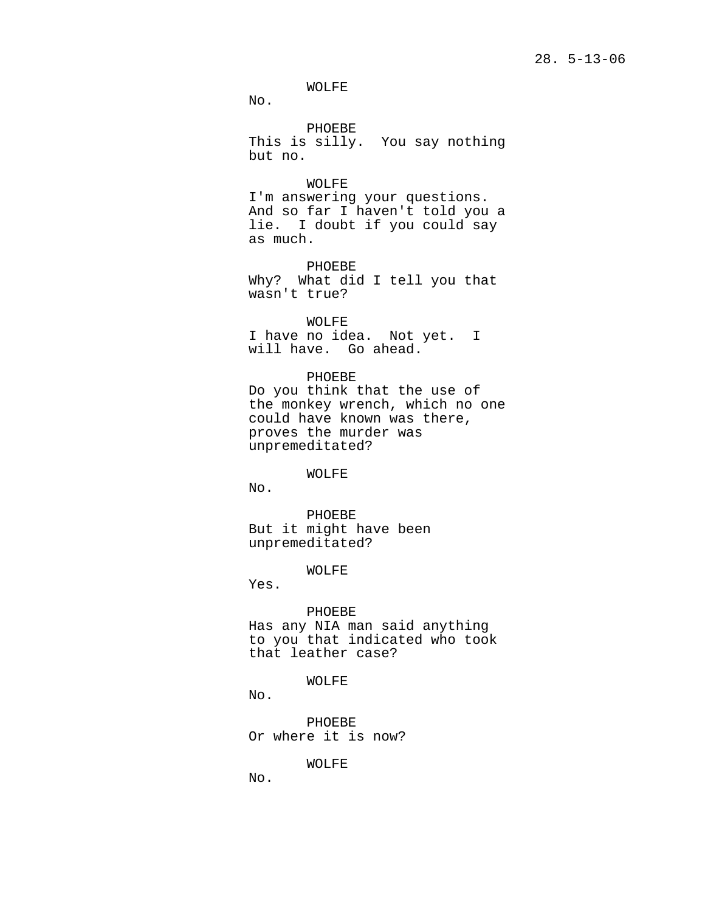WOLFE
No.

PHOEBE
This is silly. You say nothing but no.

WOLFE
I'm answering your questions. And so far I haven't told you a lie. I doubt if you could say as much.

PHOEBE
Why? What did I tell you that wasn't true?

WOLFE
I have no idea. Not yet. I will have. Go ahead.

PHOEBE
Do you think that the use of the monkey wrench, which no one could have known was there, proves the murder was unpremeditated?

WOLFE
No.

PHOEBE
But it might have been unpremeditated?

WOLFE
Yes.

PHOEBE
Has any NIA man said anything to you that indicated who took that leather case?

WOLFE
No.

PHOEBE
Or where it is now?

WOLFE
No.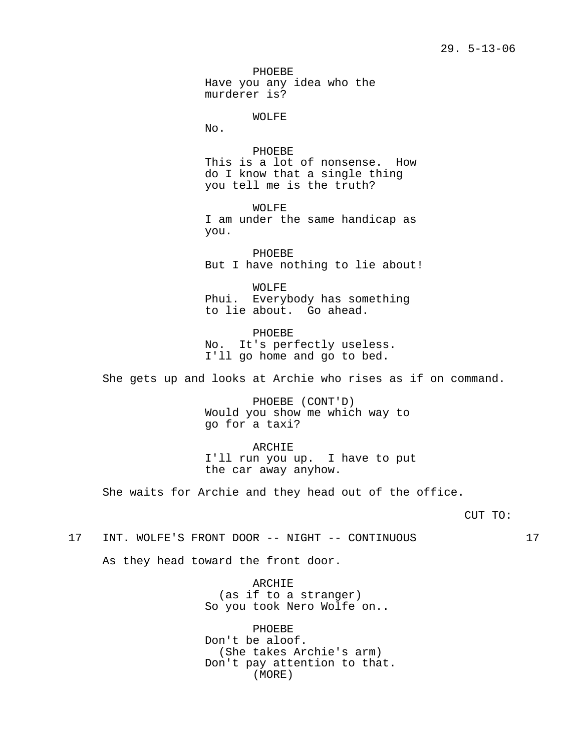PHOEBE
Have you any idea who the murderer is?

WOLFE
No.

PHOEBE
This is a lot of nonsense. How do I know that a single thing you tell me is the truth?

WOLFE
I am under the same handicap as you.

PHOEBE
But I have nothing to lie about!

WOLFE
Phui. Everybody has something to lie about. Go ahead.

PHOEBE
No. It's perfectly useless. I'll go home and go to bed.

She gets up and looks at Archie who rises as if on command.

PHOEBE (CONT'D)
Would you show me which way to go for a taxi?

ARCHIE
I'll run you up. I have to put the car away anyhow.

She waits for Archie and they head out of the office.

CUT TO:

17 INT. WOLFE'S FRONT DOOR -- NIGHT -- CONTINUOUS 17

As they head toward the front door.

ARCHIE
(as if to a stranger)
So you took Nero Wolfe on..

PHOEBE
Don't be aloof.
(She takes Archie's arm)
Don't pay attention to that.
(MORE)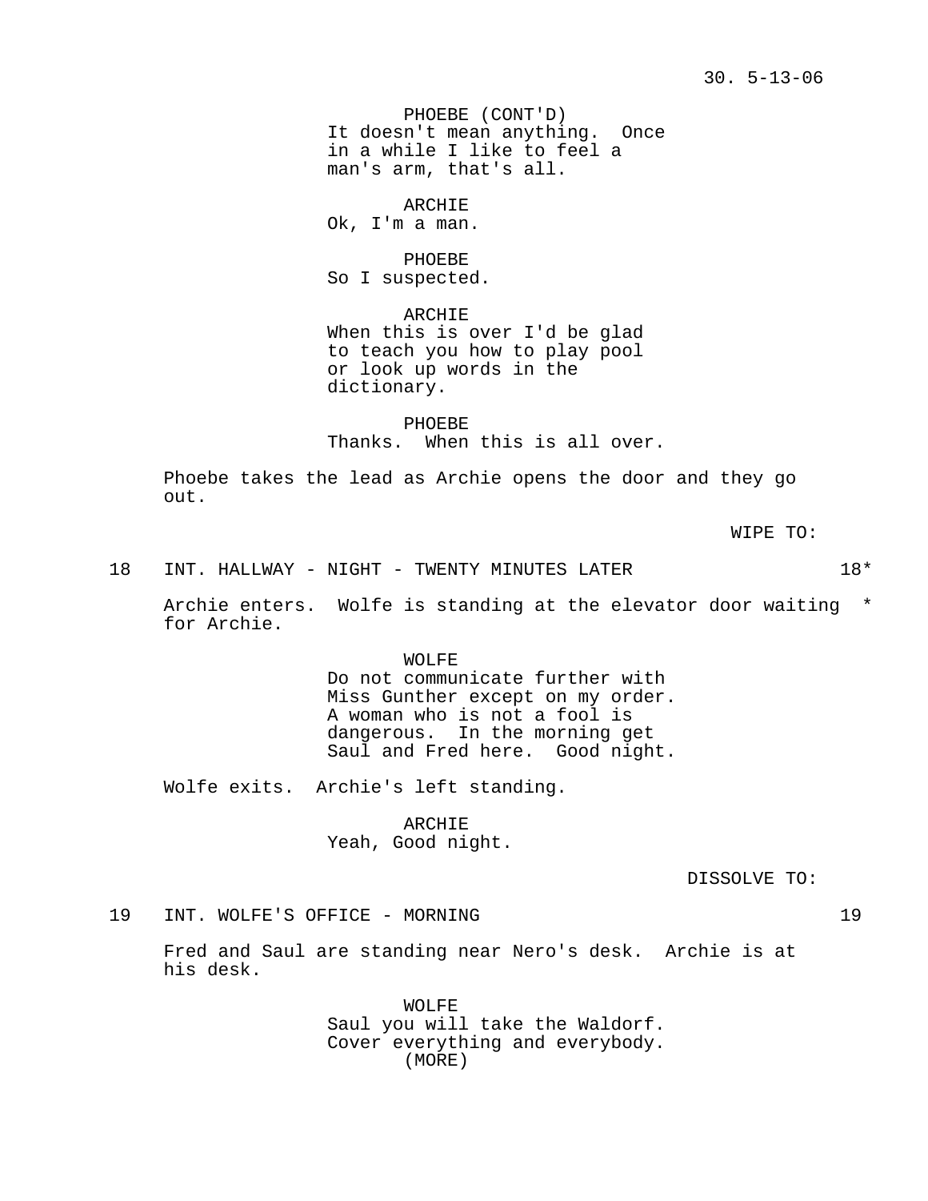PHOEBE (CONT'D)
It doesn't mean anything. Once in a while I like to feel a man's arm, that's all.

ARCHIE
Ok, I'm a man.

PHOEBE
So I suspected.

ARCHIE
When this is over I'd be glad to teach you how to play pool or look up words in the dictionary.

PHOEBE
Thanks. When this is all over.

Phoebe takes the lead as Archie opens the door and they go out.

WIPE TO:

18 INT. HALLWAY - NIGHT - TWENTY MINUTES LATER 18*

Archie enters. Wolfe is standing at the elevator door waiting * for Archie.

WOLFE
Do not communicate further with Miss Gunther except on my order. A woman who is not a fool is dangerous. In the morning get Saul and Fred here. Good night.

Wolfe exits. Archie's left standing.

ARCHIE
Yeah, Good night.

DISSOLVE TO:

19 INT. WOLFE'S OFFICE - MORNING 19

Fred and Saul are standing near Nero's desk. Archie is at his desk.

WOLFE
Saul you will take the Waldorf. Cover everything and everybody.
(MORE)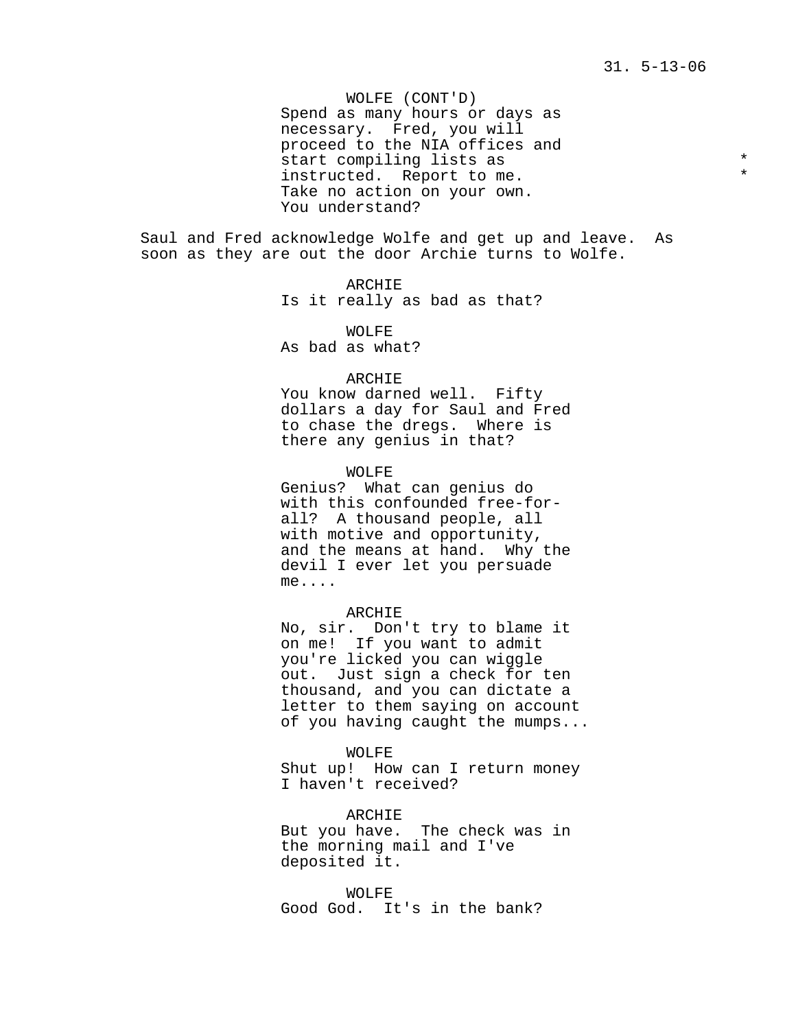WOLFE (CONT'D)
Spend as many hours or days as necessary. Fred, you will proceed to the NIA offices and start compiling lists as instructed. Report to me. Take no action on your own. You understand? * *

Saul and Fred acknowledge Wolfe and get up and leave. As soon as they are out the door Archie turns to Wolfe.

ARCHIE
Is it really as bad as that?

WOLFE
As bad as what?

ARCHIE
You know darned well. Fifty dollars a day for Saul and Fred to chase the dregs. Where is there any genius in that?

WOLFE
Genius? What can genius do with this confounded free-for-all? A thousand people, all with motive and opportunity, and the means at hand. Why the devil I ever let you persuade me....

ARCHIE
No, sir. Don't try to blame it on me! If you want to admit you're licked you can wiggle out. Just sign a check for ten thousand, and you can dictate a letter to them saying on account of you having caught the mumps...

WOLFE
Shut up! How can I return money I haven't received?

ARCHIE
But you have. The check was in the morning mail and I've deposited it.

WOLFE
Good God. It's in the bank?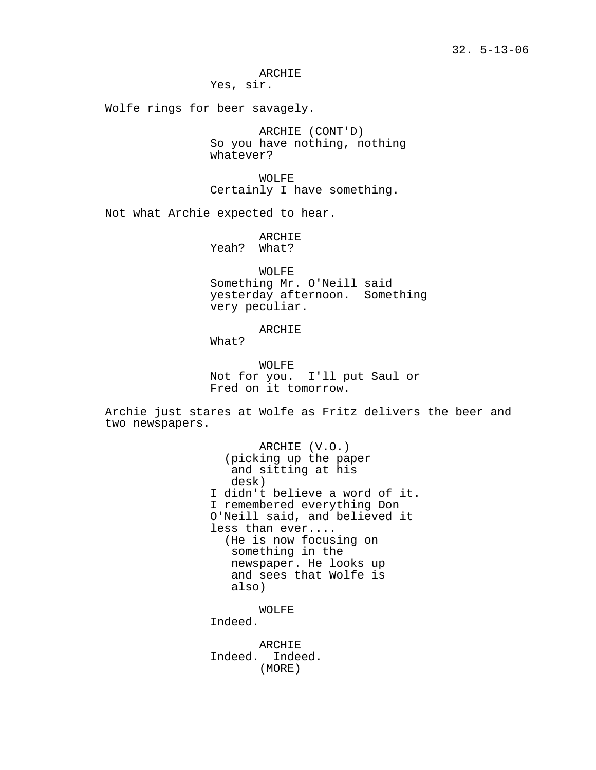ARCHIE
Yes, sir.

Wolfe rings for beer savagely.

ARCHIE (CONT'D)
So you have nothing, nothing whatever?

WOLFE
Certainly I have something.

Not what Archie expected to hear.

ARCHIE
Yeah? What?

WOLFE
Something Mr. O'Neill said yesterday afternoon. Something very peculiar.

ARCHIE
What?

WOLFE
Not for you. I'll put Saul or Fred on it tomorrow.

Archie just stares at Wolfe as Fritz delivers the beer and two newspapers.

ARCHIE (V.O.)
(picking up the paper and sitting at his desk)
I didn't believe a word of it. I remembered everything Don O'Neill said, and believed it less than ever....
(He is now focusing on something in the newspaper. He looks up and sees that Wolfe is also)

WOLFE
Indeed.

ARCHIE
Indeed. Indeed.
(MORE)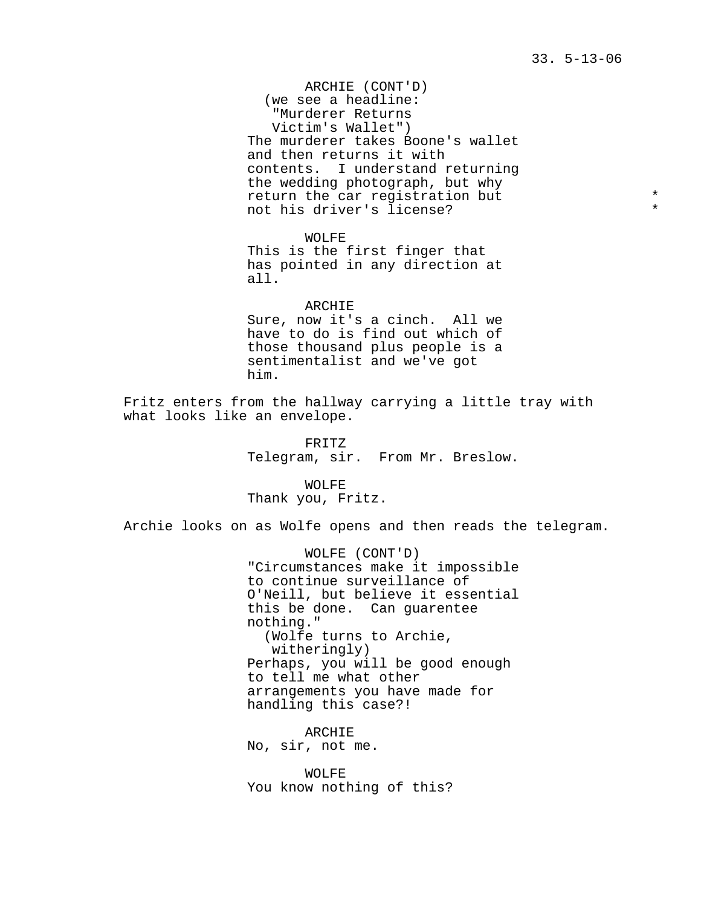ARCHIE (CONT'D)
(we see a headline:
"Murderer Returns
Victim's Wallet")
The murderer takes Boone's wallet and then returns it with contents. I understand returning the wedding photograph, but why return the car registration but not his driver's license? *

WOLFE
This is the first finger that has pointed in any direction at all.

ARCHIE
Sure, now it's a cinch. All we have to do is find out which of those thousand plus people is a sentimentalist and we've got him.

Fritz enters from the hallway carrying a little tray with what looks like an envelope.

FRITZ
Telegram, sir. From Mr. Breslow.

WOLFE
Thank you, Fritz.

Archie looks on as Wolfe opens and then reads the telegram.

WOLFE (CONT'D)
"Circumstances make it impossible to continue surveillance of O'Neill, but believe it essential this be done. Can guarentee nothing."
(Wolfe turns to Archie,
witheringly)
Perhaps, you will be good enough to tell me what other arrangements you have made for handling this case?!

ARCHIE
No, sir, not me.

WOLFE
You know nothing of this?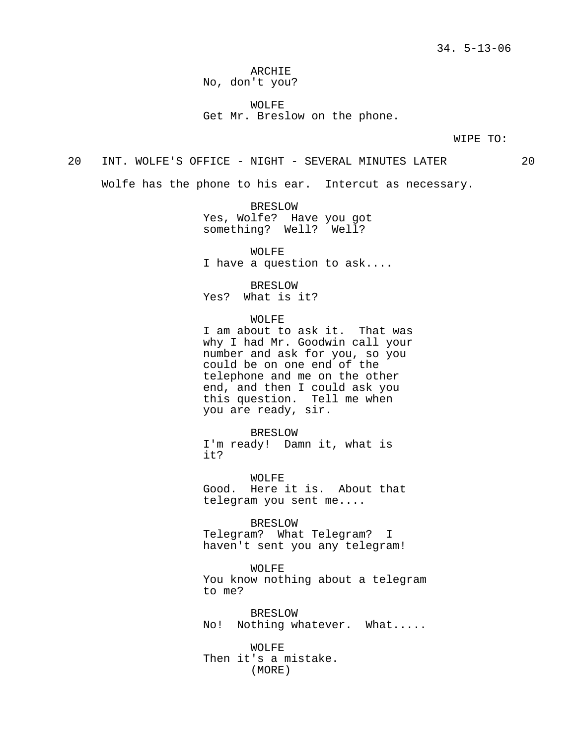ARCHIE
No, don't you?

WOLFE
Get Mr. Breslow on the phone.

WIPE TO:

20 INT. WOLFE'S OFFICE - NIGHT - SEVERAL MINUTES LATER 20

Wolfe has the phone to his ear. Intercut as necessary.

BRESLOW
Yes, Wolfe? Have you got something? Well? Well?

WOLFE
I have a question to ask....

BRESLOW
Yes? What is it?

WOLFE
I am about to ask it. That was why I had Mr. Goodwin call your number and ask for you, so you could be on one end of the telephone and me on the other end, and then I could ask you this question. Tell me when you are ready, sir.

BRESLOW
I'm ready! Damn it, what is it?

WOLFE
Good. Here it is. About that telegram you sent me....

BRESLOW
Telegram? What Telegram? I haven't sent you any telegram!

WOLFE
You know nothing about a telegram to me?

BRESLOW
No! Nothing whatever. What.....

WOLFE
Then it's a mistake.
(MORE)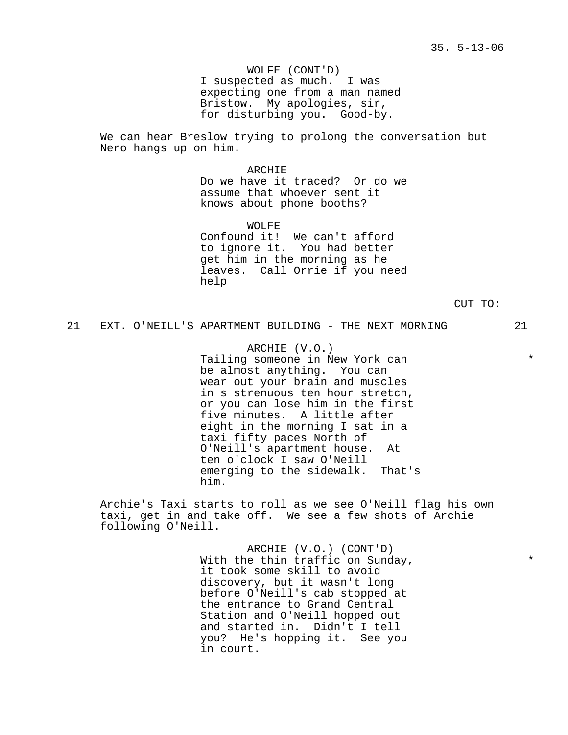WOLFE (CONT'D)
I suspected as much. I was expecting one from a man named Bristow. My apologies, sir, for disturbing you. Good-by.

We can hear Breslow trying to prolong the conversation but Nero hangs up on him.

ARCHIE
Do we have it traced? Or do we assume that whoever sent it knows about phone booths?

WOLFE
Confound it! We can't afford to ignore it. You had better get him in the morning as he leaves. Call Orrie if you need help

CUT TO:

21 EXT. O'NEILL'S APARTMENT BUILDING - THE NEXT MORNING 21

ARCHIE (V.O.)
Tailing someone in New York can be almost anything. You can wear out your brain and muscles in s strenuous ten hour stretch, or you can lose him in the first five minutes. A little after eight in the morning I sat in a taxi fifty paces North of O'Neill's apartment house. At ten o'clock I saw O'Neill emerging to the sidewalk. That's him. *

Archie's Taxi starts to roll as we see O'Neill flag his own taxi, get in and take off. We see a few shots of Archie following O'Neill.

ARCHIE (V.O.) (CONT'D)
With the thin traffic on Sunday, it took some skill to avoid discovery, but it wasn't long before O'Neill's cab stopped at the entrance to Grand Central Station and O'Neill hopped out and started in. Didn't I tell you? He's hopping it. See you in court. *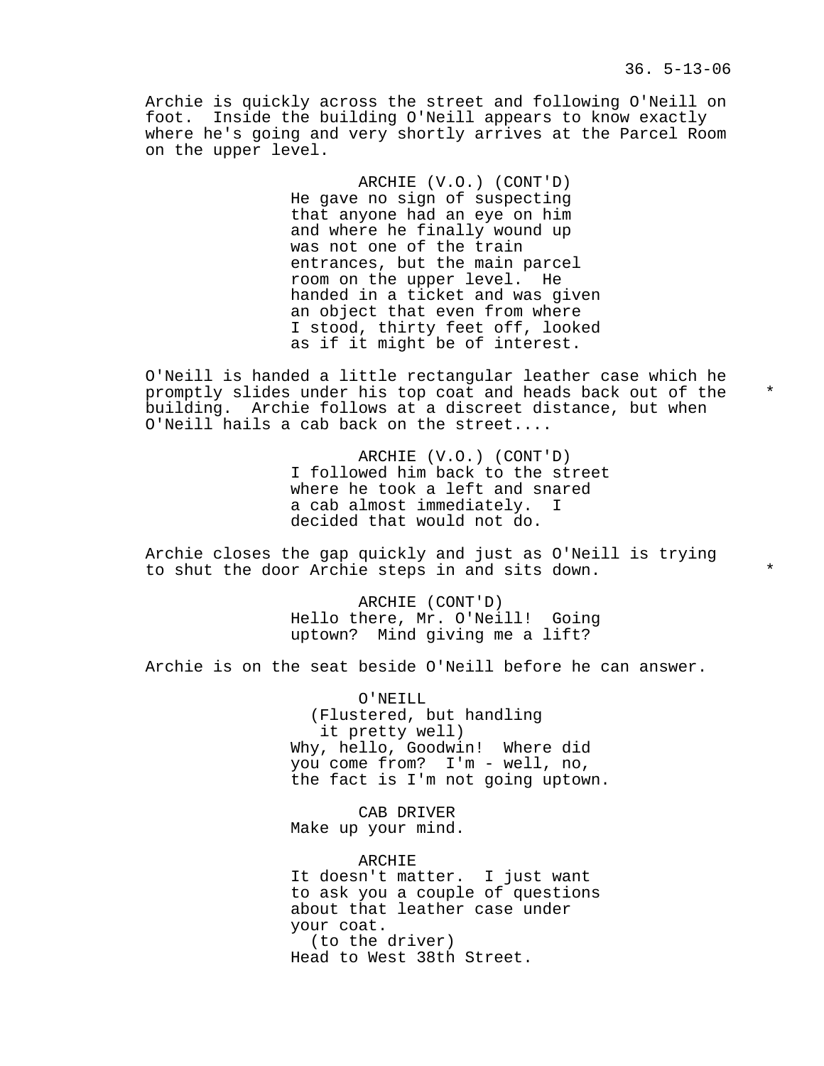Archie is quickly across the street and following O'Neill on foot. Inside the building O'Neill appears to know exactly where he's going and very shortly arrives at the Parcel Room on the upper level.

ARCHIE (V.O.) (CONT'D)
He gave no sign of suspecting that anyone had an eye on him and where he finally wound up was not one of the train entrances, but the main parcel room on the upper level. He handed in a ticket and was given an object that even from where I stood, thirty feet off, looked as if it might be of interest.

O'Neill is handed a little rectangular leather case which he promptly slides under his top coat and heads back out of the building. Archie follows at a discreet distance, but when O'Neill hails a cab back on the street.... *

ARCHIE (V.O.) (CONT'D)
I followed him back to the street where he took a left and snared a cab almost immediately. I decided that would not do.

Archie closes the gap quickly and just as O'Neill is trying to shut the door Archie steps in and sits down. *

ARCHIE (CONT'D)
Hello there, Mr. O'Neill! Going uptown? Mind giving me a lift?

Archie is on the seat beside O'Neill before he can answer.

O'NEILL
(Flustered, but handling it pretty well)
Why, hello, Goodwin! Where did you come from? I'm - well, no, the fact is I'm not going uptown.

CAB DRIVER
Make up your mind.

ARCHIE
It doesn't matter. I just want to ask you a couple of questions about that leather case under your coat.
(to the driver)
Head to West 38th Street.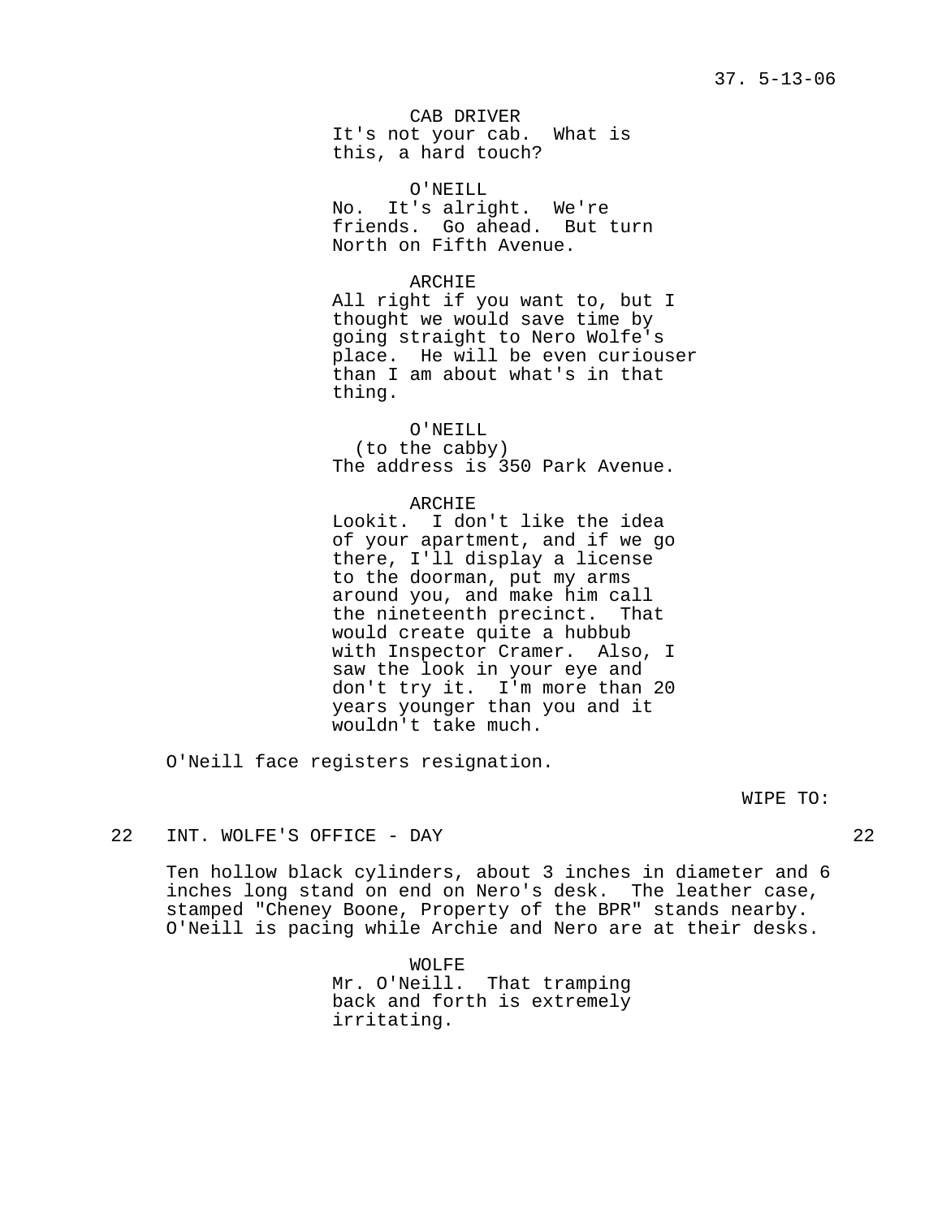CAB DRIVER

It's not your cab. What is this, a hard touch?

O'NEILL

No. It's alright. We're friends. Go ahead. But turn North on Fifth Avenue.

ARCHIE

All right if you want to, but I thought we would save time by going straight to Nero Wolfe's place. He will be even curiouser than I am about what's in that thing.

O'NEILL

(to the cabby)

The address is 350 Park Avenue.

ARCHIE

Lookit. I don't like the idea of your apartment, and if we go there, I'll display a license to the doorman, put my arms around you, and make him call the nineteenth precinct. That would create quite a hubbub with Inspector Cramer. Also, I saw the look in your eye and don't try it. I'm more than 20 years younger than you and it wouldn't take much.

O'Neill face registers resignation.

WIPE TO:

22 INT. WOLFE'S OFFICE - DAY 22

Ten hollow black cylinders, about 3 inches in diameter and 6 inches long stand on end on Nero's desk. The leather case, stamped "Cheney Boone, Property of the BPR" stands nearby. O'Neill is pacing while Archie and Nero are at their desks.

WOLFE

Mr. O'Neill. That tramping back and forth is extremely irritating.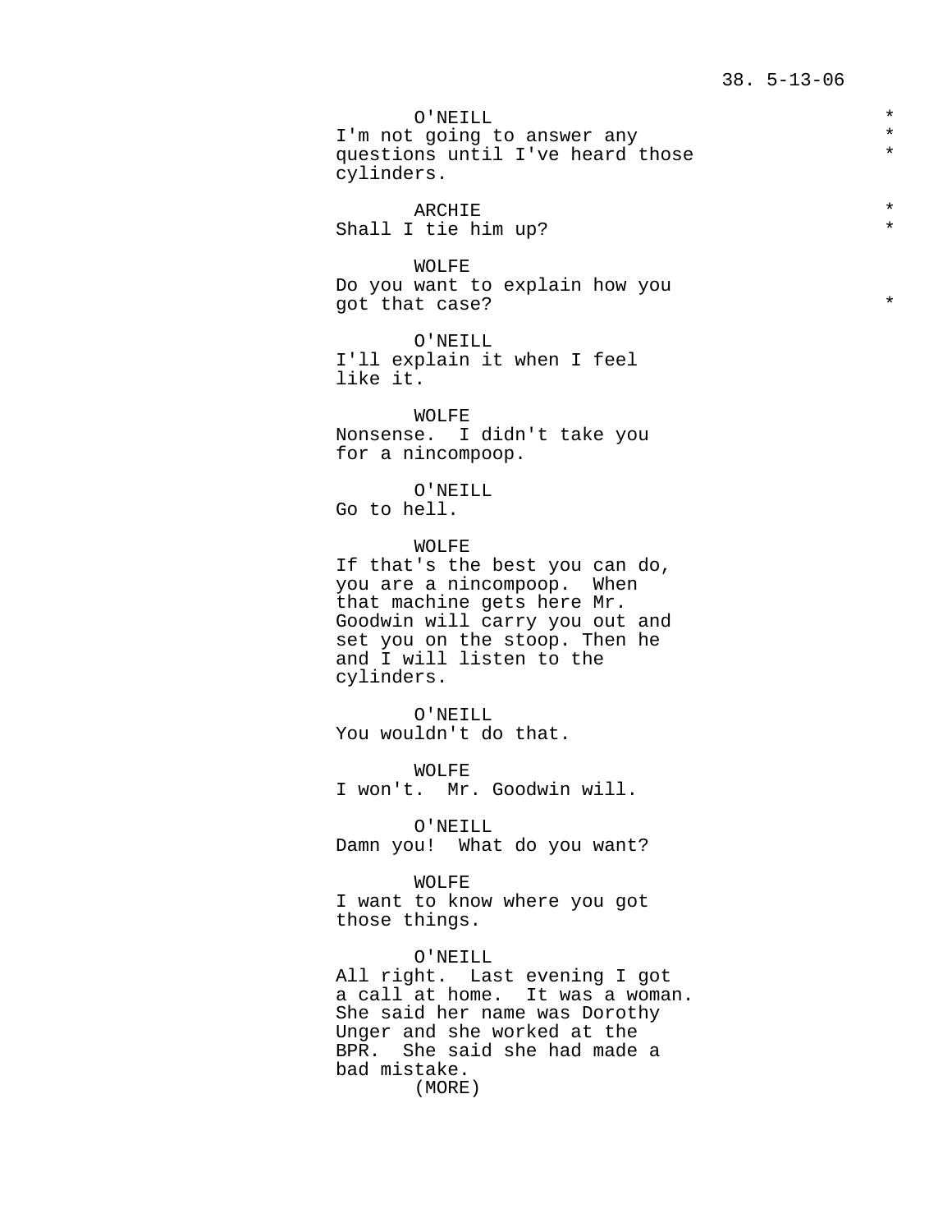O'NEILL
I'm not going to answer any questions until I've heard those cylinders.

ARCHIE
Shall I tie him up?

WOLFE
Do you want to explain how you got that case?

O'NEILL
I'll explain it when I feel like it.

WOLFE
Nonsense. I didn't take you for a nincompoop.

O'NEILL
Go to hell.

WOLFE
If that's the best you can do, you are a nincompoop. When that machine gets here Mr. Goodwin will carry you out and set you on the stoop. Then he and I will listen to the cylinders.

O'NEILL
You wouldn't do that.

WOLFE
I won't. Mr. Goodwin will.

O'NEILL
Damn you! What do you want?

WOLFE
I want to know where you got those things.

O'NEILL
All right. Last evening I got a call at home. It was a woman. She said her name was Dorothy Unger and she worked at the BPR. She said she had made a bad mistake.
(MORE)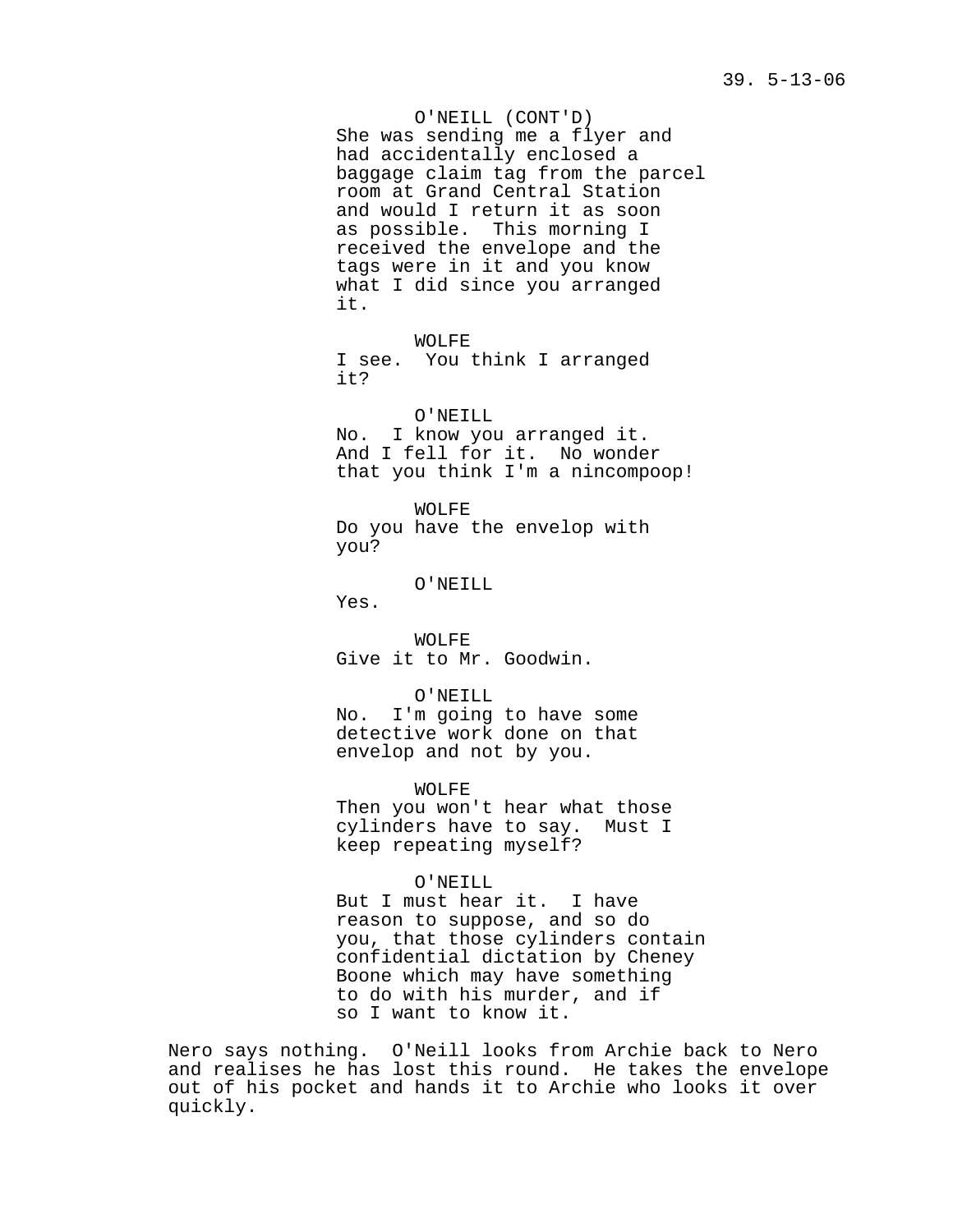O'NEILL (CONT'D)
She was sending me a flyer and had accidentally enclosed a baggage claim tag from the parcel room at Grand Central Station and would I return it as soon as possible. This morning I received the envelope and the tags were in it and you know what I did since you arranged it.

WOLFE
I see. You think I arranged it?

O'NEILL
No. I know you arranged it. And I fell for it. No wonder that you think I'm a nincompoop!

WOLFE
Do you have the envelop with you?

O'NEILL
Yes.

WOLFE
Give it to Mr. Goodwin.

O'NEILL
No. I'm going to have some detective work done on that envelop and not by you.

WOLFE
Then you won't hear what those cylinders have to say. Must I keep repeating myself?

O'NEILL
But I must hear it. I have reason to suppose, and so do you, that those cylinders contain confidential dictation by Cheney Boone which may have something to do with his murder, and if so I want to know it.

Nero says nothing. O'Neill looks from Archie back to Nero and realises he has lost this round. He takes the envelope out of his pocket and hands it to Archie who looks it over quickly.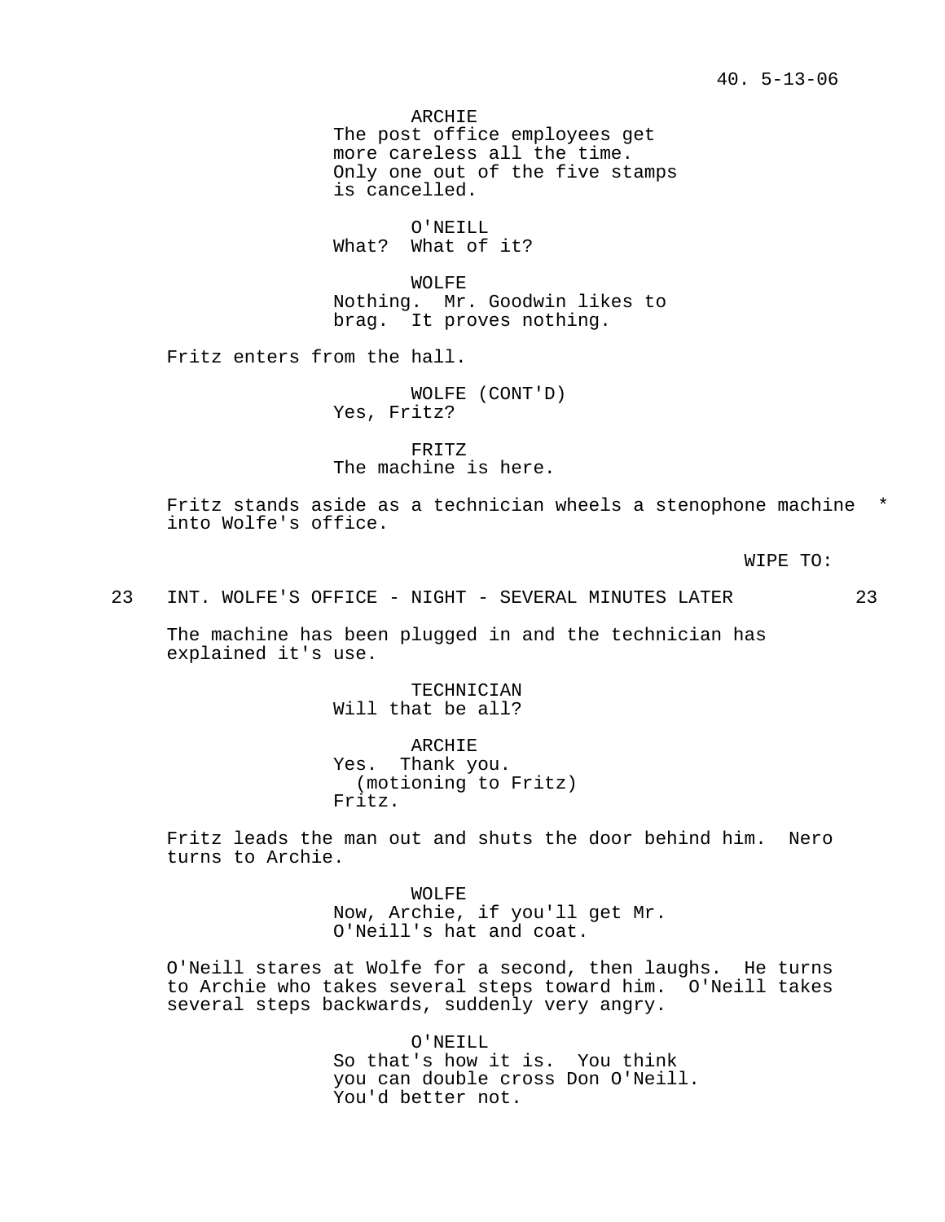ARCHIE
The post office employees get more careless all the time. Only one out of the five stamps is cancelled.

O'NEILL
What? What of it?

WOLFE
Nothing. Mr. Goodwin likes to brag. It proves nothing.

Fritz enters from the hall.

WOLFE (CONT'D)
Yes, Fritz?

FRITZ
The machine is here.

Fritz stands aside as a technician wheels a stenophone machine * into Wolfe's office.

WIPE TO:

23 INT. WOLFE'S OFFICE - NIGHT - SEVERAL MINUTES LATER 23

The machine has been plugged in and the technician has explained it's use.

TECHNICIAN
Will that be all?

ARCHIE
Yes. Thank you.
(motioning to Fritz)
Fritz.

Fritz leads the man out and shuts the door behind him. Nero turns to Archie.

WOLFE
Now, Archie, if you'll get Mr. O'Neill's hat and coat.

O'Neill stares at Wolfe for a second, then laughs. He turns to Archie who takes several steps toward him. O'Neill takes several steps backwards, suddenly very angry.

O'NEILL
So that's how it is. You think you can double cross Don O'Neill. You'd better not.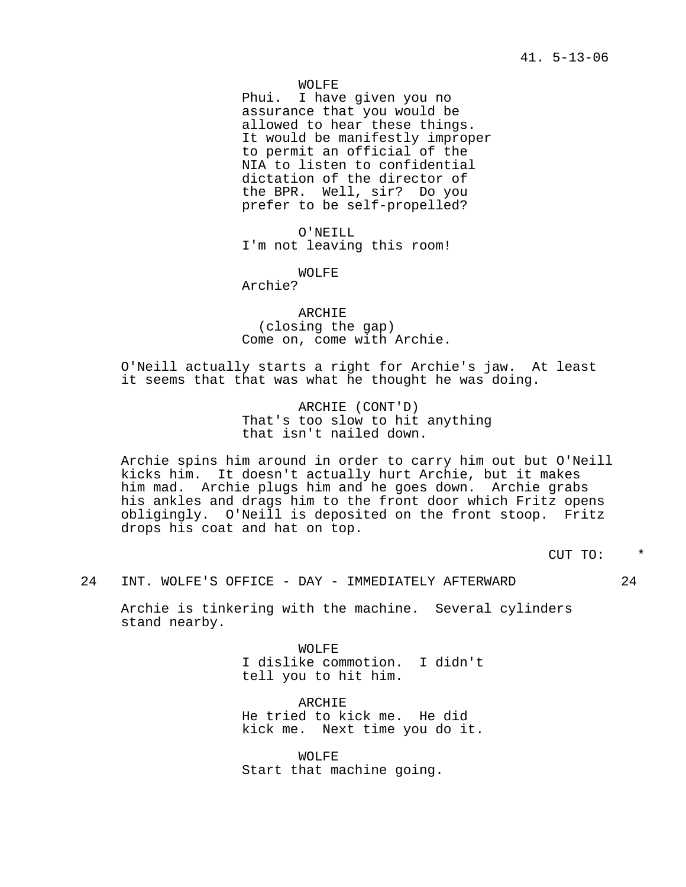WOLFE
Phui. I have given you no assurance that you would be allowed to hear these things. It would be manifestly improper to permit an official of the NIA to listen to confidential dictation of the director of the BPR. Well, sir? Do you prefer to be self-propelled?

O'NEILL
I'm not leaving this room!

WOLFE
Archie?

ARCHIE
(closing the gap)
Come on, come with Archie.

O'Neill actually starts a right for Archie's jaw. At least it seems that that was what he thought he was doing.

ARCHIE (CONT'D)
That's too slow to hit anything that isn't nailed down.

Archie spins him around in order to carry him out but O'Neill kicks him. It doesn't actually hurt Archie, but it makes him mad. Archie plugs him and he goes down. Archie grabs his ankles and drags him to the front door which Fritz opens obligingly. O'Neill is deposited on the front stoop. Fritz drops his coat and hat on top.

CUT TO: *

24 INT. WOLFE'S OFFICE - DAY - IMMEDIATELY AFTERWARD 24

Archie is tinkering with the machine. Several cylinders stand nearby.

WOLFE
I dislike commotion. I didn't tell you to hit him.

ARCHIE
He tried to kick me. He did kick me. Next time you do it.

WOLFE
Start that machine going.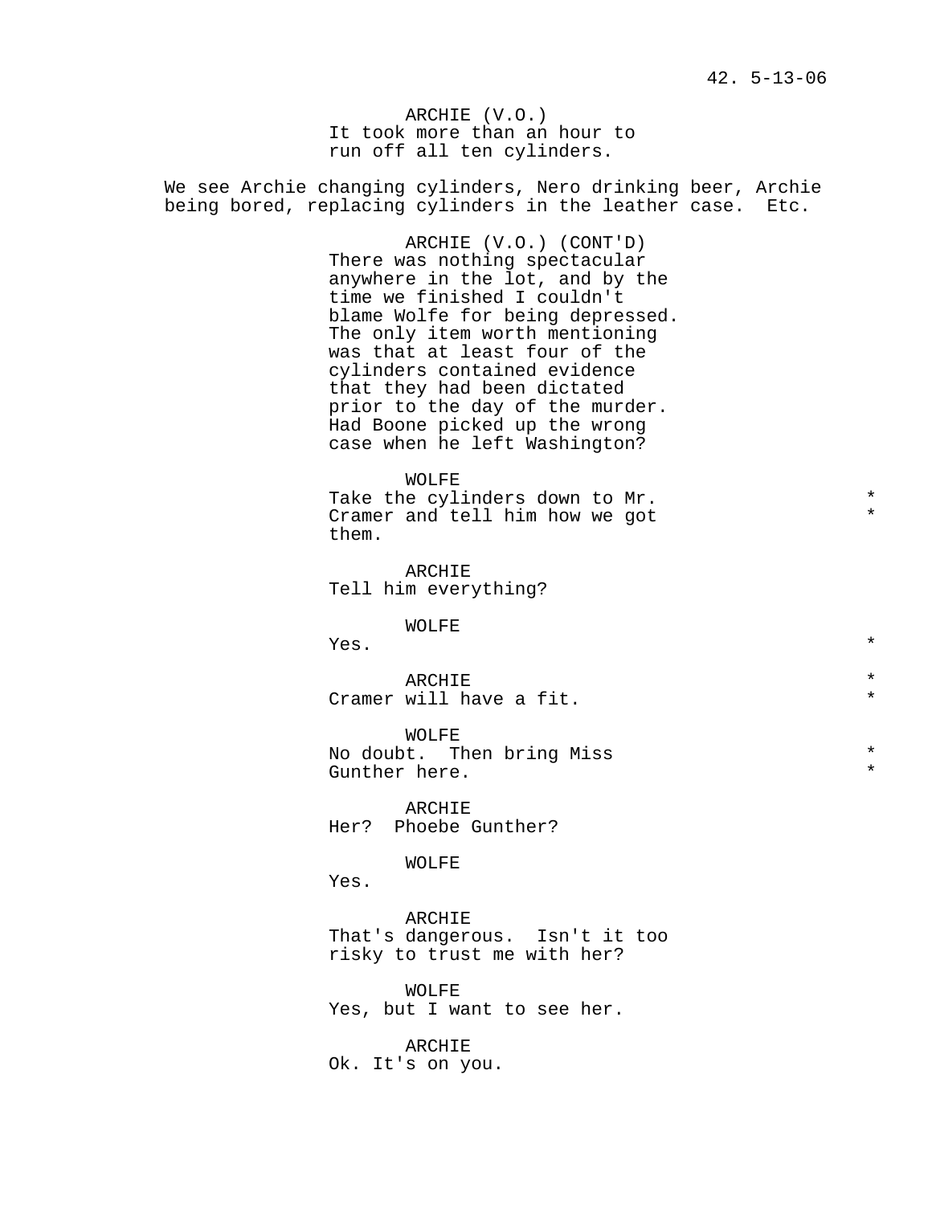ARCHIE (V.O.)
It took more than an hour to run off all ten cylinders.

We see Archie changing cylinders, Nero drinking beer, Archie being bored, replacing cylinders in the leather case. Etc.

ARCHIE (V.O.) (CONT'D)
There was nothing spectacular anywhere in the lot, and by the time we finished I couldn't blame Wolfe for being depressed. The only item worth mentioning was that at least four of the cylinders contained evidence that they had been dictated prior to the day of the murder. Had Boone picked up the wrong case when he left Washington?

WOLFE
Take the cylinders down to Mr. Cramer and tell him how we got them. *

ARCHIE
Tell him everything?

WOLFE
Yes. *

ARCHIE *
Cramer will have a fit. *

WOLFE
No doubt. Then bring Miss Gunther here. *

ARCHIE
Her? Phoebe Gunther?

WOLFE
Yes.

ARCHIE
That's dangerous. Isn't it too risky to trust me with her?

WOLFE
Yes, but I want to see her.

ARCHIE
Ok. It's on you.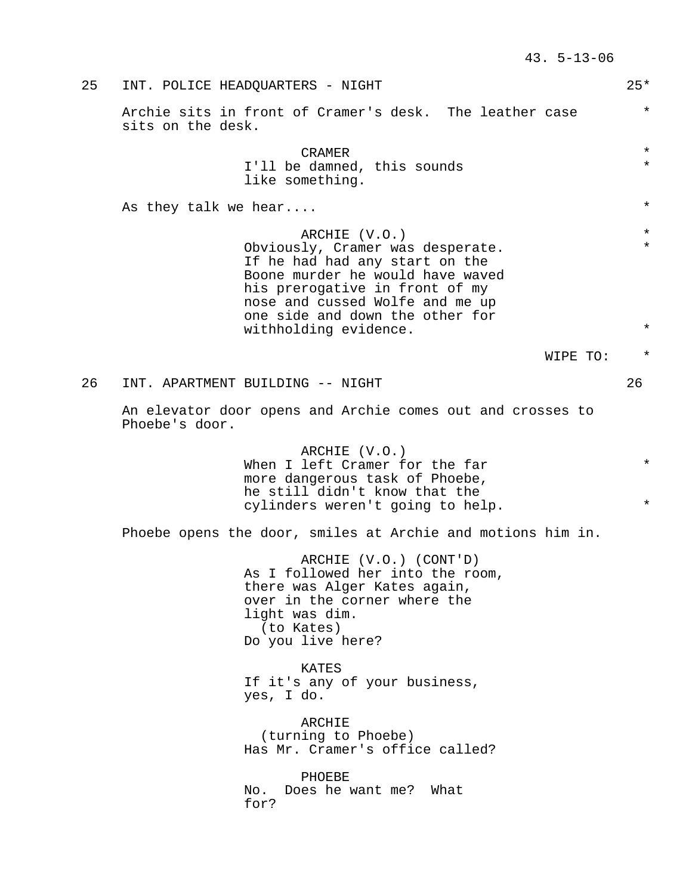25 INT. POLICE HEADQUARTERS - NIGHT 25*

Archie sits in front of Cramer's desk. The leather case sits on the desk. *

CRAMER *
I'll be damned, this sounds like something. *

As they talk we hear.... *

ARCHIE (V.O.) *
Obviously, Cramer was desperate. If he had had any start on the Boone murder he would have waved his prerogative in front of my nose and cussed Wolfe and me up one side and down the other for withholding evidence. *

WIPE TO: *

26 INT. APARTMENT BUILDING -- NIGHT 26

An elevator door opens and Archie comes out and crosses to Phoebe's door.

ARCHIE (V.O.)
When I left Cramer for the far more dangerous task of Phoebe, he still didn't know that the cylinders weren't going to help. *

Phoebe opens the door, smiles at Archie and motions him in.

ARCHIE (V.O.) (CONT'D)
As I followed her into the room, there was Alger Kates again, over in the corner where the light was dim.
(to Kates)
Do you live here?

KATES
If it's any of your business, yes, I do.

ARCHIE
(turning to Phoebe)
Has Mr. Cramer's office called?

PHOEBE
No. Does he want me? What for?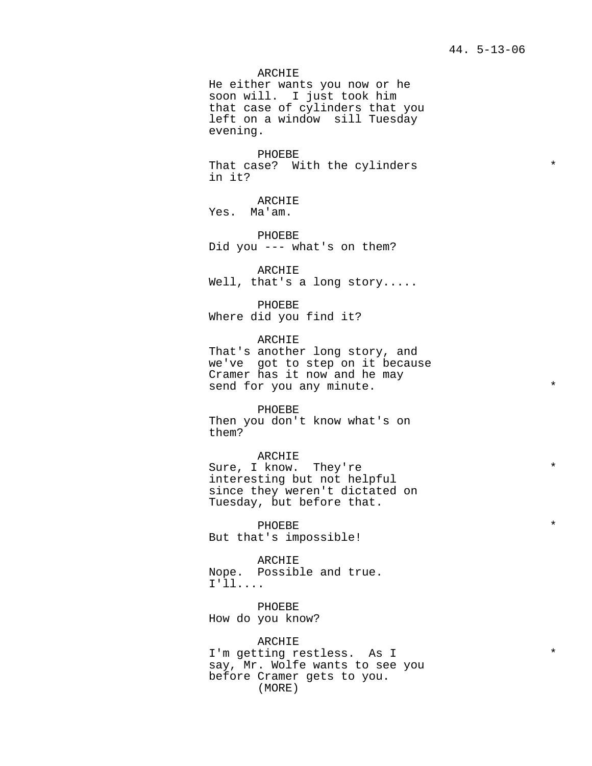ARCHIE
He either wants you now or he soon will. I just took him that case of cylinders that you left on a window sill Tuesday evening.

PHOEBE
That case? With the cylinders in it? *

ARCHIE
Yes. Ma'am.

PHOEBE
Did you --- what's on them?

ARCHIE
Well, that's a long story.....

PHOEBE
Where did you find it?

ARCHIE
That's another long story, and we've got to step on it because Cramer has it now and he may send for you any minute. *

PHOEBE
Then you don't know what's on them?

ARCHIE
Sure, I know. They're interesting but not helpful since they weren't dictated on Tuesday, but before that. *

PHOEBE *
But that's impossible!

ARCHIE
Nope. Possible and true. I'll....

PHOEBE
How do you know?

ARCHIE
I'm getting restless. As I say, Mr. Wolfe wants to see you before Cramer gets to you. *
(MORE)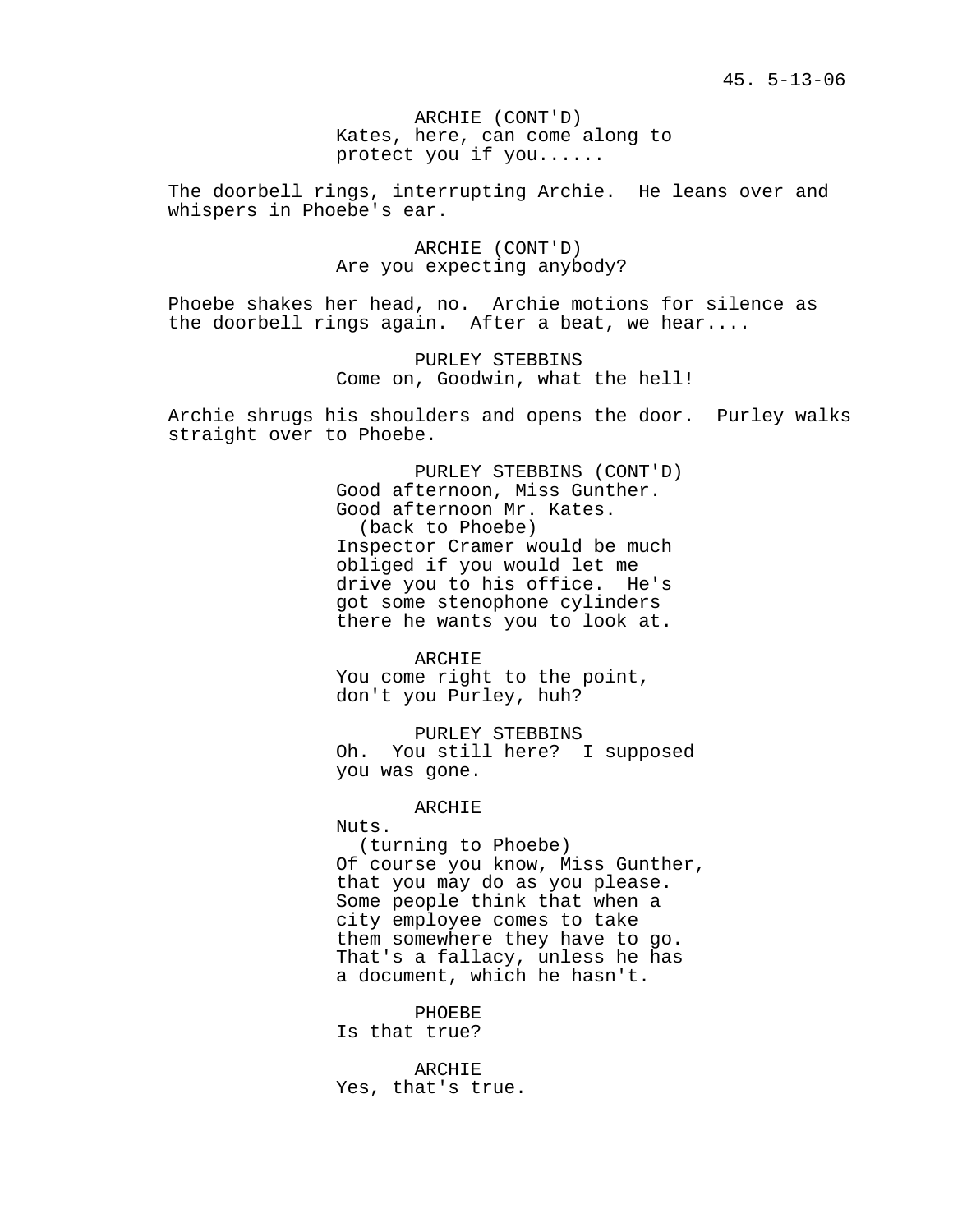ARCHIE (CONT'D)
Kates, here, can come along to protect you if you......

The doorbell rings, interrupting Archie. He leans over and whispers in Phoebe's ear.

ARCHIE (CONT'D)
Are you expecting anybody?

Phoebe shakes her head, no. Archie motions for silence as the doorbell rings again. After a beat, we hear....

PURLEY STEBBINS
Come on, Goodwin, what the hell!

Archie shrugs his shoulders and opens the door. Purley walks straight over to Phoebe.

PURLEY STEBBINS (CONT'D)
Good afternoon, Miss Gunther.
Good afternoon Mr. Kates.
(back to Phoebe)
Inspector Cramer would be much obliged if you would let me drive you to his office. He's got some stenophone cylinders there he wants you to look at.

ARCHIE
You come right to the point, don't you Purley, huh?

PURLEY STEBBINS
Oh. You still here? I supposed you was gone.

ARCHIE
Nuts.
(turning to Phoebe)
Of course you know, Miss Gunther, that you may do as you please. Some people think that when a city employee comes to take them somewhere they have to go. That's a fallacy, unless he has a document, which he hasn't.

PHOEBE
Is that true?

ARCHIE
Yes, that's true.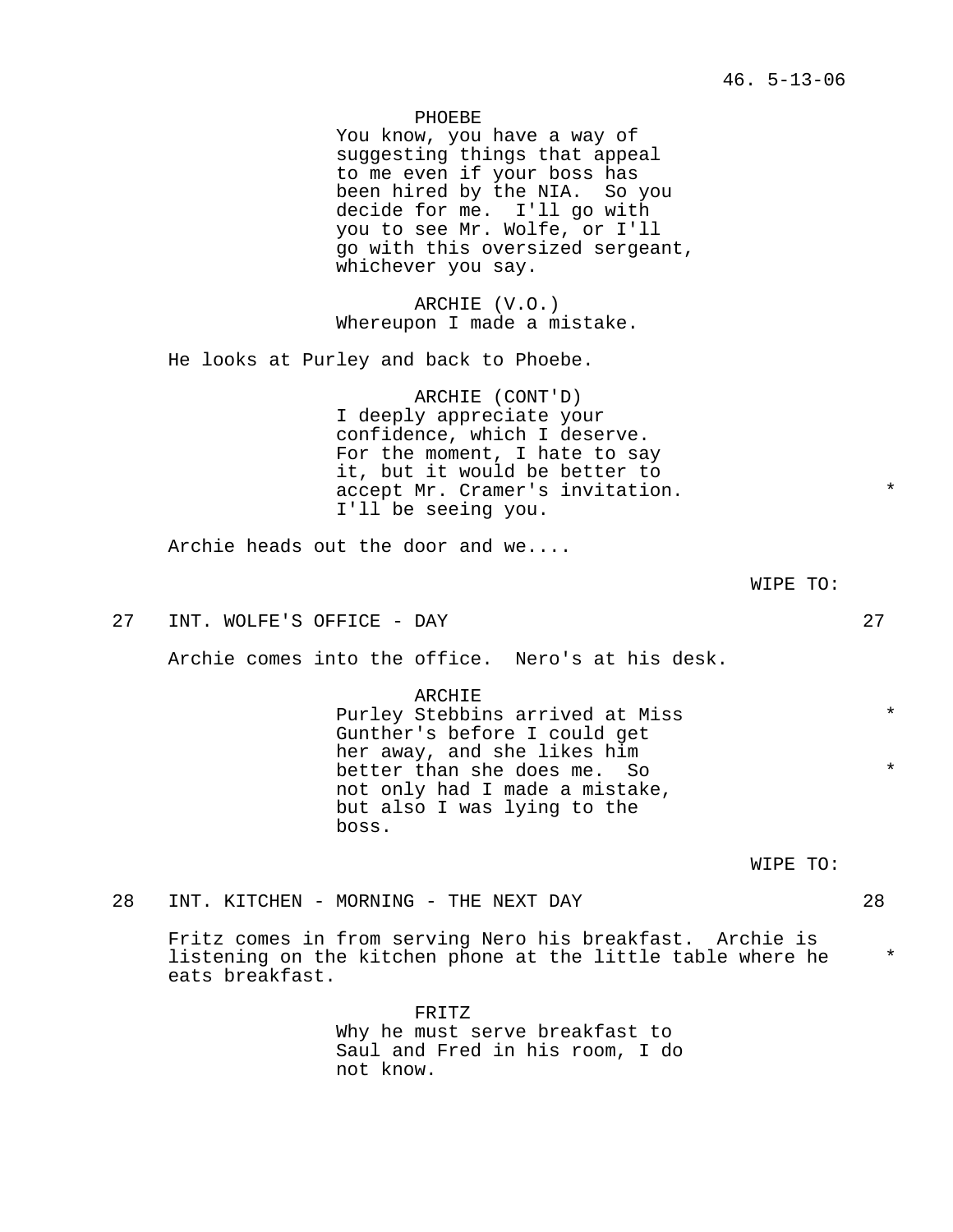PHOEBE
You know, you have a way of suggesting things that appeal to me even if your boss has been hired by the NIA. So you decide for me. I'll go with you to see Mr. Wolfe, or I'll go with this oversized sergeant, whichever you say.

ARCHIE (V.O.)
Whereupon I made a mistake.

He looks at Purley and back to Phoebe.

ARCHIE (CONT'D)
I deeply appreciate your confidence, which I deserve. For the moment, I hate to say it, but it would be better to accept Mr. Cramer's invitation. *
I'll be seeing you.

Archie heads out the door and we....

WIPE TO:

27 INT. WOLFE'S OFFICE - DAY 27

Archie comes into the office. Nero's at his desk.

ARCHIE
Purley Stebbins arrived at Miss *
Gunther's before I could get her away, and she likes him better than she does me. So *
not only had I made a mistake, but also I was lying to the boss.

WIPE TO:

28 INT. KITCHEN - MORNING - THE NEXT DAY 28

Fritz comes in from serving Nero his breakfast. Archie is listening on the kitchen phone at the little table where he *
eats breakfast.

FRITZ
Why he must serve breakfast to Saul and Fred in his room, I do not know.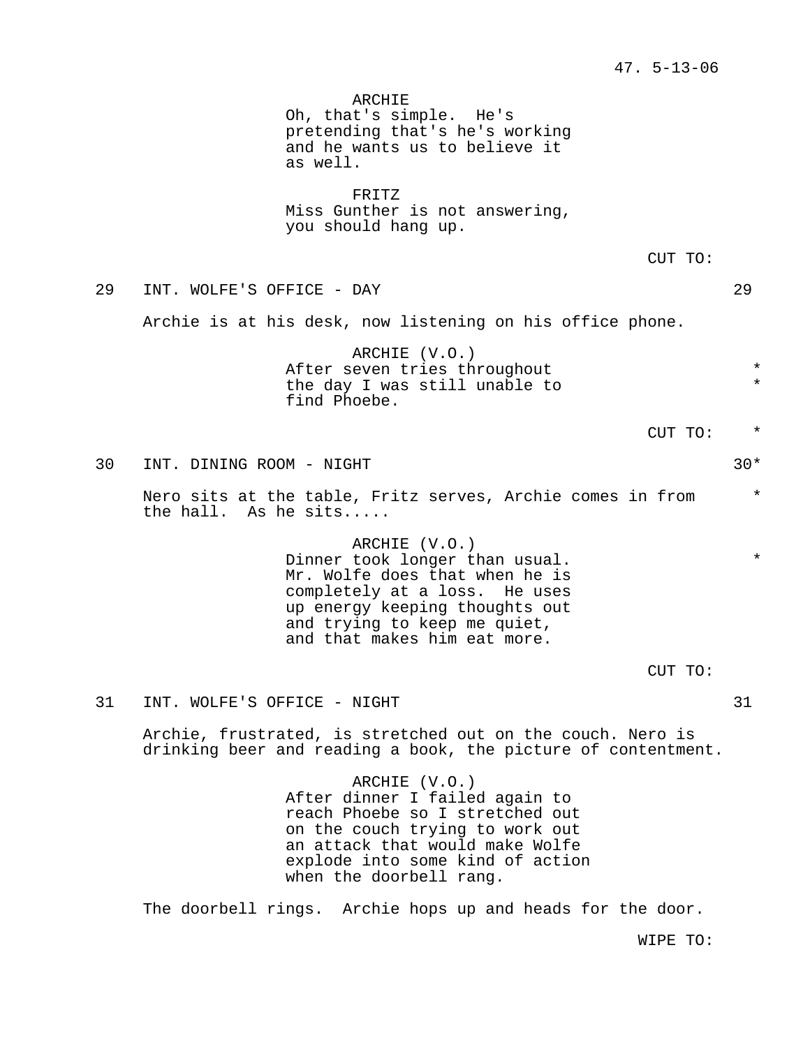ARCHIE
Oh, that's simple. He's pretending that's he's working and he wants us to believe it as well.

FRITZ
Miss Gunther is not answering, you should hang up.

CUT TO:

29 INT. WOLFE'S OFFICE - DAY 29

Archie is at his desk, now listening on his office phone.

ARCHIE (V.O.)
After seven tries throughout the day I was still unable to find Phoebe. *

CUT TO: *

30 INT. DINING ROOM - NIGHT 30*

Nero sits at the table, Fritz serves, Archie comes in from the hall. As he sits..... *

ARCHIE (V.O.)
Dinner took longer than usual. Mr. Wolfe does that when he is completely at a loss. He uses up energy keeping thoughts out and trying to keep me quiet, and that makes him eat more. *

CUT TO:

31 INT. WOLFE'S OFFICE - NIGHT 31

Archie, frustrated, is stretched out on the couch. Nero is drinking beer and reading a book, the picture of contentment.

ARCHIE (V.O.)
After dinner I failed again to reach Phoebe so I stretched out on the couch trying to work out an attack that would make Wolfe explode into some kind of action when the doorbell rang.

The doorbell rings. Archie hops up and heads for the door.

WIPE TO: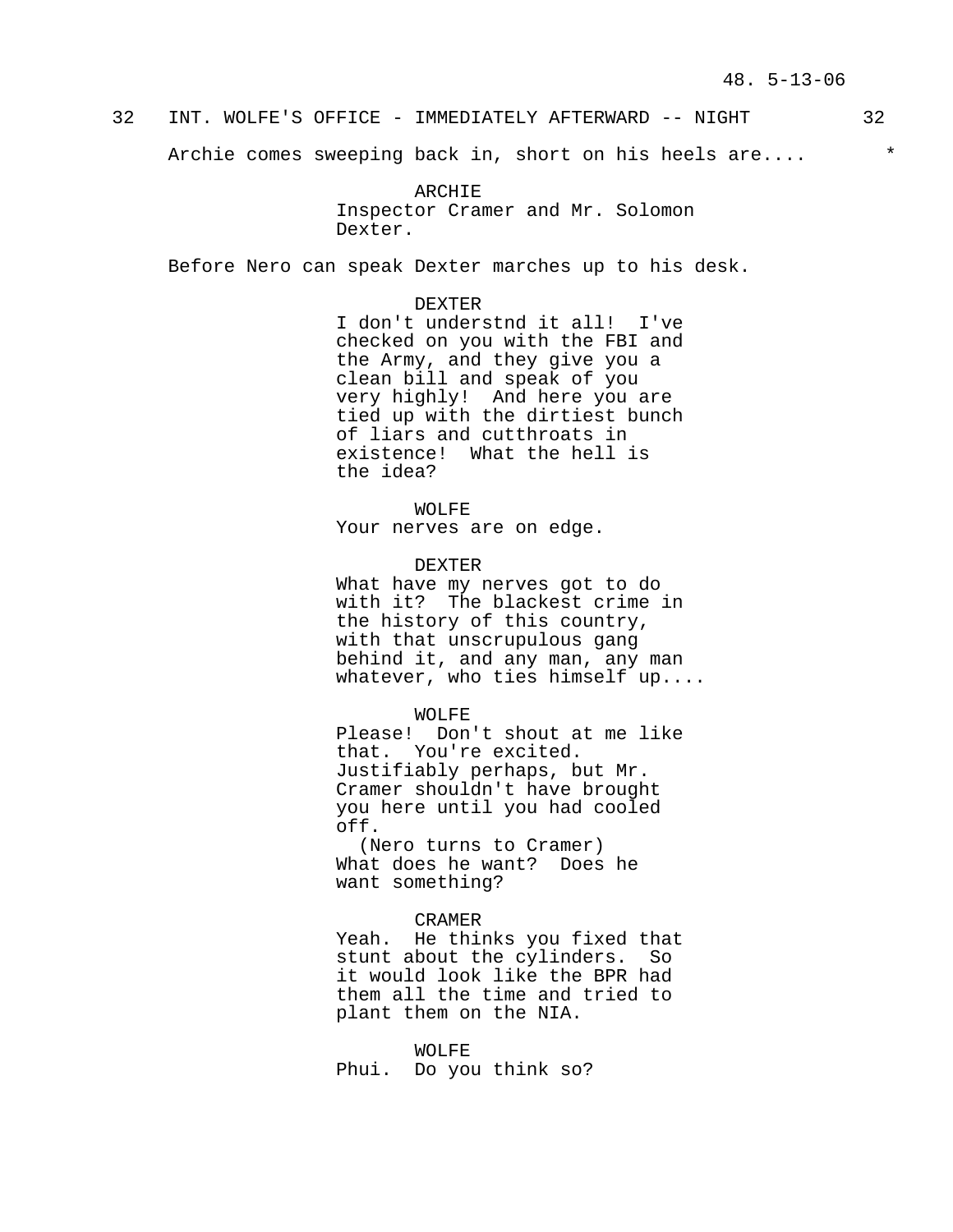32 INT. WOLFE'S OFFICE - IMMEDIATELY AFTERWARD -- NIGHT 32

Archie comes sweeping back in, short on his heels are.... *

ARCHIE
Inspector Cramer and Mr. Solomon Dexter.

Before Nero can speak Dexter marches up to his desk.

DEXTER
I don't understnd it all! I've checked on you with the FBI and the Army, and they give you a clean bill and speak of you very highly! And here you are tied up with the dirtiest bunch of liars and cutthroats in existence! What the hell is the idea?

WOLFE
Your nerves are on edge.

DEXTER
What have my nerves got to do with it? The blackest crime in the history of this country, with that unscrupulous gang behind it, and any man, any man whatever, who ties himself up....

WOLFE
Please! Don't shout at me like that. You're excited. Justifiably perhaps, but Mr. Cramer shouldn't have brought you here until you had cooled off.
(Nero turns to Cramer)
What does he want? Does he want something?

CRAMER
Yeah. He thinks you fixed that stunt about the cylinders. So it would look like the BPR had them all the time and tried to plant them on the NIA.

WOLFE
Phui. Do you think so?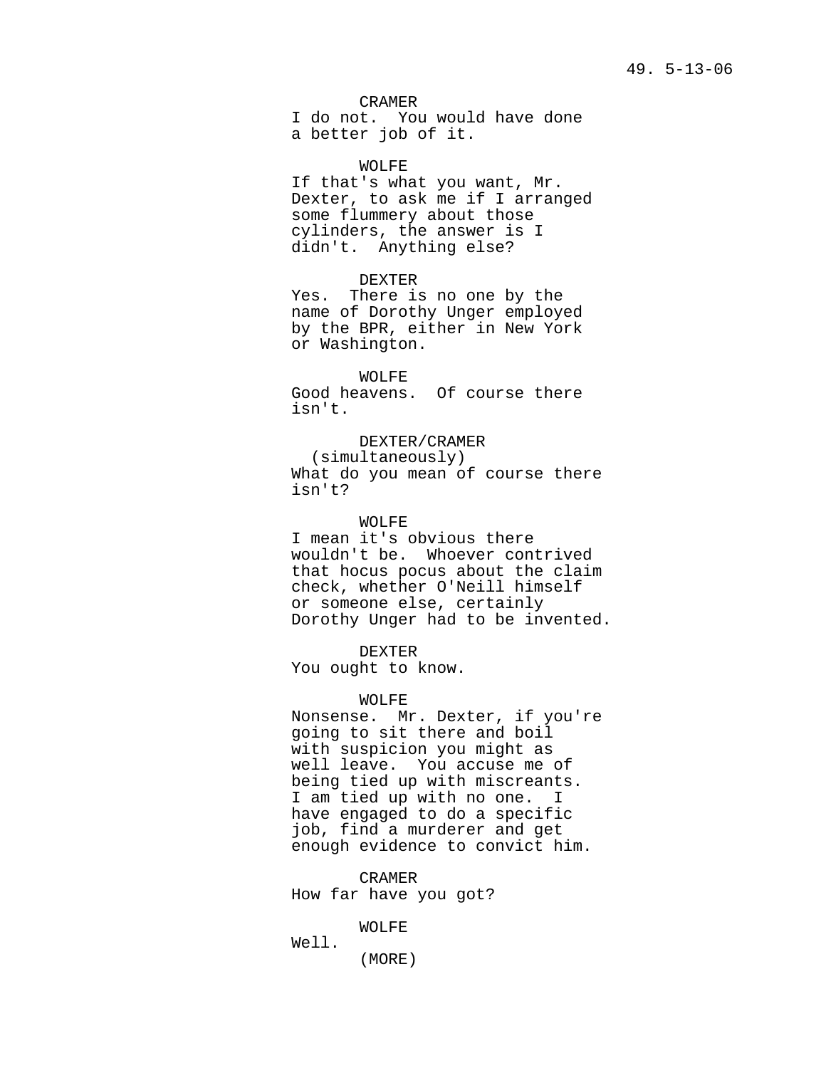CRAMER
I do not. You would have done a better job of it.

WOLFE
If that's what you want, Mr. Dexter, to ask me if I arranged some flummery about those cylinders, the answer is I didn't. Anything else?

DEXTER
Yes. There is no one by the name of Dorothy Unger employed by the BPR, either in New York or Washington.

WOLFE
Good heavens. Of course there isn't.

DEXTER/CRAMER
(simultaneously)
What do you mean of course there isn't?

WOLFE
I mean it's obvious there wouldn't be. Whoever contrived that hocus pocus about the claim check, whether O'Neill himself or someone else, certainly Dorothy Unger had to be invented.

DEXTER
You ought to know.

WOLFE
Nonsense. Mr. Dexter, if you're going to sit there and boil with suspicion you might as well leave. You accuse me of being tied up with miscreants. I am tied up with no one. I have engaged to do a specific job, find a murderer and get enough evidence to convict him.

CRAMER
How far have you got?

WOLFE
Well.
(MORE)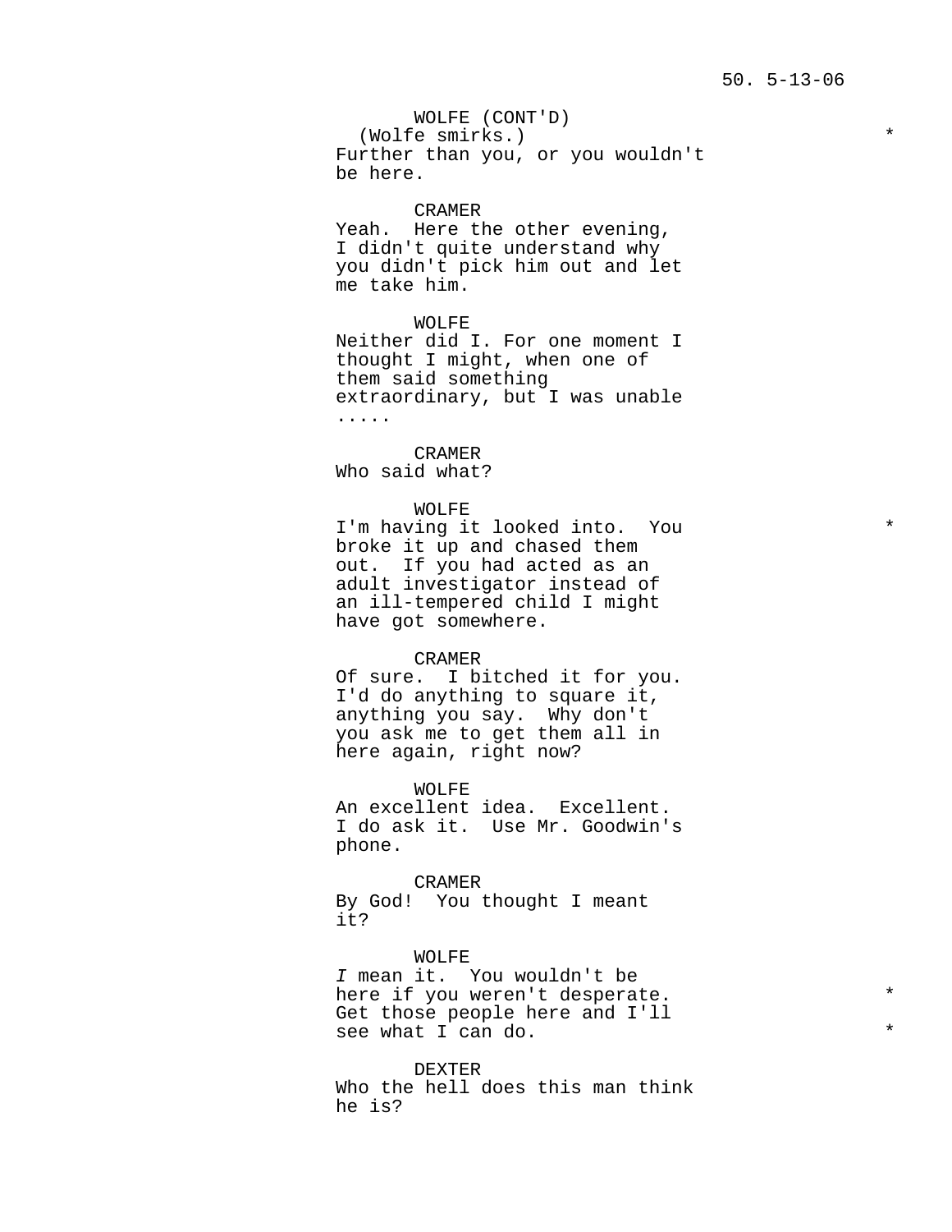WOLFE (CONT'D)
(Wolfe smirks.) *
Further than you, or you wouldn't be here.

CRAMER
Yeah. Here the other evening, I didn't quite understand why you didn't pick him out and let me take him.

WOLFE
Neither did I. For one moment I thought I might, when one of them said something extraordinary, but I was unable .....

CRAMER
Who said what?

WOLFE
I'm having it looked into. You broke it up and chased them out. If you had acted as an adult investigator instead of an ill-tempered child I might have got somewhere. *

CRAMER
Of sure. I bitched it for you. I'd do anything to square it, anything you say. Why don't you ask me to get them all in here again, right now?

WOLFE
An excellent idea. Excellent. I do ask it. Use Mr. Goodwin's phone.

CRAMER
By God! You thought I meant it?

WOLFE
*I* mean it. You wouldn't be here if you weren't desperate. * Get those people here and I'll see what I can do. *

DEXTER
Who the hell does this man think he is?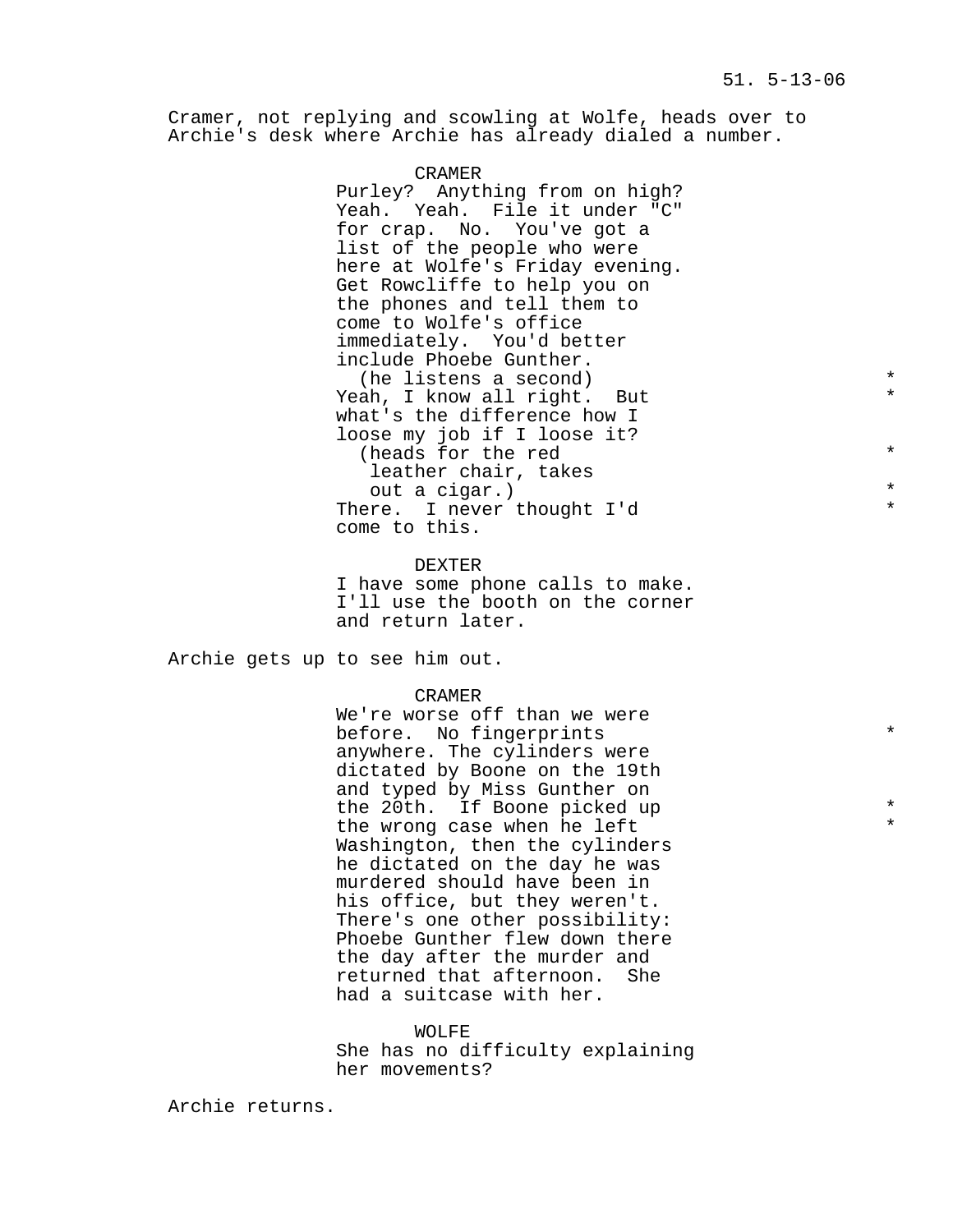Cramer, not replying and scowling at Wolfe, heads over to Archie's desk where Archie has already dialed a number.

CRAMER
Purley? Anything from on high? Yeah. Yeah. File it under "C" for crap. No. You've got a list of the people who were here at Wolfe's Friday evening. Get Rowcliffe to help you on the phones and tell them to come to Wolfe's office immediately. You'd better include Phoebe Gunther.
(he listens a second) *
Yeah, I know all right. But *
what's the difference how I loose my job if I loose it?
(heads for the red leather chair, takes *
out a cigar.) *
There. I never thought I'd *
come to this.

DEXTER
I have some phone calls to make. I'll use the booth on the corner and return later.

Archie gets up to see him out.

CRAMER
We're worse off than we were before. No fingerprints *
anywhere. The cylinders were dictated by Boone on the 19th and typed by Miss Gunther on the 20th. If Boone picked up *
the wrong case when he left *
Washington, then the cylinders he dictated on the day he was murdered should have been in his office, but they weren't. There's one other possibility: Phoebe Gunther flew down there the day after the murder and returned that afternoon. She had a suitcase with her.

WOLFE
She has no difficulty explaining her movements?

Archie returns.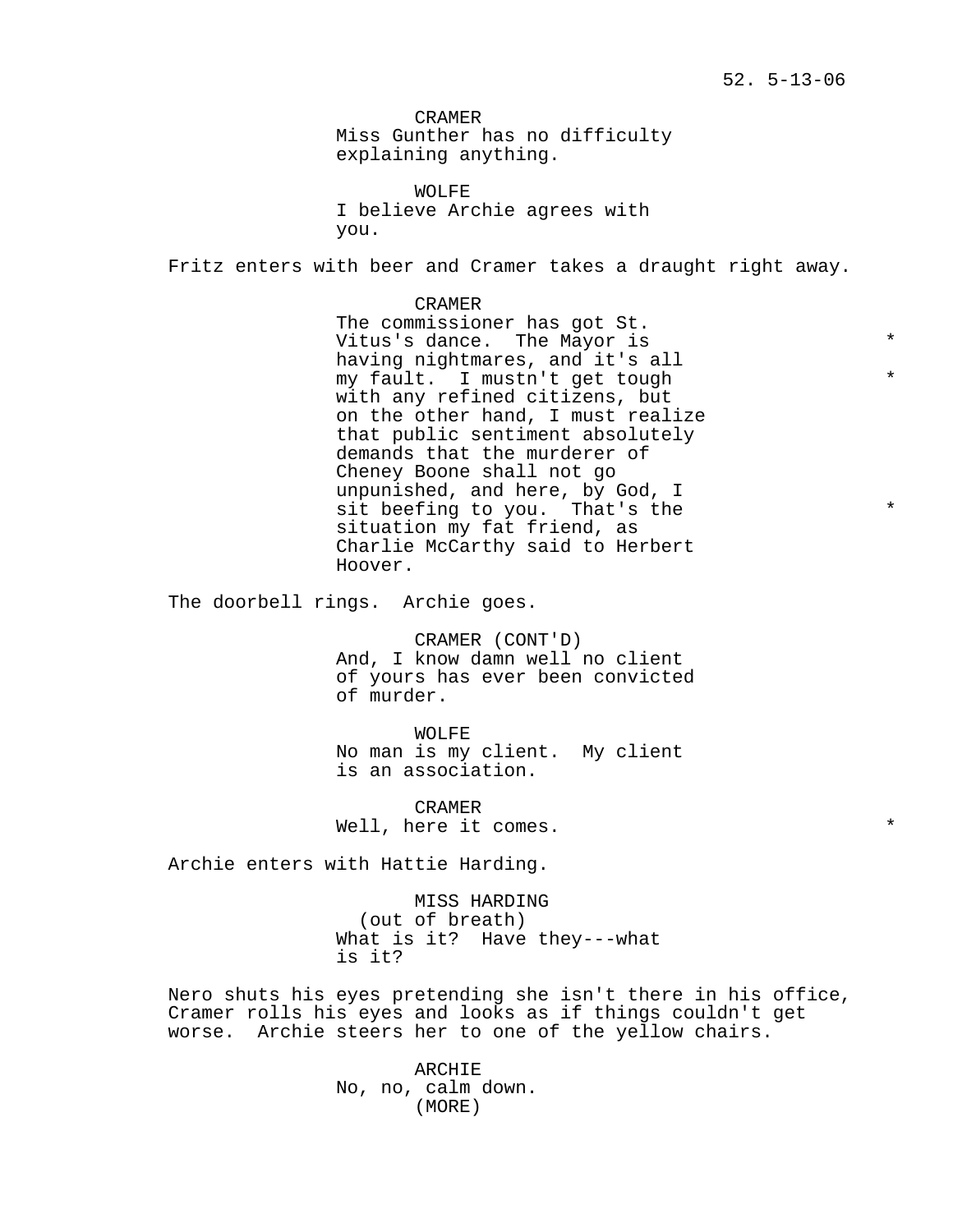CRAMER
Miss Gunther has no difficulty explaining anything.

WOLFE
I believe Archie agrees with you.

Fritz enters with beer and Cramer takes a draught right away.

CRAMER
The commissioner has got St. Vitus's dance. The Mayor is having nightmares, and it's all my fault. I mustn't get tough with any refined citizens, but on the other hand, I must realize that public sentiment absolutely demands that the murderer of Cheney Boone shall not go unpunished, and here, by God, I sit beefing to you. That's the situation my fat friend, as Charlie McCarthy said to Herbert Hoover. *

The doorbell rings. Archie goes.

CRAMER (CONT'D)
And, I know damn well no client of yours has ever been convicted of murder.

WOLFE
No man is my client. My client is an association.

CRAMER
Well, here it comes. *

Archie enters with Hattie Harding.

MISS HARDING
(out of breath)
What is it? Have they---what is it?

Nero shuts his eyes pretending she isn't there in his office, Cramer rolls his eyes and looks as if things couldn't get worse. Archie steers her to one of the yellow chairs.

ARCHIE
No, no, calm down.
(MORE)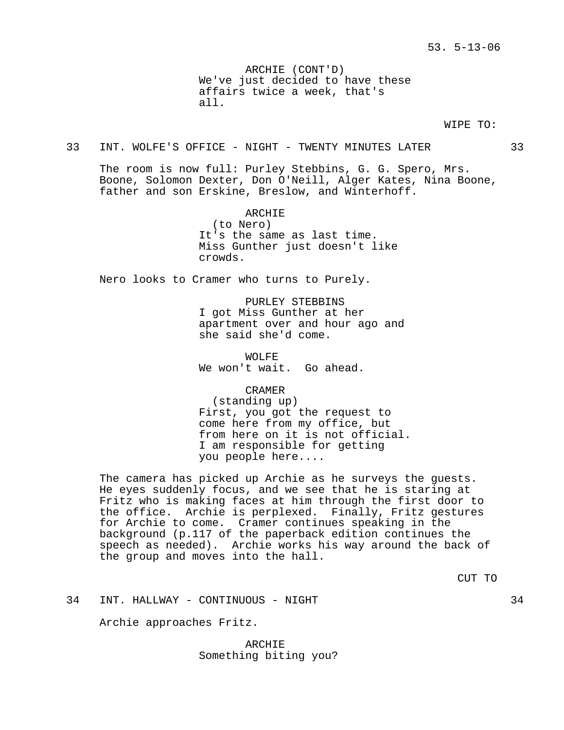ARCHIE (CONT'D)
We've just decided to have these affairs twice a week, that's all.

WIPE TO:

33 INT. WOLFE'S OFFICE - NIGHT - TWENTY MINUTES LATER 33

The room is now full: Purley Stebbins, G. G. Spero, Mrs. Boone, Solomon Dexter, Don O'Neill, Alger Kates, Nina Boone, father and son Erskine, Breslow, and Winterhoff.

ARCHIE
(to Nero)
It's the same as last time. Miss Gunther just doesn't like crowds.

Nero looks to Cramer who turns to Purely.

PURLEY STEBBINS
I got Miss Gunther at her apartment over and hour ago and she said she'd come.

WOLFE
We won't wait. Go ahead.

CRAMER
(standing up)
First, you got the request to come here from my office, but from here on it is not official. I am responsible for getting you people here....

The camera has picked up Archie as he surveys the guests. He eyes suddenly focus, and we see that he is staring at Fritz who is making faces at him through the first door to the office. Archie is perplexed. Finally, Fritz gestures for Archie to come. Cramer continues speaking in the background (p.117 of the paperback edition continues the speech as needed). Archie works his way around the back of the group and moves into the hall.

CUT TO

34 INT. HALLWAY - CONTINUOUS - NIGHT 34

Archie approaches Fritz.

ARCHIE
Something biting you?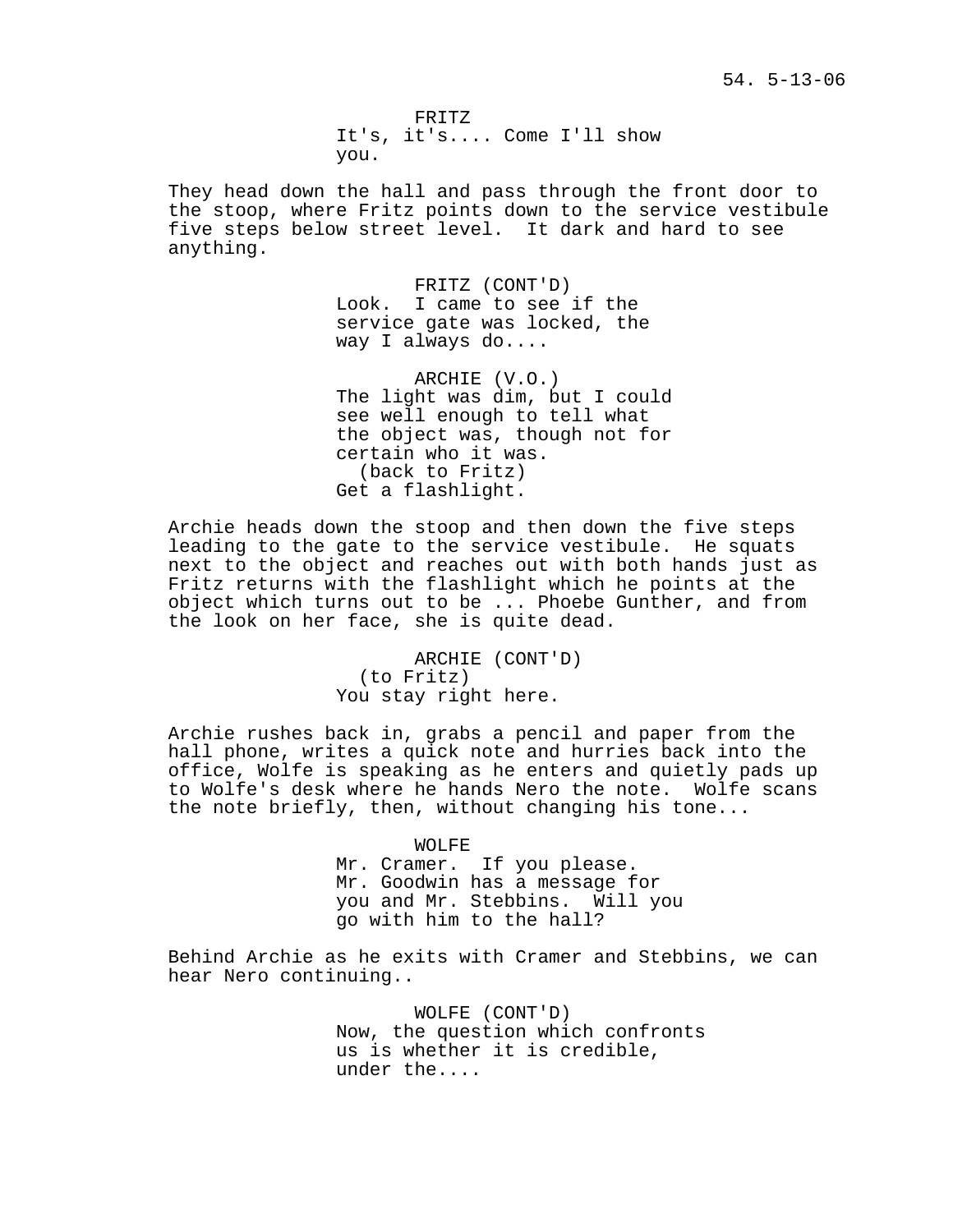FRITZ
It's, it's.... Come I'll show you.

They head down the hall and pass through the front door to the stoop, where Fritz points down to the service vestibule five steps below street level. It dark and hard to see anything.

FRITZ (CONT'D)
Look. I came to see if the service gate was locked, the way I always do....

ARCHIE (V.O.)
The light was dim, but I could see well enough to tell what the object was, though not for certain who it was.
(back to Fritz)
Get a flashlight.

Archie heads down the stoop and then down the five steps leading to the gate to the service vestibule. He squats next to the object and reaches out with both hands just as Fritz returns with the flashlight which he points at the object which turns out to be ... Phoebe Gunther, and from the look on her face, she is quite dead.

ARCHIE (CONT'D)
(to Fritz)
You stay right here.

Archie rushes back in, grabs a pencil and paper from the hall phone, writes a quick note and hurries back into the office, Wolfe is speaking as he enters and quietly pads up to Wolfe's desk where he hands Nero the note. Wolfe scans the note briefly, then, without changing his tone...

WOLFE
Mr. Cramer. If you please. Mr. Goodwin has a message for you and Mr. Stebbins. Will you go with him to the hall?

Behind Archie as he exits with Cramer and Stebbins, we can hear Nero continuing..

WOLFE (CONT'D)
Now, the question which confronts us is whether it is credible, under the....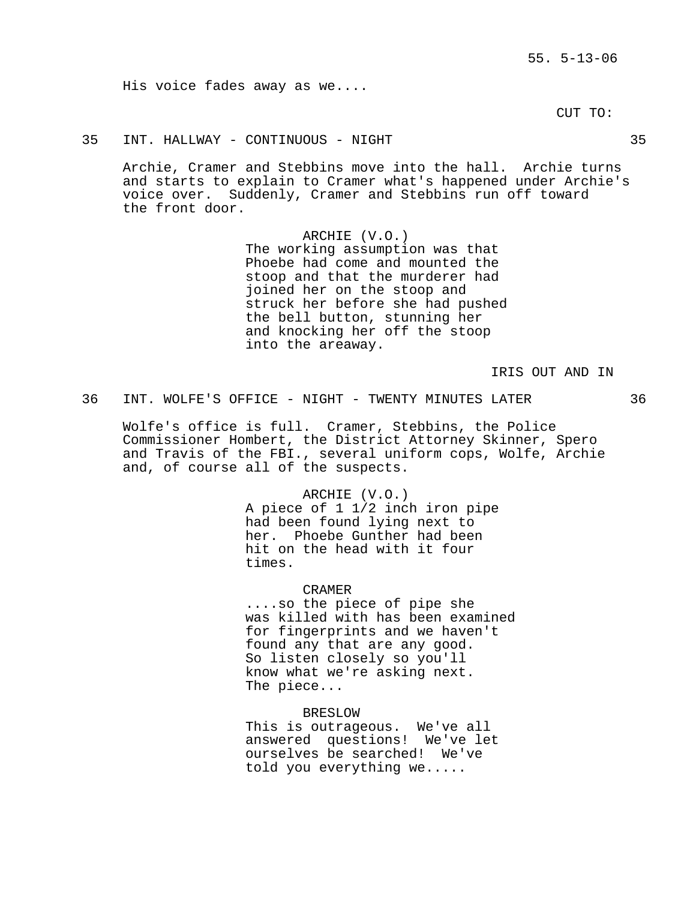His voice fades away as we....

CUT TO:

35 INT. HALLWAY - CONTINUOUS - NIGHT 35

Archie, Cramer and Stebbins move into the hall. Archie turns and starts to explain to Cramer what's happened under Archie's voice over. Suddenly, Cramer and Stebbins run off toward the front door.

ARCHIE (V.O.)
The working assumption was that Phoebe had come and mounted the stoop and that the murderer had joined her on the stoop and struck her before she had pushed the bell button, stunning her and knocking her off the stoop into the areaway.

IRIS OUT AND IN

36 INT. WOLFE'S OFFICE - NIGHT - TWENTY MINUTES LATER 36

Wolfe's office is full. Cramer, Stebbins, the Police Commissioner Hombert, the District Attorney Skinner, Spero and Travis of the FBI., several uniform cops, Wolfe, Archie and, of course all of the suspects.

ARCHIE (V.O.)
A piece of 1 1/2 inch iron pipe had been found lying next to her. Phoebe Gunther had been hit on the head with it four times.

CRAMER
....so the piece of pipe she was killed with has been examined for fingerprints and we haven't found any that are any good. So listen closely so you'll know what we're asking next. The piece...

BRESLOW
This is outrageous. We've all answered questions! We've let ourselves be searched! We've told you everything we.....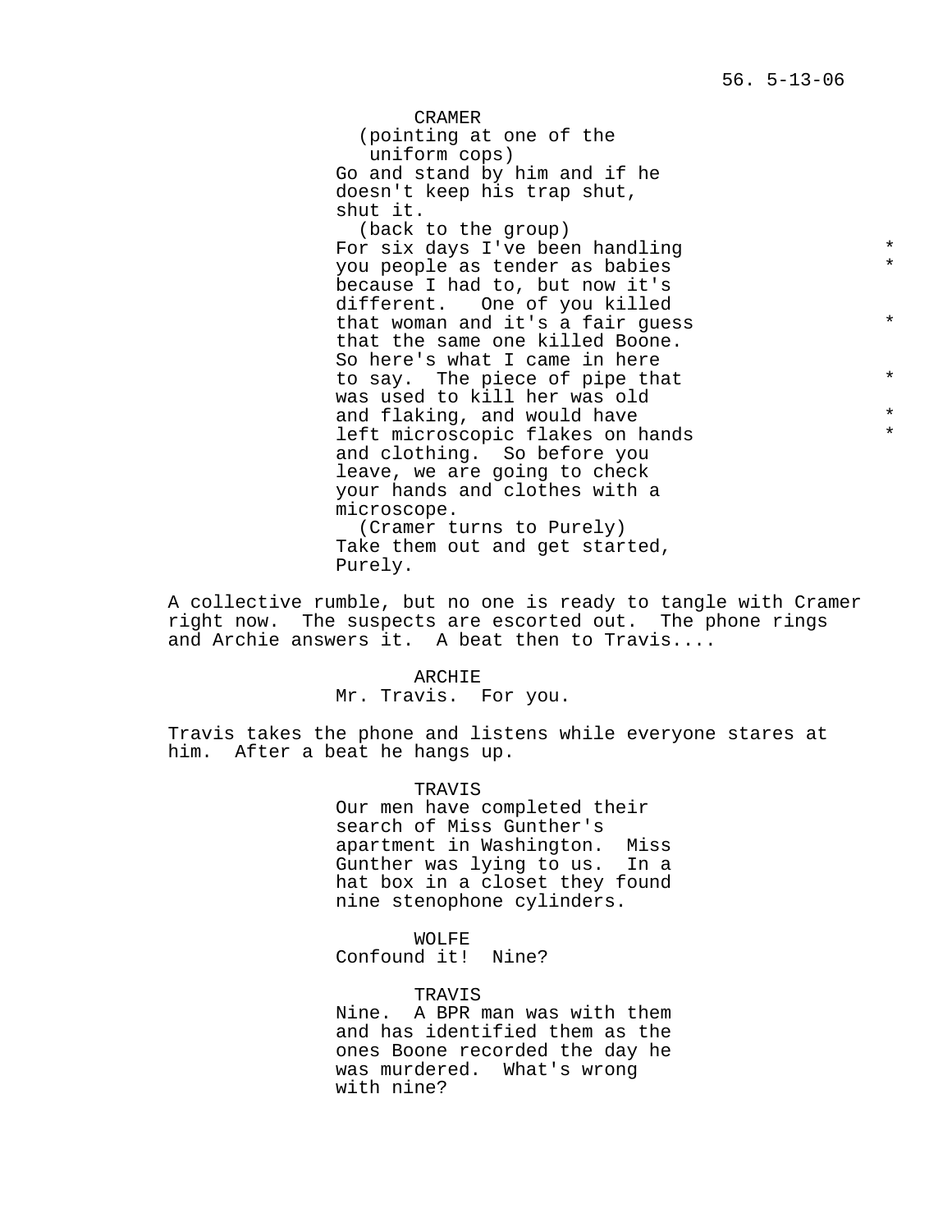CRAMER
(pointing at one of the uniform cops)
Go and stand by him and if he doesn't keep his trap shut, shut it.
(back to the group)
For six days I've been handling you people as tender as babies because I had to, but now it's different. One of you killed that woman and it's a fair guess that the same one killed Boone. So here's what I came in here to say. The piece of pipe that was used to kill her was old and flaking, and would have left microscopic flakes on hands and clothing. So before you leave, we are going to check your hands and clothes with a microscope.
(Cramer turns to Purely)
Take them out and get started, Purely.

A collective rumble, but no one is ready to tangle with Cramer right now. The suspects are escorted out. The phone rings and Archie answers it. A beat then to Travis....

ARCHIE
Mr. Travis. For you.

Travis takes the phone and listens while everyone stares at him. After a beat he hangs up.

TRAVIS
Our men have completed their search of Miss Gunther's apartment in Washington. Miss Gunther was lying to us. In a hat box in a closet they found nine stenophone cylinders.

WOLFE
Confound it! Nine?

TRAVIS
Nine. A BPR man was with them and has identified them as the ones Boone recorded the day he was murdered. What's wrong with nine?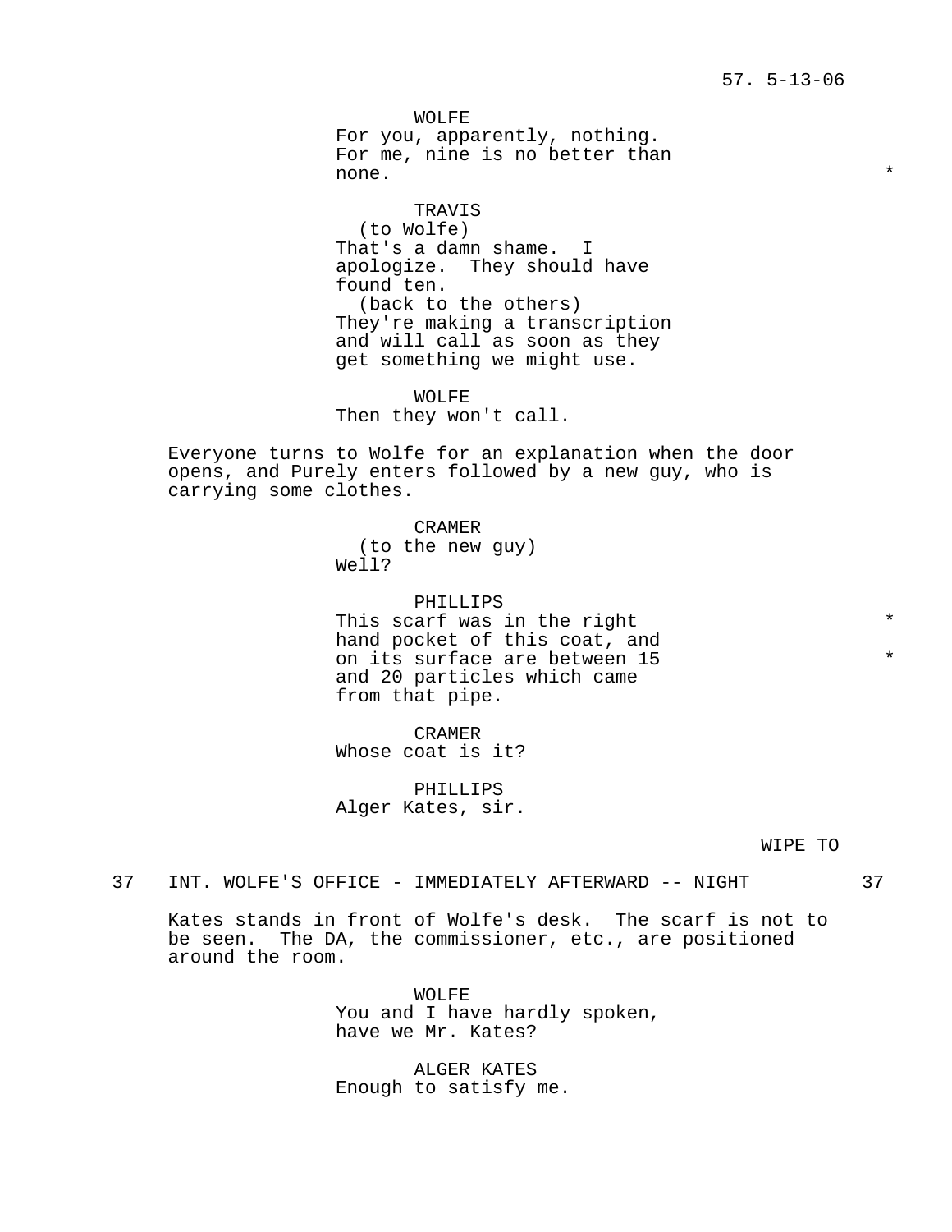WOLFE
For you, apparently, nothing.
For me, nine is no better than
none. *

TRAVIS
(to Wolfe)
That's a damn shame. I
apologize. They should have
found ten.
(back to the others)
They're making a transcription
and will call as soon as they
get something we might use.

WOLFE
Then they won't call.

Everyone turns to Wolfe for an explanation when the door opens, and Purely enters followed by a new guy, who is carrying some clothes.

CRAMER
(to the new guy)
Well?

PHILLIPS
This scarf was in the right *
hand pocket of this coat, and
on its surface are between 15 *
and 20 particles which came
from that pipe.

CRAMER
Whose coat is it?

PHILLIPS
Alger Kates, sir.

WIPE TO

37 INT. WOLFE'S OFFICE - IMMEDIATELY AFTERWARD -- NIGHT 37

Kates stands in front of Wolfe's desk. The scarf is not to be seen. The DA, the commissioner, etc., are positioned around the room.

WOLFE
You and I have hardly spoken,
have we Mr. Kates?

ALGER KATES
Enough to satisfy me.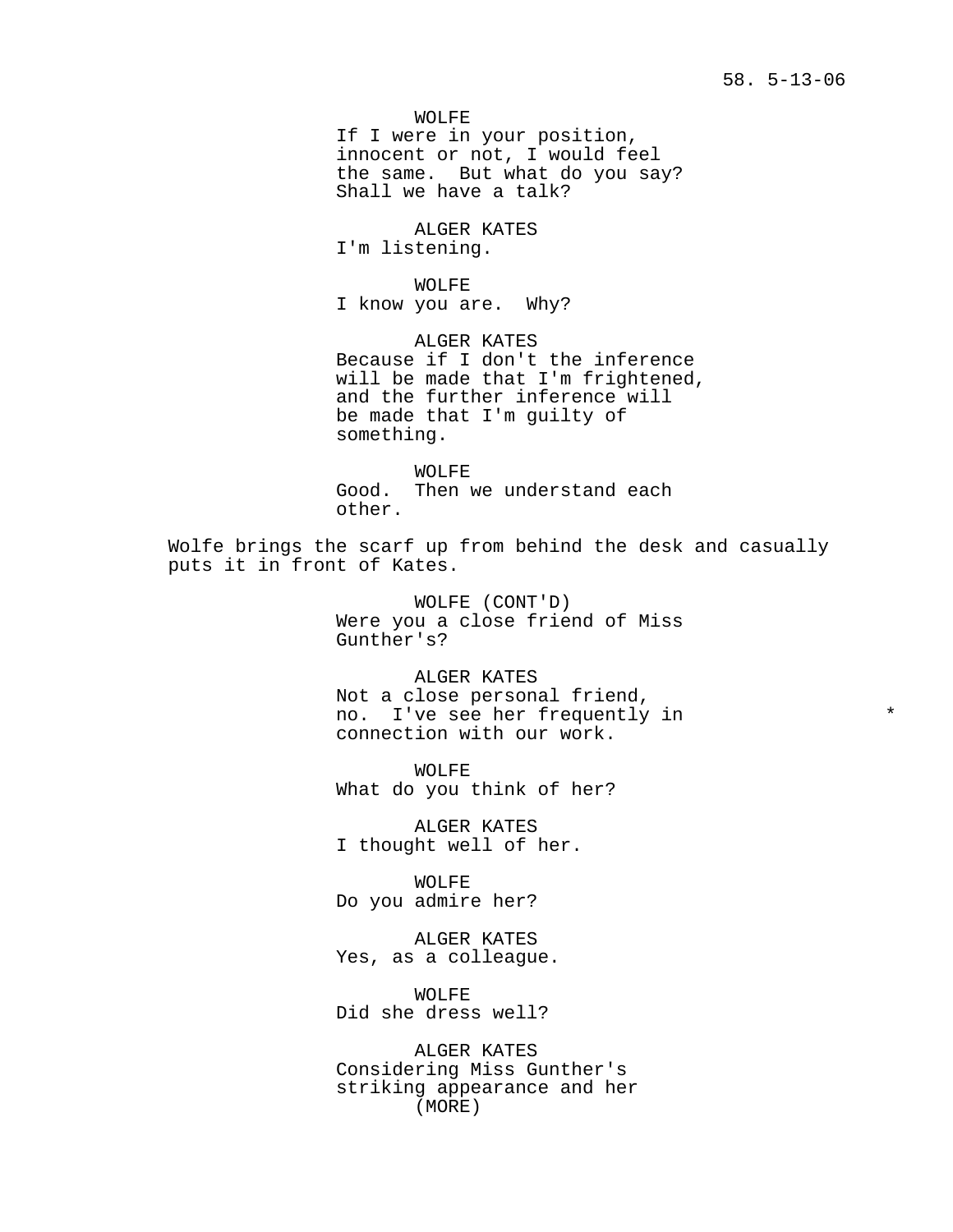WOLFE
If I were in your position, innocent or not, I would feel the same.  But what do you say? Shall we have a talk?

ALGER KATES
I'm listening.

WOLFE
I know you are.  Why?

ALGER KATES
Because if I don't the inference will be made that I'm frightened, and the further inference will be made that I'm guilty of something.

WOLFE
Good.  Then we understand each other.

Wolfe brings the scarf up from behind the desk and casually puts it in front of Kates.

WOLFE (CONT'D)
Were you a close friend of Miss Gunther's?

ALGER KATES
Not a close personal friend, no.  I've see her frequently in connection with our work. *

WOLFE
What do you think of her?

ALGER KATES
I thought well of her.

WOLFE
Do you admire her?

ALGER KATES
Yes, as a colleague.

WOLFE
Did she dress well?

ALGER KATES
Considering Miss Gunther's striking appearance and her
(MORE)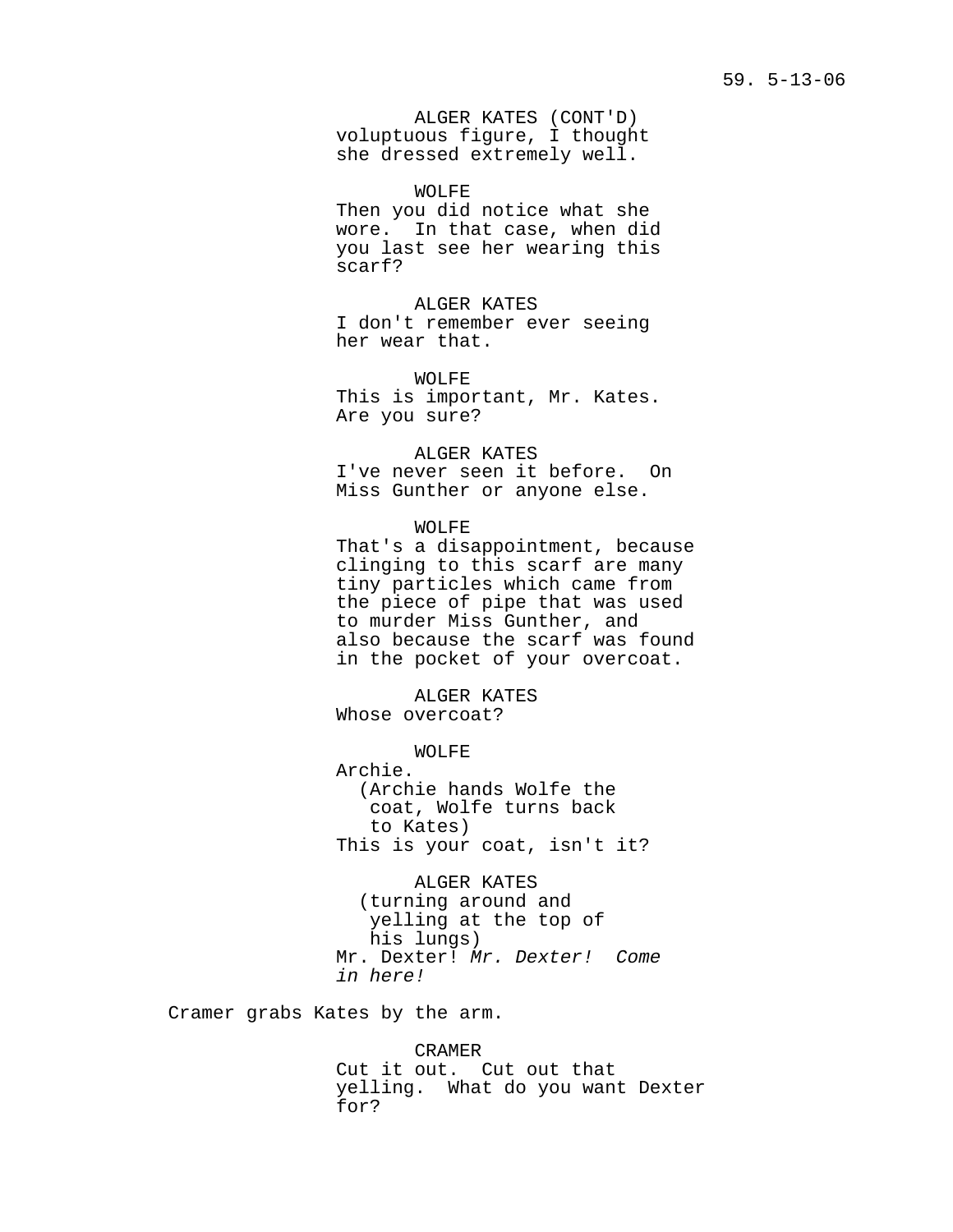ALGER KATES (CONT'D)
voluptuous figure, I thought she dressed extremely well.

WOLFE
Then you did notice what she wore. In that case, when did you last see her wearing this scarf?

ALGER KATES
I don't remember ever seeing her wear that.

WOLFE
This is important, Mr. Kates. Are you sure?

ALGER KATES
I've never seen it before. On Miss Gunther or anyone else.

WOLFE
That's a disappointment, because clinging to this scarf are many tiny particles which came from the piece of pipe that was used to murder Miss Gunther, and also because the scarf was found in the pocket of your overcoat.

ALGER KATES
Whose overcoat?

WOLFE
Archie.
(Archie hands Wolfe the coat, Wolfe turns back to Kates)
This is your coat, isn't it?

ALGER KATES
(turning around and yelling at the top of his lungs)
Mr. Dexter! *Mr. Dexter! Come in here!*

Cramer grabs Kates by the arm.

CRAMER
Cut it out. Cut out that yelling. What do you want Dexter for?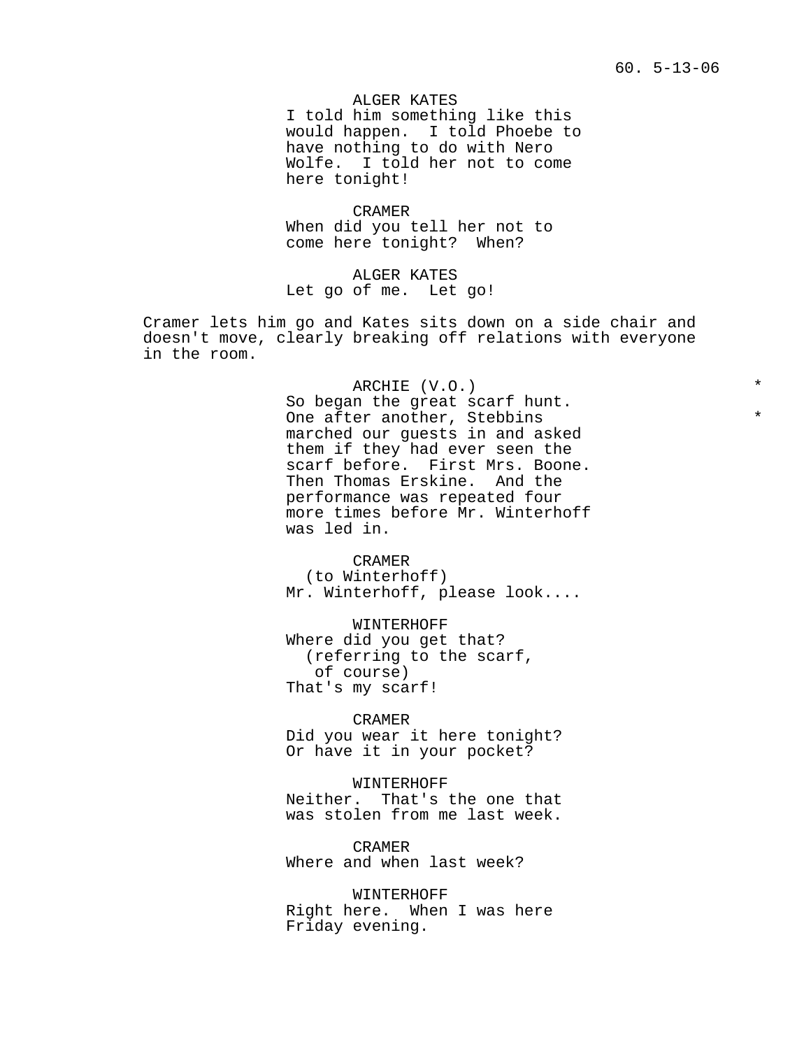ALGER KATES
I told him something like this would happen. I told Phoebe to have nothing to do with Nero Wolfe. I told her not to come here tonight!

CRAMER
When did you tell her not to come here tonight? When?

ALGER KATES
Let go of me. Let go!

Cramer lets him go and Kates sits down on a side chair and doesn't move, clearly breaking off relations with everyone in the room.

ARCHIE (V.O.) *
So began the great scarf hunt. One after another, Stebbins * marched our guests in and asked them if they had ever seen the scarf before. First Mrs. Boone. Then Thomas Erskine. And the performance was repeated four more times before Mr. Winterhoff was led in.

CRAMER
(to Winterhoff)
Mr. Winterhoff, please look....

WINTERHOFF
Where did you get that?
(referring to the scarf, of course)
That's my scarf!

CRAMER
Did you wear it here tonight? Or have it in your pocket?

WINTERHOFF
Neither. That's the one that was stolen from me last week.

CRAMER
Where and when last week?

WINTERHOFF
Right here. When I was here Friday evening.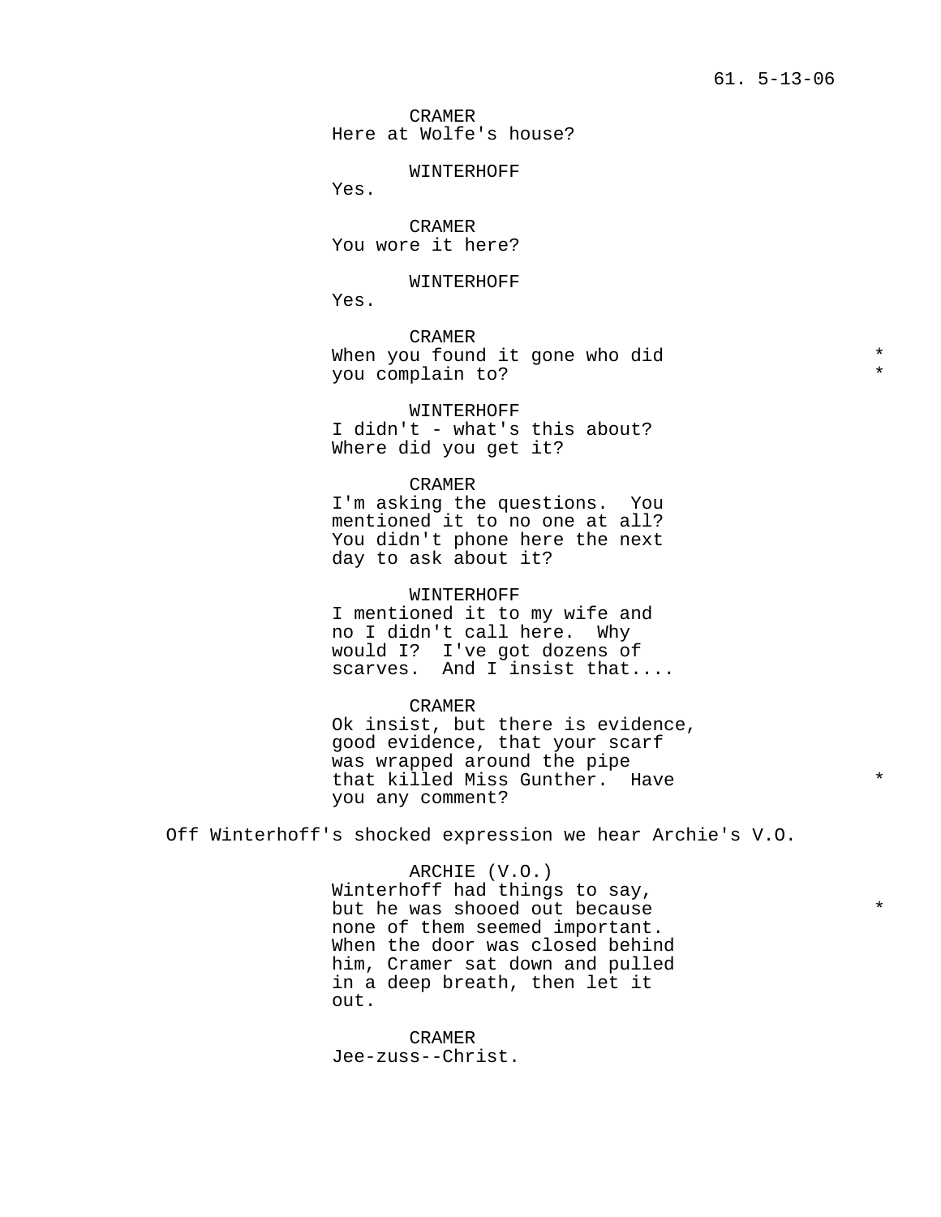CRAMER
Here at Wolfe's house?

WINTERHOFF
Yes.

CRAMER
You wore it here?

WINTERHOFF
Yes.

CRAMER
When you found it gone who did you complain to? *

WINTERHOFF
I didn't - what's this about? Where did you get it?

CRAMER
I'm asking the questions. You mentioned it to no one at all? You didn't phone here the next day to ask about it?

WINTERHOFF
I mentioned it to my wife and no I didn't call here. Why would I? I've got dozens of scarves. And I insist that....

CRAMER
Ok insist, but there is evidence, good evidence, that your scarf was wrapped around the pipe that killed Miss Gunther. Have you any comment? *

Off Winterhoff's shocked expression we hear Archie's V.O.

ARCHIE (V.O.)
Winterhoff had things to say, but he was shooed out because none of them seemed important. When the door was closed behind him, Cramer sat down and pulled in a deep breath, then let it out. *

CRAMER
Jee-zuss--Christ.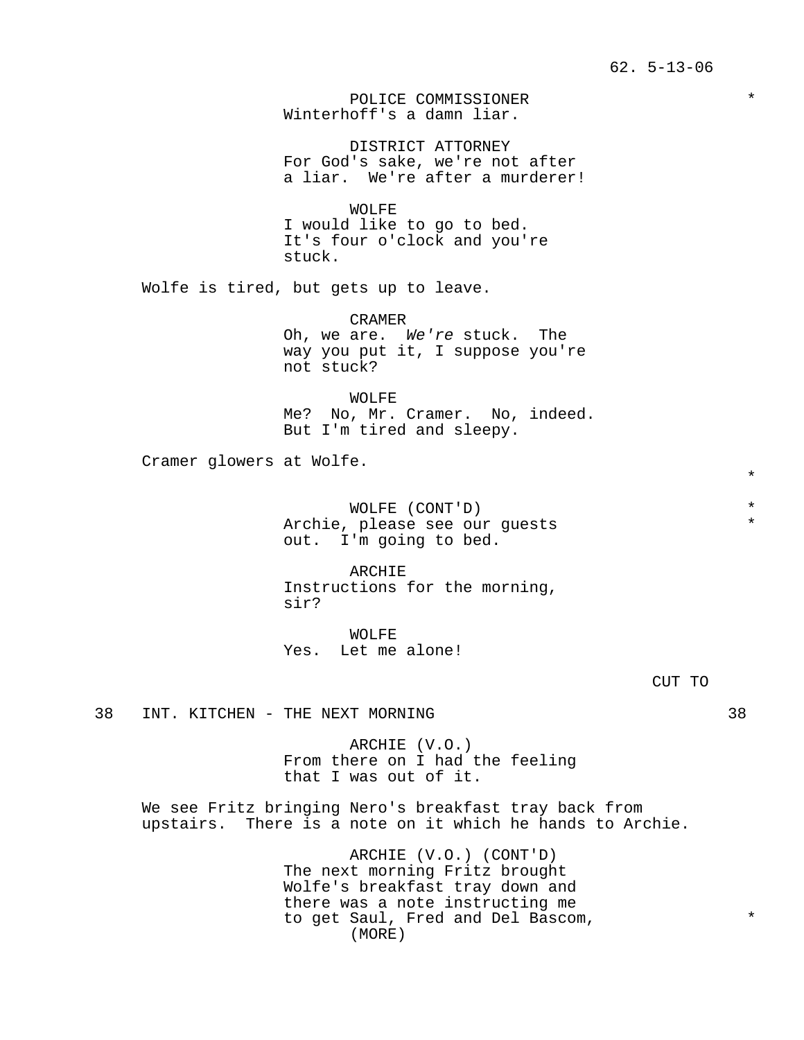POLICE COMMISSIONER
Winterhoff's a damn liar.

DISTRICT ATTORNEY
For God's sake, we're not after a liar. We're after a murderer!

WOLFE
I would like to go to bed. It's four o'clock and you're stuck.

Wolfe is tired, but gets up to leave.

CRAMER
Oh, we are. *We're* stuck. The way you put it, I suppose you're not stuck?

WOLFE
Me? No, Mr. Cramer. No, indeed. But I'm tired and sleepy.

Cramer glowers at Wolfe.

WOLFE (CONT'D)
Archie, please see our guests out. I'm going to bed.

ARCHIE
Instructions for the morning, sir?

WOLFE
Yes. Let me alone!

CUT TO

38 INT. KITCHEN - THE NEXT MORNING 38

ARCHIE (V.O.)
From there on I had the feeling that I was out of it.

We see Fritz bringing Nero's breakfast tray back from upstairs. There is a note on it which he hands to Archie.

ARCHIE (V.O.) (CONT'D)
The next morning Fritz brought Wolfe's breakfast tray down and there was a note instructing me to get Saul, Fred and Del Bascom,
(MORE)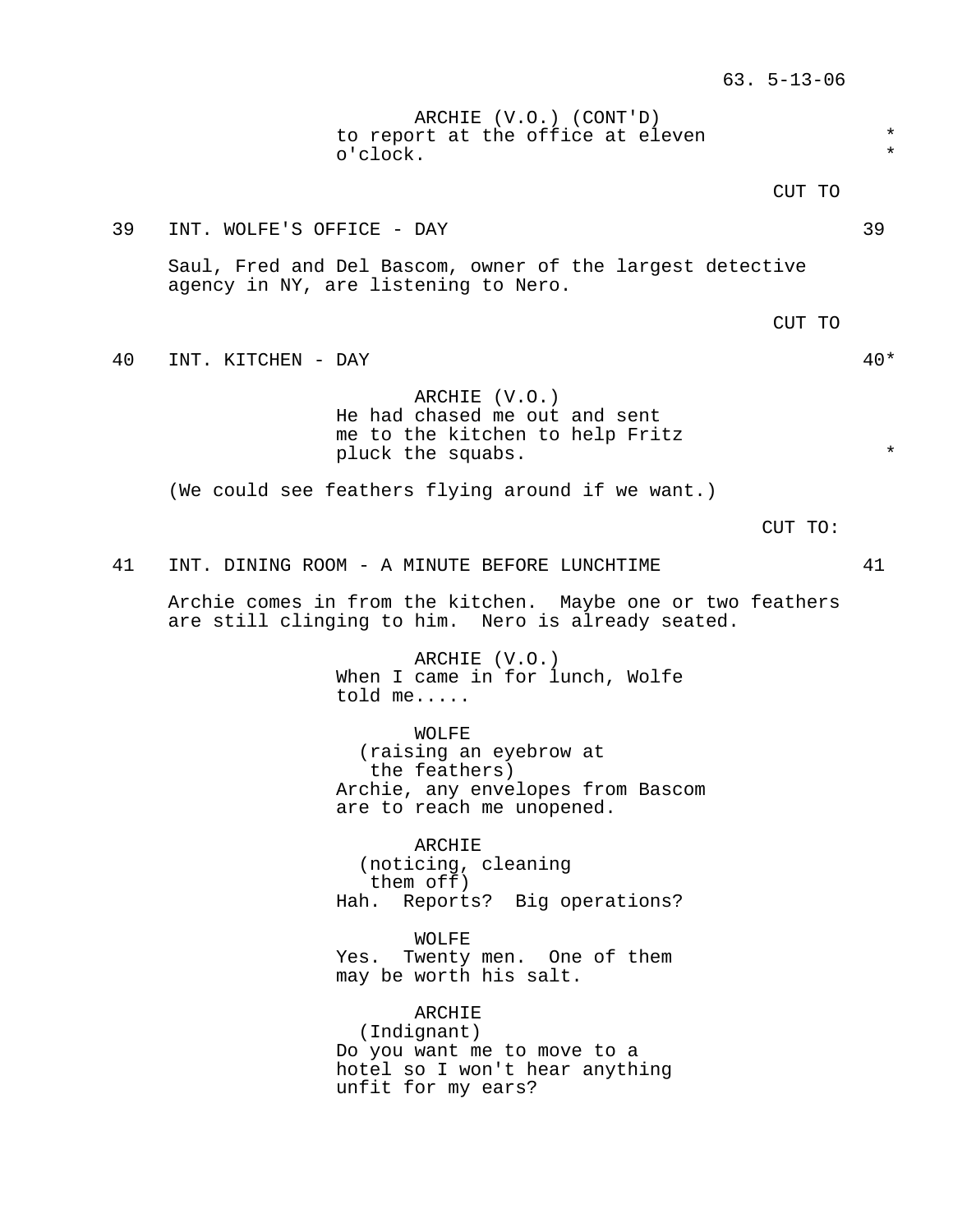ARCHIE (V.O.) (CONT'D)
to report at the office at eleven o'clock. *

CUT TO

39 INT. WOLFE'S OFFICE - DAY 39

Saul, Fred and Del Bascom, owner of the largest detective agency in NY, are listening to Nero.

CUT TO

40 INT. KITCHEN - DAY 40*

ARCHIE (V.O.)
He had chased me out and sent me to the kitchen to help Fritz pluck the squabs. *

(We could see feathers flying around if we want.)

CUT TO:

41 INT. DINING ROOM - A MINUTE BEFORE LUNCHTIME 41

Archie comes in from the kitchen. Maybe one or two feathers are still clinging to him. Nero is already seated.

ARCHIE (V.O.)
When I came in for lunch, Wolfe told me.....

WOLFE
(raising an eyebrow at the feathers)
Archie, any envelopes from Bascom are to reach me unopened.

ARCHIE
(noticing, cleaning them off)
Hah. Reports? Big operations?

WOLFE
Yes. Twenty men. One of them may be worth his salt.

ARCHIE
(Indignant)
Do you want me to move to a hotel so I won't hear anything unfit for my ears?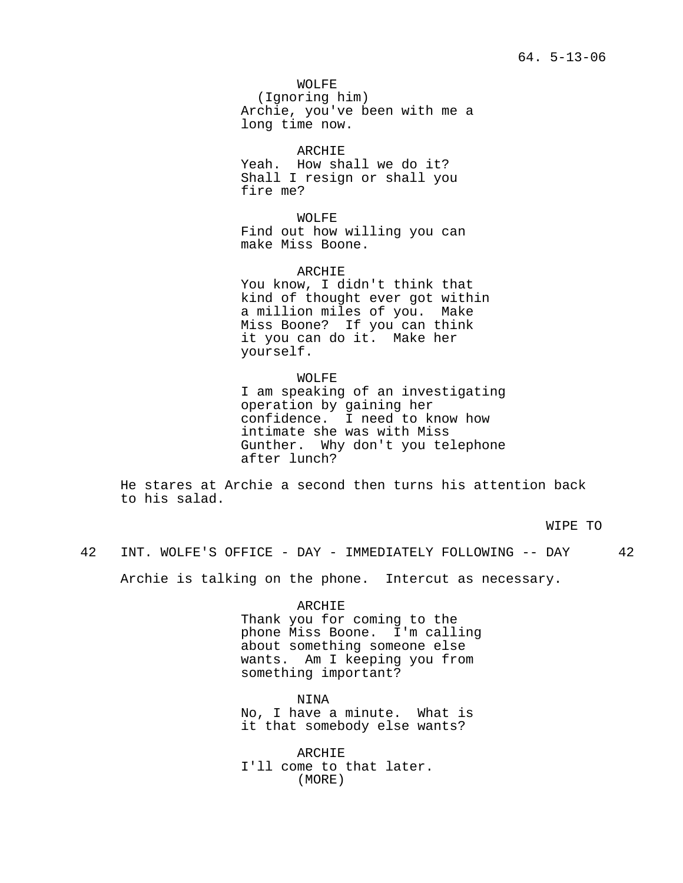WOLFE
(Ignoring him)
Archie, you've been with me a long time now.

ARCHIE
Yeah. How shall we do it? Shall I resign or shall you fire me?

WOLFE
Find out how willing you can make Miss Boone.

ARCHIE
You know, I didn't think that kind of thought ever got within a million miles of you. Make Miss Boone? If you can think it you can do it. Make her yourself.

WOLFE
I am speaking of an investigating operation by gaining her confidence. I need to know how intimate she was with Miss Gunther. Why don't you telephone after lunch?

He stares at Archie a second then turns his attention back to his salad.

WIPE TO

42 INT. WOLFE'S OFFICE - DAY - IMMEDIATELY FOLLOWING -- DAY 42

Archie is talking on the phone. Intercut as necessary.

ARCHIE
Thank you for coming to the phone Miss Boone. I'm calling about something someone else wants. Am I keeping you from something important?

NINA
No, I have a minute. What is it that somebody else wants?

ARCHIE
I'll come to that later.
(MORE)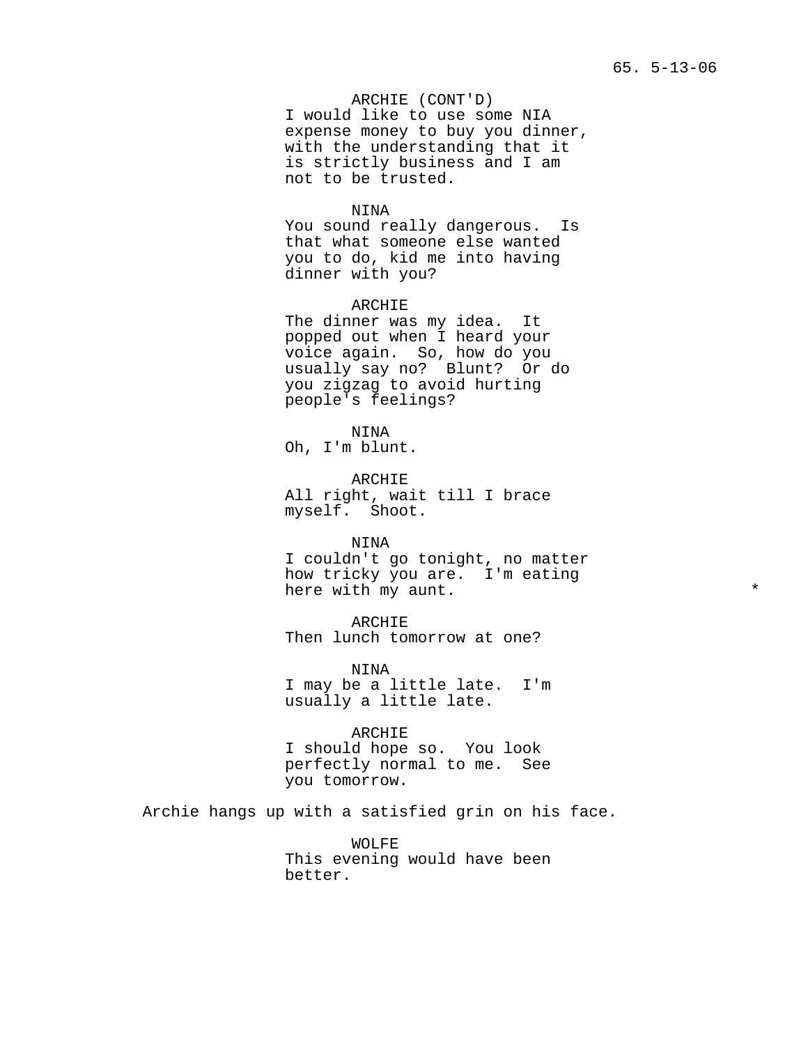ARCHIE (CONT'D)
I would like to use some NIA expense money to buy you dinner, with the understanding that it is strictly business and I am not to be trusted.

NINA
You sound really dangerous. Is that what someone else wanted you to do, kid me into having dinner with you?

ARCHIE
The dinner was my idea. It popped out when I heard your voice again. So, how do you usually say no? Blunt? Or do you zigzag to avoid hurting people's feelings?

NINA
Oh, I'm blunt.

ARCHIE
All right, wait till I brace myself. Shoot.

NINA
I couldn't go tonight, no matter how tricky you are. I'm eating here with my aunt. *

ARCHIE
Then lunch tomorrow at one?

NINA
I may be a little late. I'm usually a little late.

ARCHIE
I should hope so. You look perfectly normal to me. See you tomorrow.

Archie hangs up with a satisfied grin on his face.

WOLFE
This evening would have been better.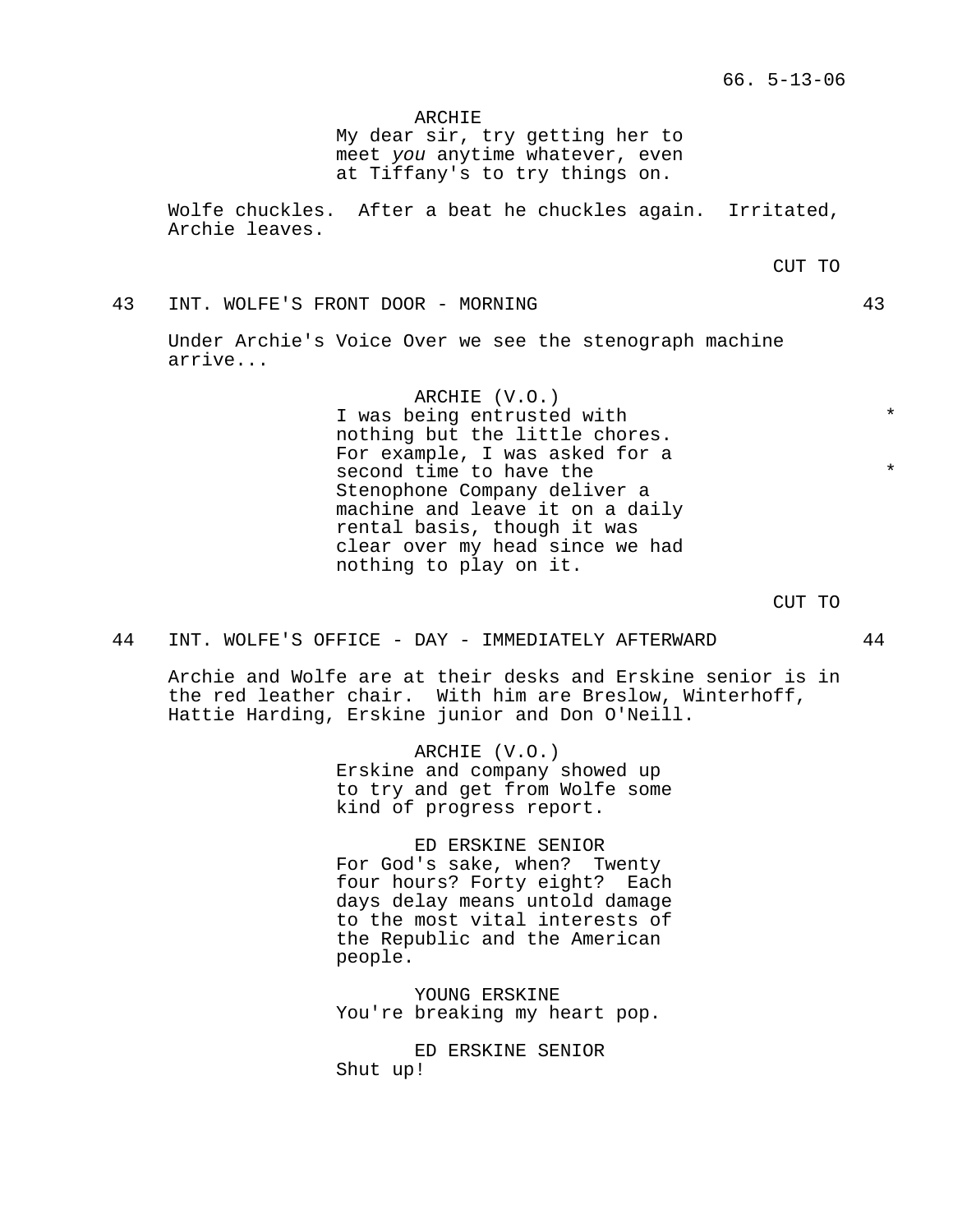ARCHIE
My dear sir, try getting her to meet *you* anytime whatever, even at Tiffany's to try things on.

Wolfe chuckles. After a beat he chuckles again. Irritated, Archie leaves.

CUT TO

43 INT. WOLFE'S FRONT DOOR - MORNING 43

Under Archie's Voice Over we see the stenograph machine arrive...

ARCHIE (V.O.)
I was being entrusted with nothing but the little chores. For example, I was asked for a second time to have the Stenophone Company deliver a machine and leave it on a daily rental basis, though it was clear over my head since we had nothing to play on it. * *

CUT TO

44 INT. WOLFE'S OFFICE - DAY - IMMEDIATELY AFTERWARD 44

Archie and Wolfe are at their desks and Erskine senior is in the red leather chair. With him are Breslow, Winterhoff, Hattie Harding, Erskine junior and Don O'Neill.

ARCHIE (V.O.)
Erskine and company showed up to try and get from Wolfe some kind of progress report.

ED ERSKINE SENIOR
For God's sake, when? Twenty four hours? Forty eight? Each days delay means untold damage to the most vital interests of the Republic and the American people.

YOUNG ERSKINE
You're breaking my heart pop.

ED ERSKINE SENIOR
Shut up!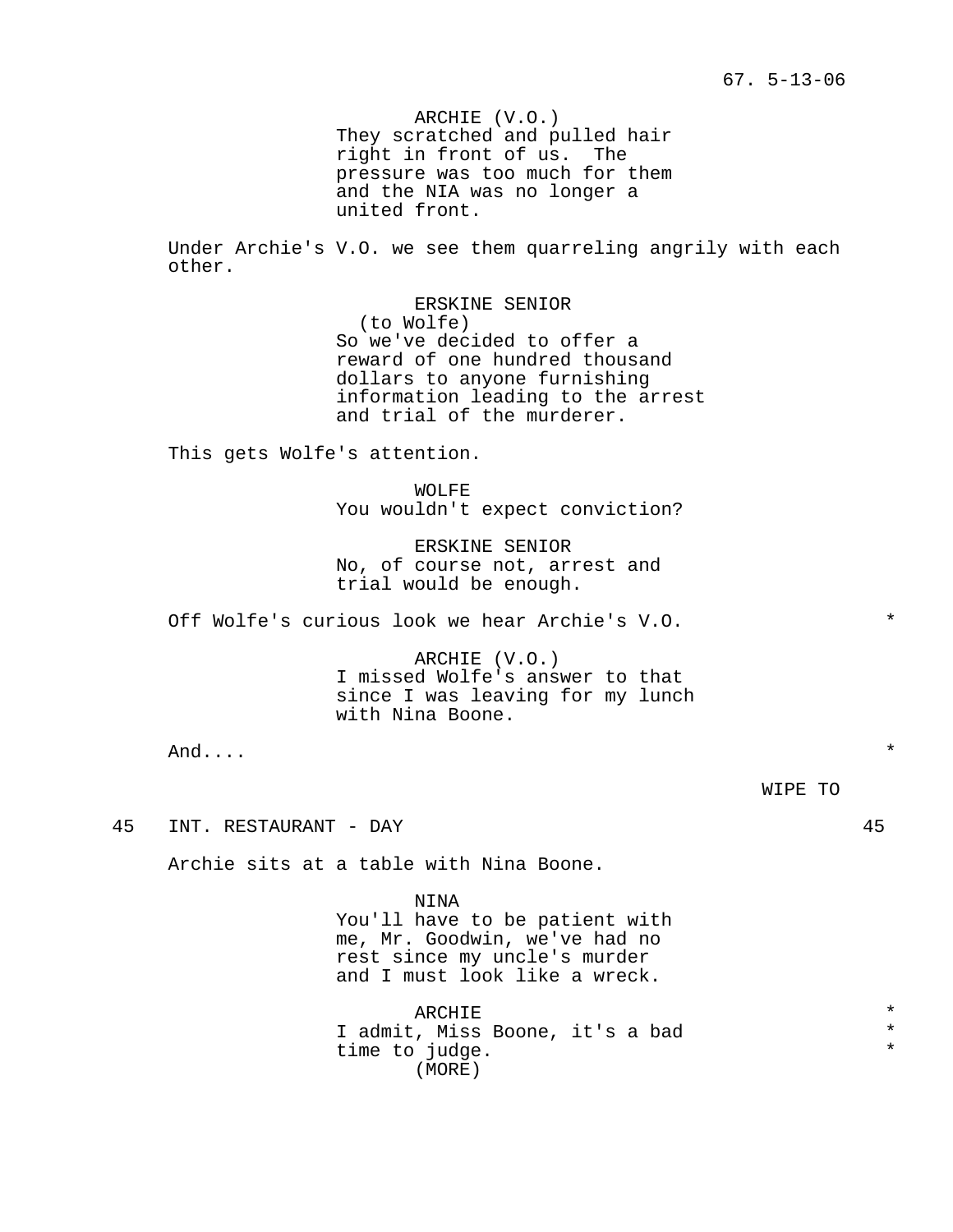ARCHIE (V.O.)
They scratched and pulled hair right in front of us. The pressure was too much for them and the NIA was no longer a united front.

Under Archie's V.O. we see them quarreling angrily with each other.

ERSKINE SENIOR
(to Wolfe)
So we've decided to offer a reward of one hundred thousand dollars to anyone furnishing information leading to the arrest and trial of the murderer.

This gets Wolfe's attention.

WOLFE
You wouldn't expect conviction?

ERSKINE SENIOR
No, of course not, arrest and trial would be enough.

Off Wolfe's curious look we hear Archie's V.O. *

ARCHIE (V.O.)
I missed Wolfe's answer to that since I was leaving for my lunch with Nina Boone.

And.... *

WIPE TO

45 INT. RESTAURANT - DAY 45

Archie sits at a table with Nina Boone.

NINA
You'll have to be patient with me, Mr. Goodwin, we've had no rest since my uncle's murder and I must look like a wreck.

ARCHIE *
I admit, Miss Boone, it's a bad *
time to judge. *
(MORE)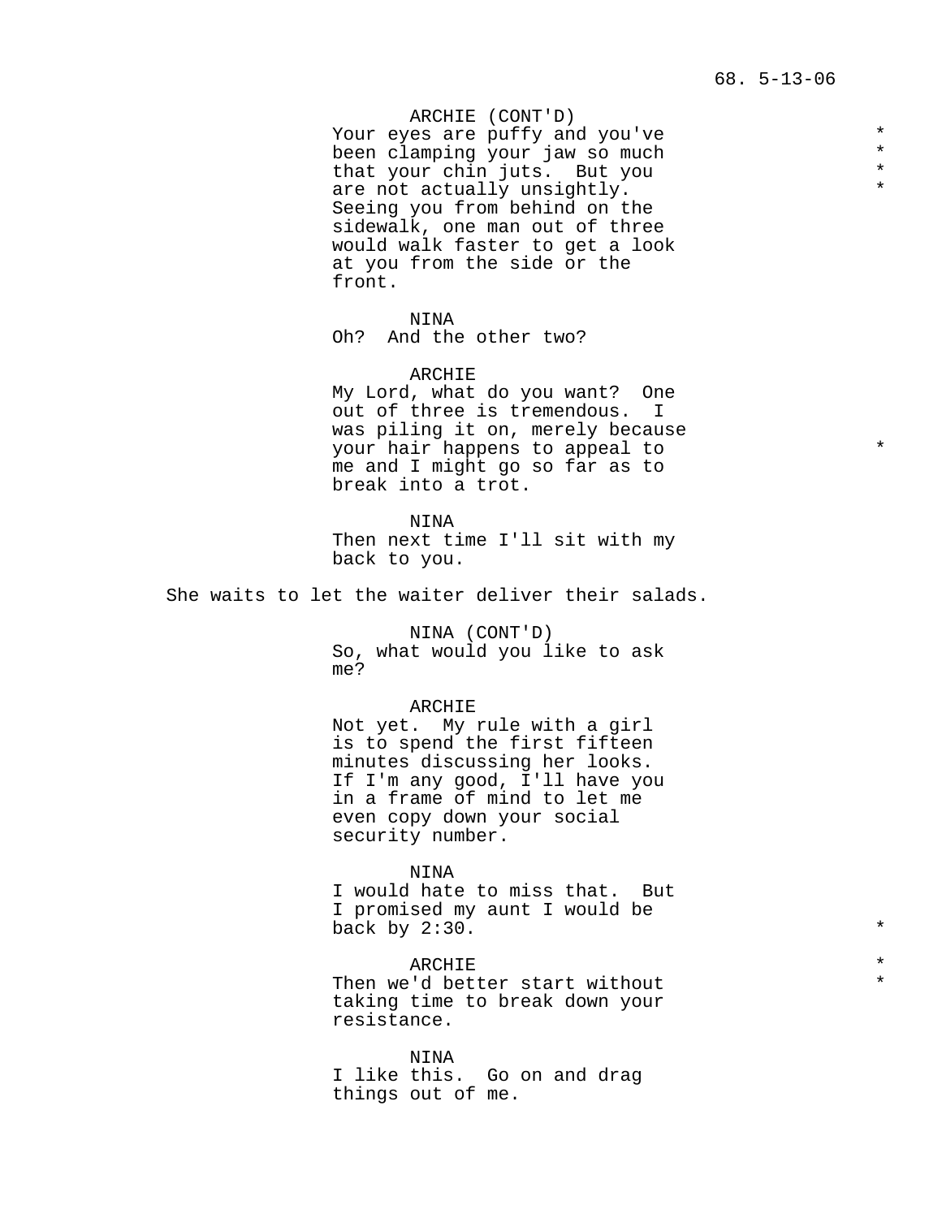ARCHIE (CONT'D)
Your eyes are puffy and you've been clamping your jaw so much that your chin juts. But you are not actually unsightly. Seeing you from behind on the sidewalk, one man out of three would walk faster to get a look at you from the side or the front.

NINA
Oh? And the other two?

ARCHIE
My Lord, what do you want? One out of three is tremendous. I was piling it on, merely because your hair happens to appeal to me and I might go so far as to break into a trot.

NINA
Then next time I'll sit with my back to you.

She waits to let the waiter deliver their salads.

NINA (CONT'D)
So, what would you like to ask me?

ARCHIE
Not yet. My rule with a girl is to spend the first fifteen minutes discussing her looks. If I'm any good, I'll have you in a frame of mind to let me even copy down your social security number.

NINA
I would hate to miss that. But I promised my aunt I would be back by 2:30.

ARCHIE
Then we'd better start without taking time to break down your resistance.

NINA
I like this. Go on and drag things out of me.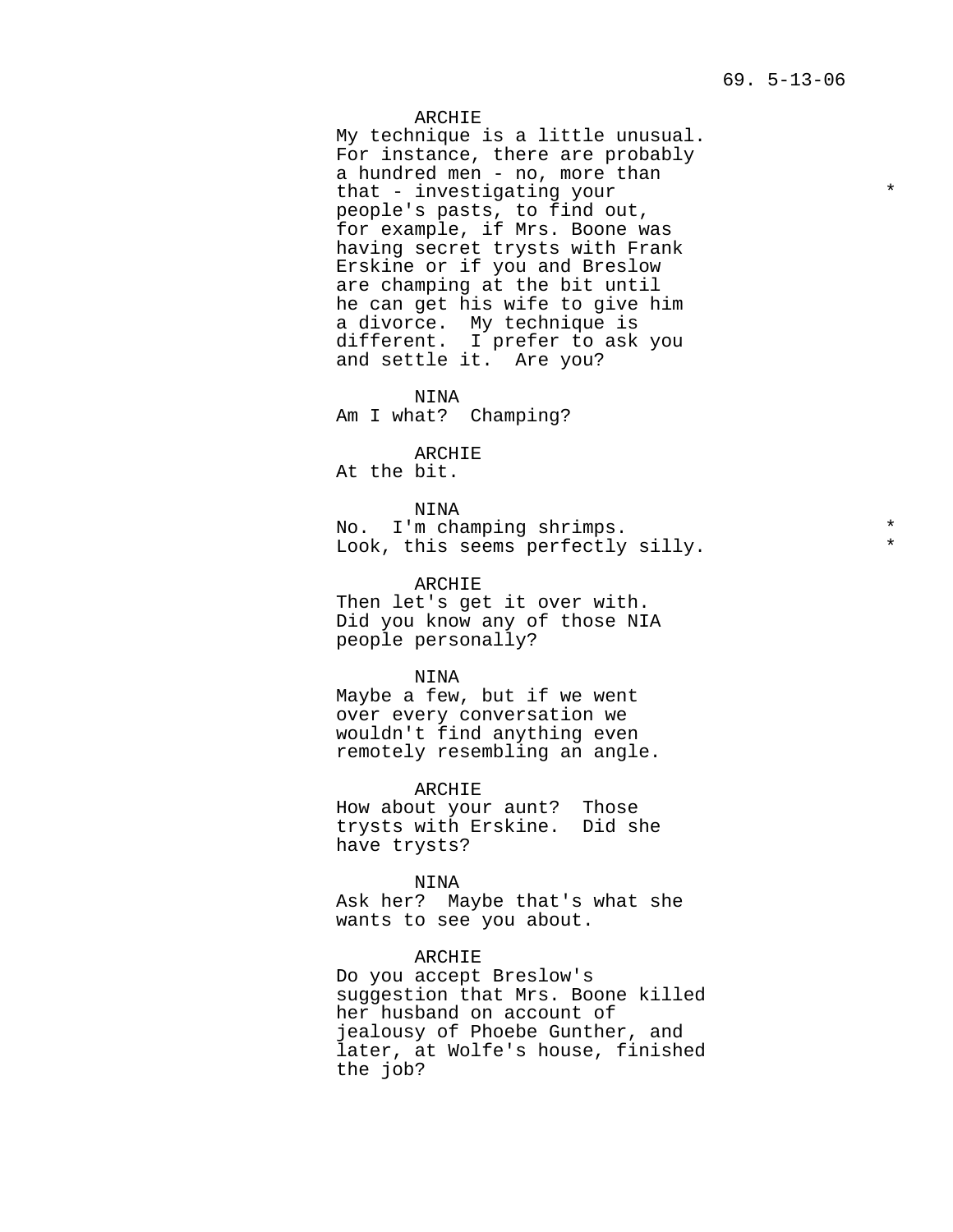ARCHIE
My technique is a little unusual. For instance, there are probably a hundred men - no, more than that - investigating your people's pasts, to find out, for example, if Mrs. Boone was having secret trysts with Frank Erskine or if you and Breslow are champing at the bit until he can get his wife to give him a divorce. My technique is different. I prefer to ask you and settle it. Are you? *

NINA
Am I what? Champing?

ARCHIE
At the bit.

NINA
No. I'm champing shrimps. *
Look, this seems perfectly silly. *

ARCHIE
Then let's get it over with. Did you know any of those NIA people personally?

NINA
Maybe a few, but if we went over every conversation we wouldn't find anything even remotely resembling an angle.

ARCHIE
How about your aunt? Those trysts with Erskine. Did she have trysts?

NINA
Ask her? Maybe that's what she wants to see you about.

ARCHIE
Do you accept Breslow's suggestion that Mrs. Boone killed her husband on account of jealousy of Phoebe Gunther, and later, at Wolfe's house, finished the job?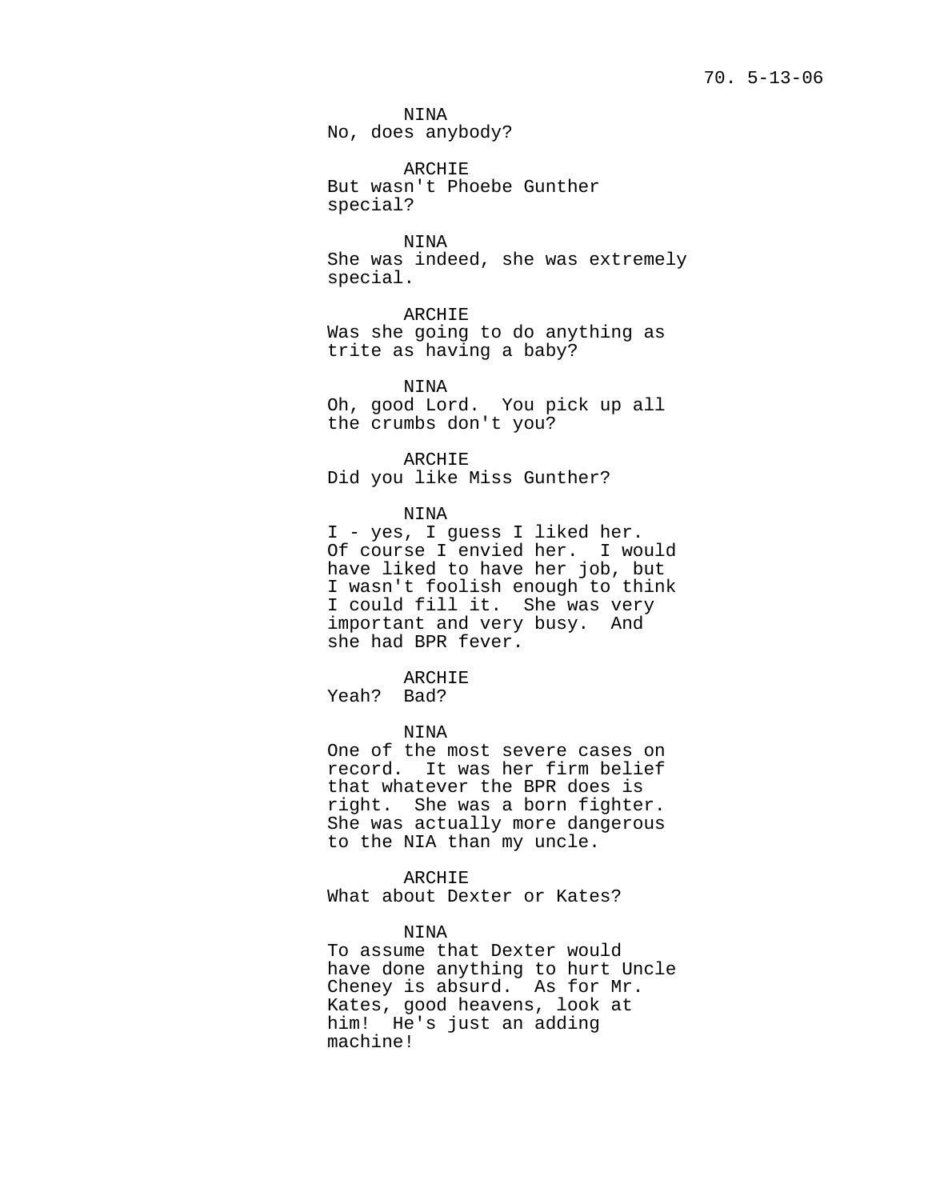NINA
No, does anybody?

ARCHIE
But wasn't Phoebe Gunther special?

NINA
She was indeed, she was extremely special.

ARCHIE
Was she going to do anything as trite as having a baby?

NINA
Oh, good Lord. You pick up all the crumbs don't you?

ARCHIE
Did you like Miss Gunther?

NINA
I - yes, I guess I liked her. Of course I envied her. I would have liked to have her job, but I wasn't foolish enough to think I could fill it. She was very important and very busy. And she had BPR fever.

ARCHIE
Yeah? Bad?

NINA
One of the most severe cases on record. It was her firm belief that whatever the BPR does is right. She was a born fighter. She was actually more dangerous to the NIA than my uncle.

ARCHIE
What about Dexter or Kates?

NINA
To assume that Dexter would have done anything to hurt Uncle Cheney is absurd. As for Mr. Kates, good heavens, look at him! He's just an adding machine!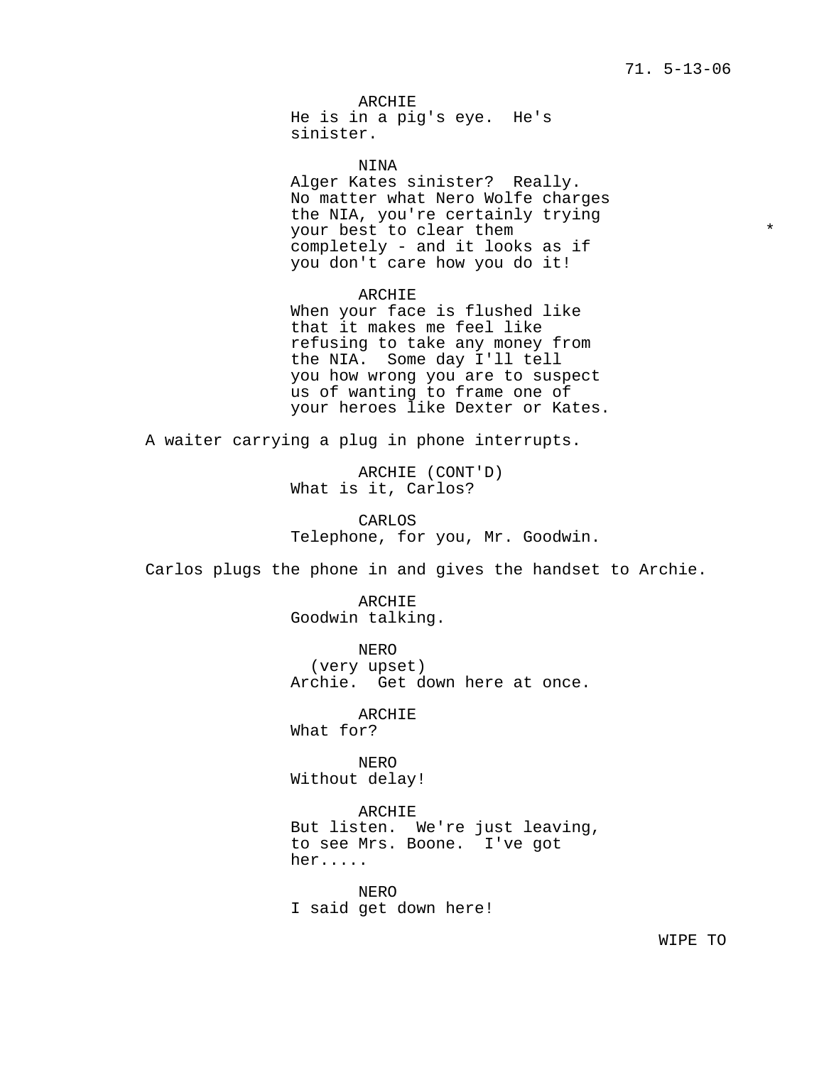ARCHIE
He is in a pig's eye. He's sinister.

NINA
Alger Kates sinister? Really. No matter what Nero Wolfe charges the NIA, you're certainly trying your best to clear them completely - and it looks as if you don't care how you do it! *

ARCHIE
When your face is flushed like that it makes me feel like refusing to take any money from the NIA. Some day I'll tell you how wrong you are to suspect us of wanting to frame one of your heroes like Dexter or Kates.

A waiter carrying a plug in phone interrupts.

ARCHIE (CONT'D)
What is it, Carlos?

CARLOS
Telephone, for you, Mr. Goodwin.

Carlos plugs the phone in and gives the handset to Archie.

ARCHIE
Goodwin talking.

NERO
(very upset)
Archie. Get down here at once.

ARCHIE
What for?

NERO
Without delay!

ARCHIE
But listen. We're just leaving, to see Mrs. Boone. I've got her.....

NERO
I said get down here!

WIPE TO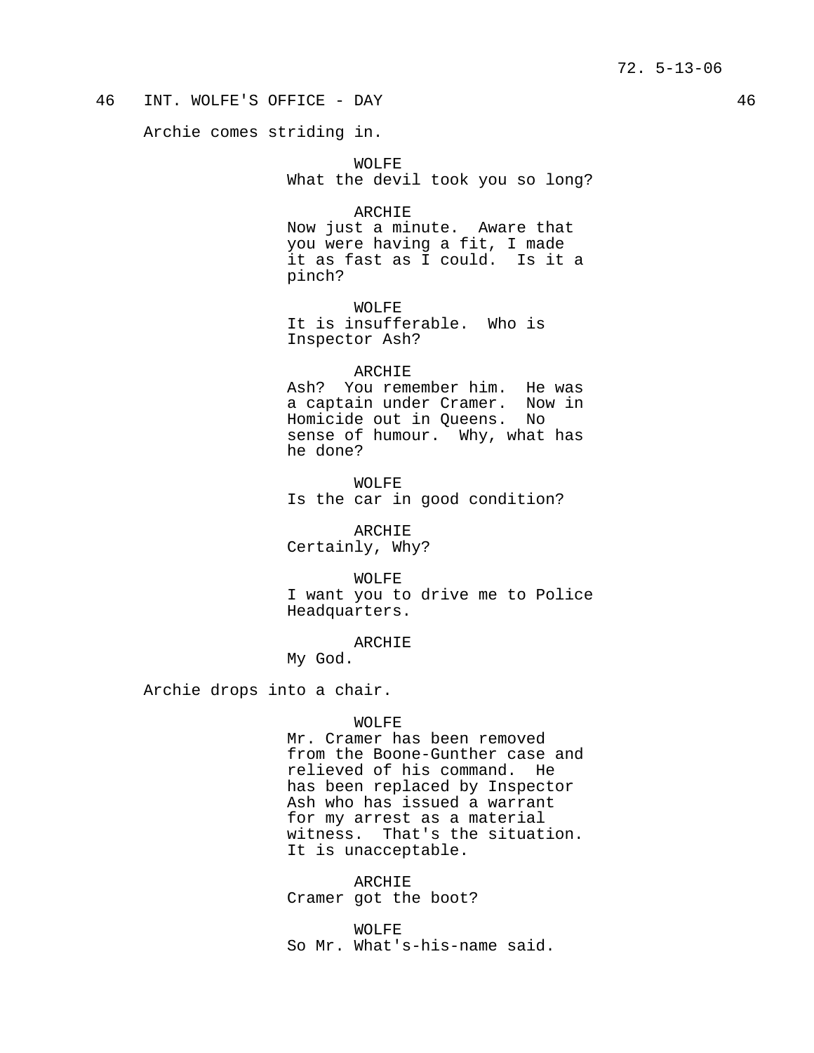46 INT. WOLFE'S OFFICE - DAY 46

Archie comes striding in.

WOLFE
What the devil took you so long?

ARCHIE
Now just a minute. Aware that you were having a fit, I made it as fast as I could. Is it a pinch?

WOLFE
It is insufferable. Who is Inspector Ash?

ARCHIE
Ash? You remember him. He was a captain under Cramer. Now in Homicide out in Queens. No sense of humour. Why, what has he done?

WOLFE
Is the car in good condition?

ARCHIE
Certainly, Why?

WOLFE
I want you to drive me to Police Headquarters.

ARCHIE
My God.

Archie drops into a chair.

WOLFE
Mr. Cramer has been removed from the Boone-Gunther case and relieved of his command. He has been replaced by Inspector Ash who has issued a warrant for my arrest as a material witness. That's the situation. It is unacceptable.

ARCHIE
Cramer got the boot?

WOLFE
So Mr. What's-his-name said.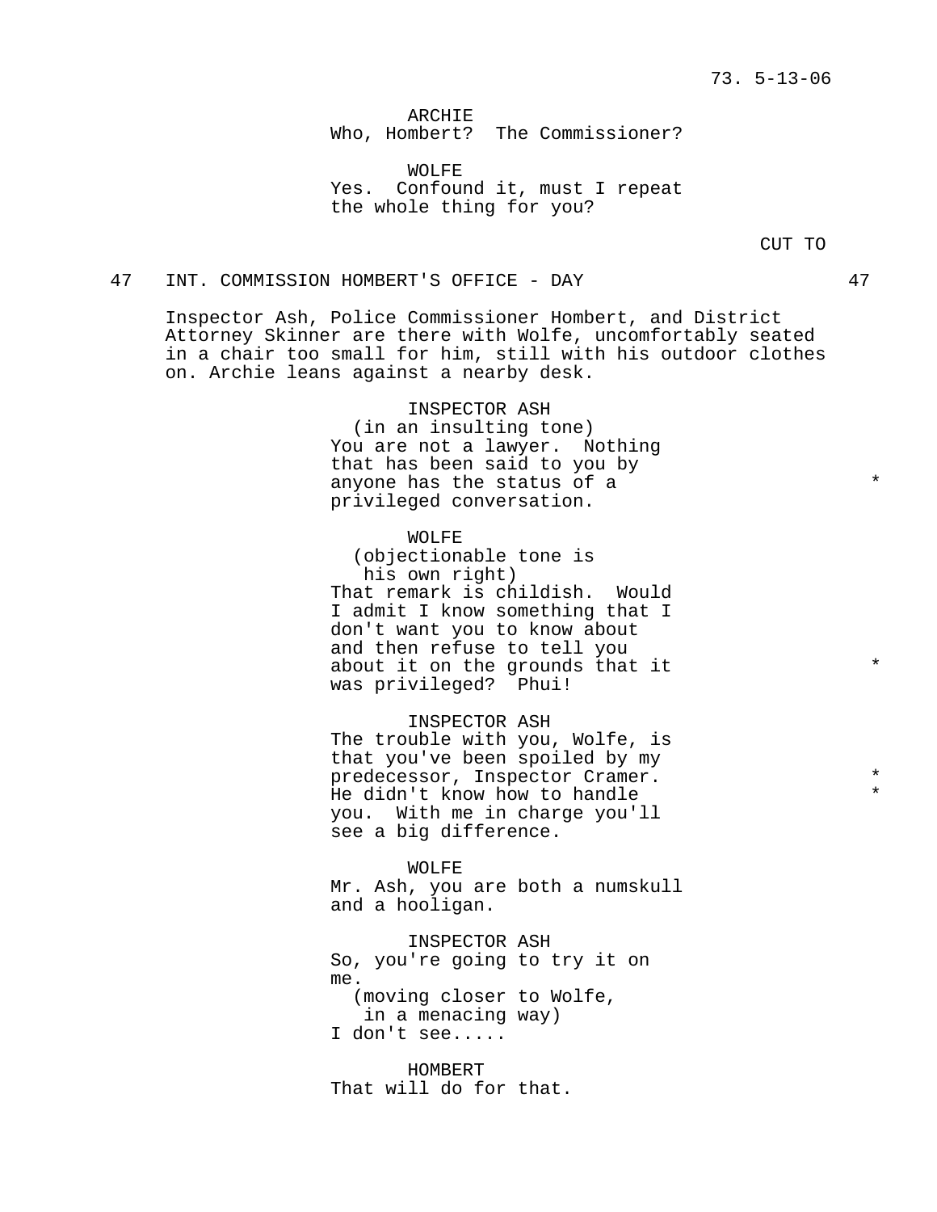ARCHIE
Who, Hombert?  The Commissioner?

WOLFE
Yes.  Confound it, must I repeat the whole thing for you?

CUT TO

47   INT. COMMISSION HOMBERT'S OFFICE - DAY   47

Inspector Ash, Police Commissioner Hombert, and District Attorney Skinner are there with Wolfe, uncomfortably seated in a chair too small for him, still with his outdoor clothes on. Archie leans against a nearby desk.

INSPECTOR ASH
(in an insulting tone)
You are not a lawyer.  Nothing that has been said to you by anyone has the status of a privileged conversation. *

WOLFE
(objectionable tone is his own right)
That remark is childish.  Would I admit I know something that I don't want you to know about and then refuse to tell you about it on the grounds that it was privileged?  Phui! *

INSPECTOR ASH
The trouble with you, Wolfe, is that you've been spoiled by my predecessor, Inspector Cramer. He didn't know how to handle you.  With me in charge you'll see a big difference. * *

WOLFE
Mr. Ash, you are both a numskull and a hooligan.

INSPECTOR ASH
So, you're going to try it on me.
(moving closer to Wolfe, in a menacing way)
I don't see.....

HOMBERT
That will do for that.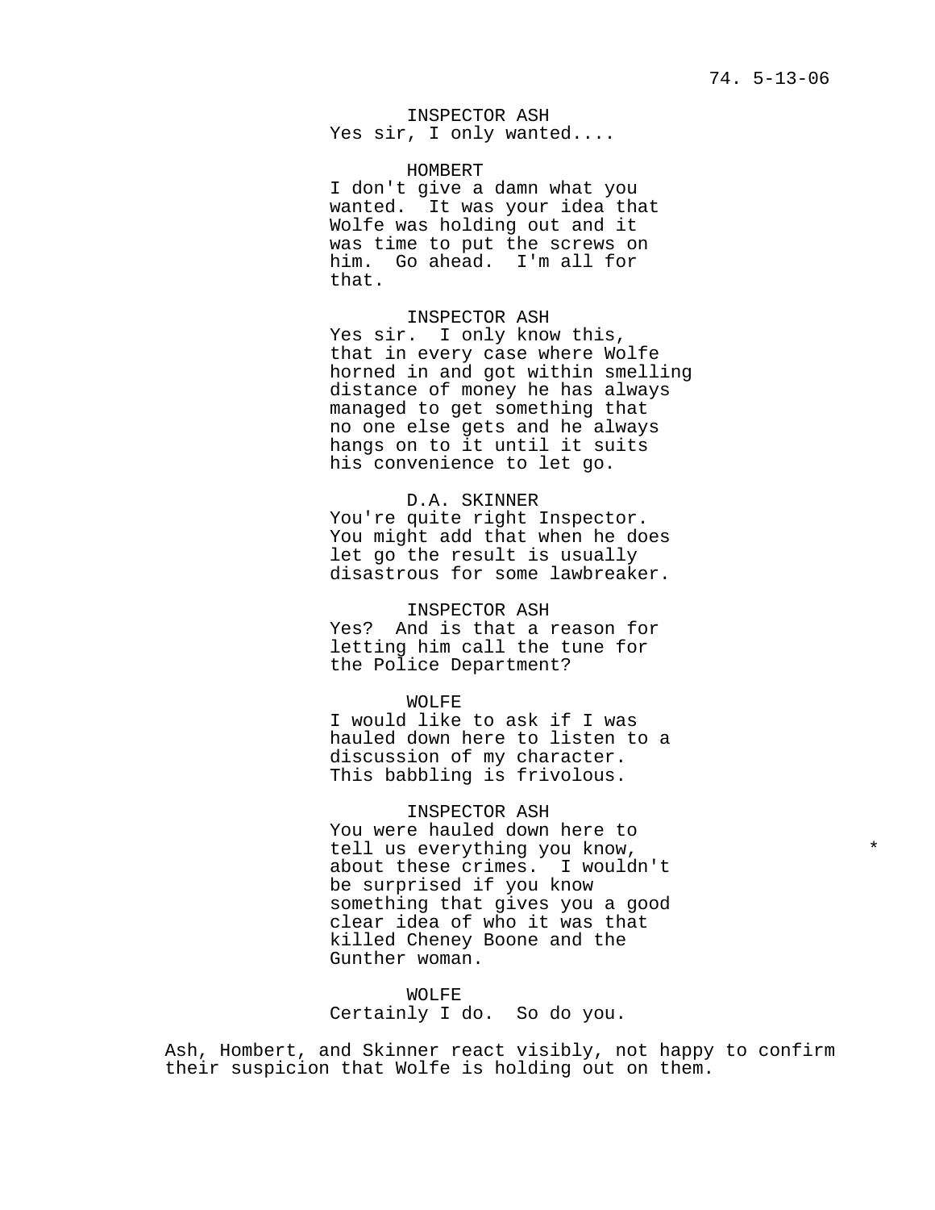INSPECTOR ASH
Yes sir, I only wanted....

HOMBERT
I don't give a damn what you wanted.  It was your idea that Wolfe was holding out and it was time to put the screws on him.  Go ahead.  I'm all for that.

INSPECTOR ASH
Yes sir.  I only know this, that in every case where Wolfe horned in and got within smelling distance of money he has always managed to get something that no one else gets and he always hangs on to it until it suits his convenience to let go.

D.A. SKINNER
You're quite right Inspector.  You might add that when he does let go the result is usually disastrous for some lawbreaker.

INSPECTOR ASH
Yes?  And is that a reason for letting him call the tune for the Police Department?

WOLFE
I would like to ask if I was hauled down here to listen to a discussion of my character.  This babbling is frivolous.

INSPECTOR ASH
You were hauled down here to tell us everything you know, about these crimes.  I wouldn't be surprised if you know something that gives you a good clear idea of who it was that killed Cheney Boone and the Gunther woman. *

WOLFE
Certainly I do.  So do you.

Ash, Hombert, and Skinner react visibly, not happy to confirm their suspicion that Wolfe is holding out on them.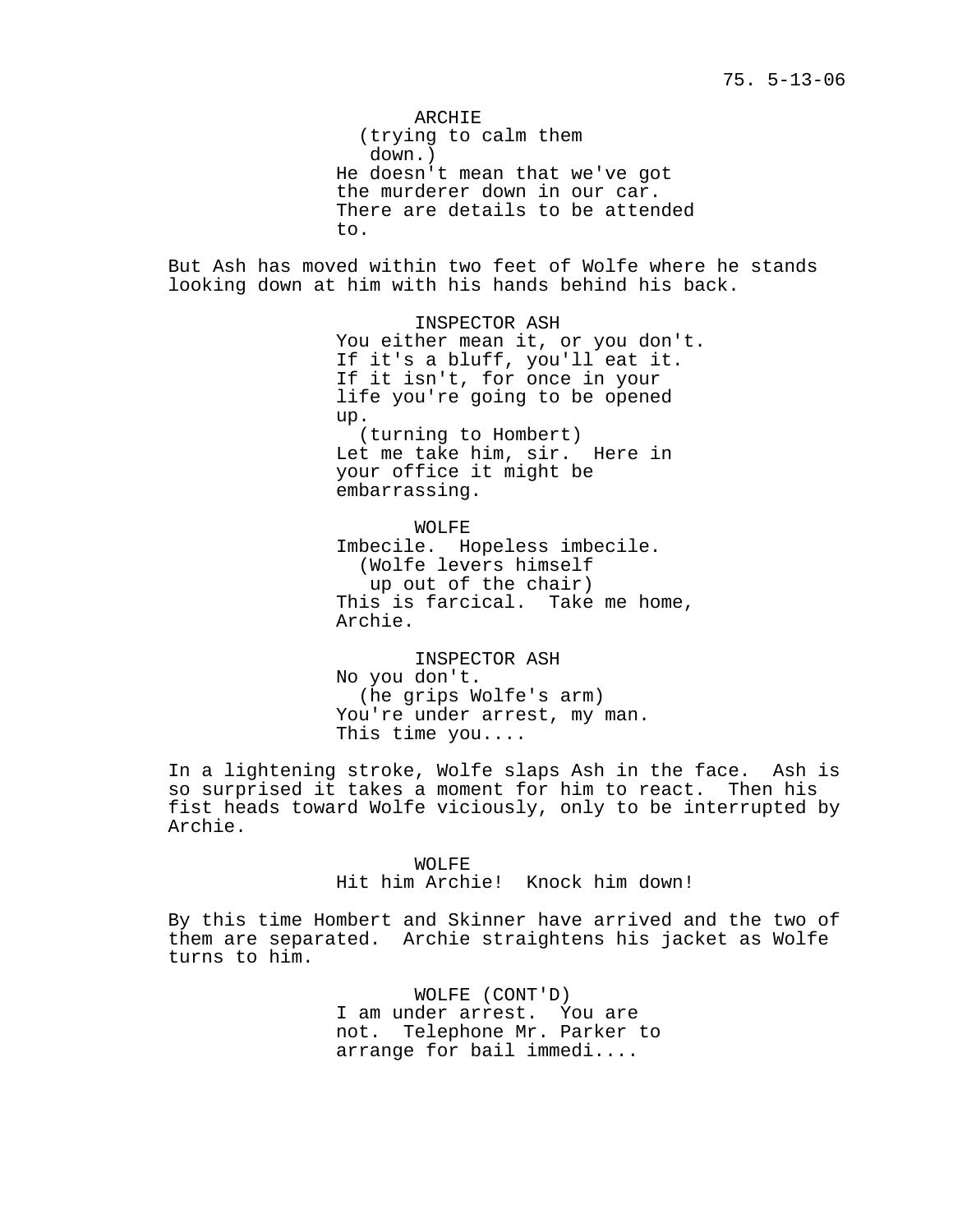ARCHIE
(trying to calm them down.)
He doesn't mean that we've got the murderer down in our car. There are details to be attended to.

But Ash has moved within two feet of Wolfe where he stands looking down at him with his hands behind his back.

INSPECTOR ASH
You either mean it, or you don't. If it's a bluff, you'll eat it. If it isn't, for once in your life you're going to be opened up.
(turning to Hombert)
Let me take him, sir. Here in your office it might be embarrassing.

WOLFE
Imbecile. Hopeless imbecile.
(Wolfe levers himself up out of the chair)
This is farcical. Take me home, Archie.

INSPECTOR ASH
No you don't.
(he grips Wolfe's arm)
You're under arrest, my man. This time you....

In a lightening stroke, Wolfe slaps Ash in the face. Ash is so surprised it takes a moment for him to react. Then his fist heads toward Wolfe viciously, only to be interrupted by Archie.

WOLFE
Hit him Archie! Knock him down!

By this time Hombert and Skinner have arrived and the two of them are separated. Archie straightens his jacket as Wolfe turns to him.

WOLFE (CONT'D)
I am under arrest. You are not. Telephone Mr. Parker to arrange for bail immedi....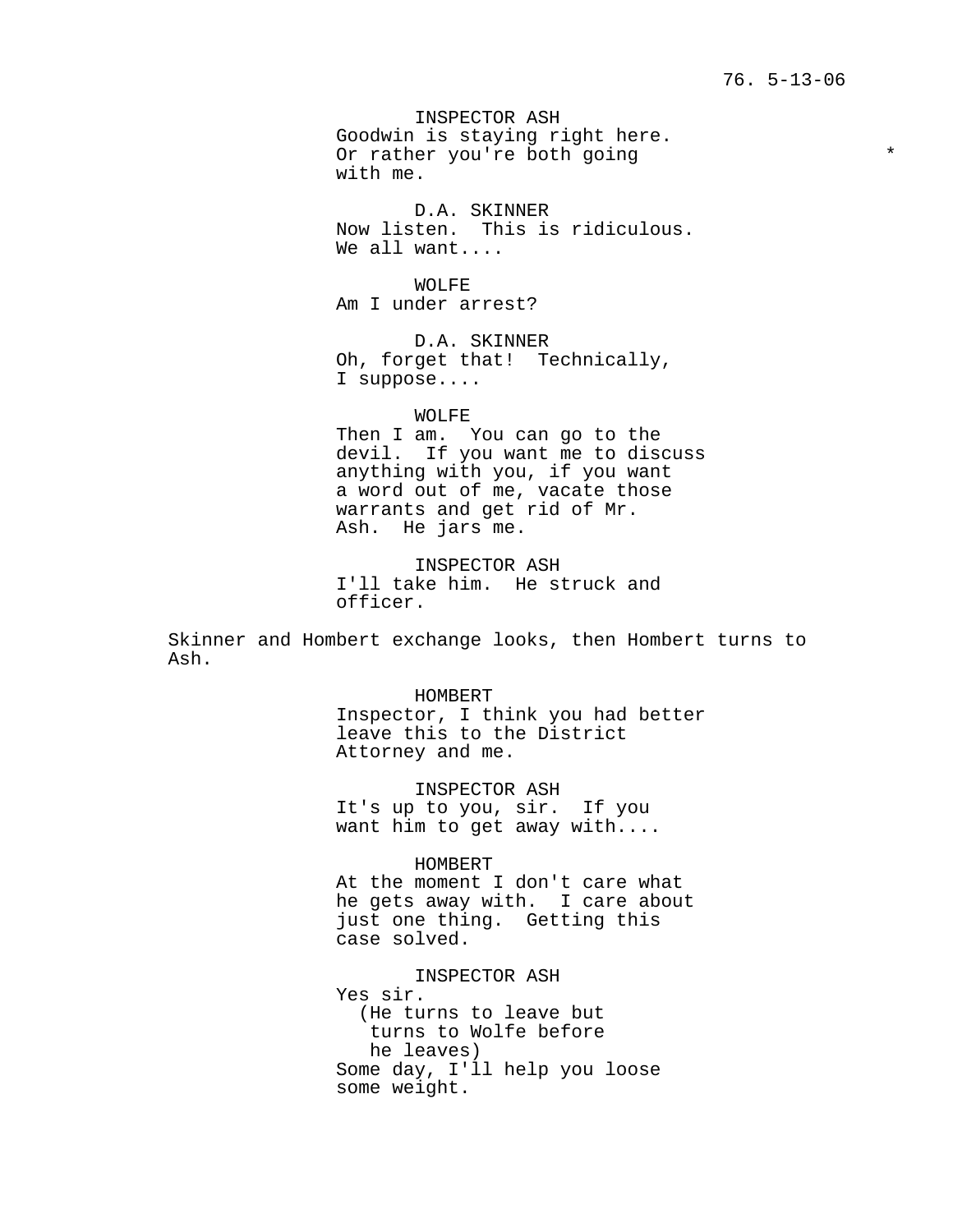INSPECTOR ASH
Goodwin is staying right here.
Or rather you're both going *
with me.

D.A. SKINNER
Now listen. This is ridiculous.
We all want....

WOLFE
Am I under arrest?

D.A. SKINNER
Oh, forget that! Technically,
I suppose....

WOLFE
Then I am. You can go to the
devil. If you want me to discuss
anything with you, if you want
a word out of me, vacate those
warrants and get rid of Mr.
Ash. He jars me.

INSPECTOR ASH
I'll take him. He struck and
officer.

Skinner and Hombert exchange looks, then Hombert turns to Ash.

HOMBERT
Inspector, I think you had better
leave this to the District
Attorney and me.

INSPECTOR ASH
It's up to you, sir. If you
want him to get away with....

HOMBERT
At the moment I don't care what
he gets away with. I care about
just one thing. Getting this
case solved.

INSPECTOR ASH
Yes sir.
(He turns to leave but
turns to Wolfe before
he leaves)
Some day, I'll help you loose
some weight.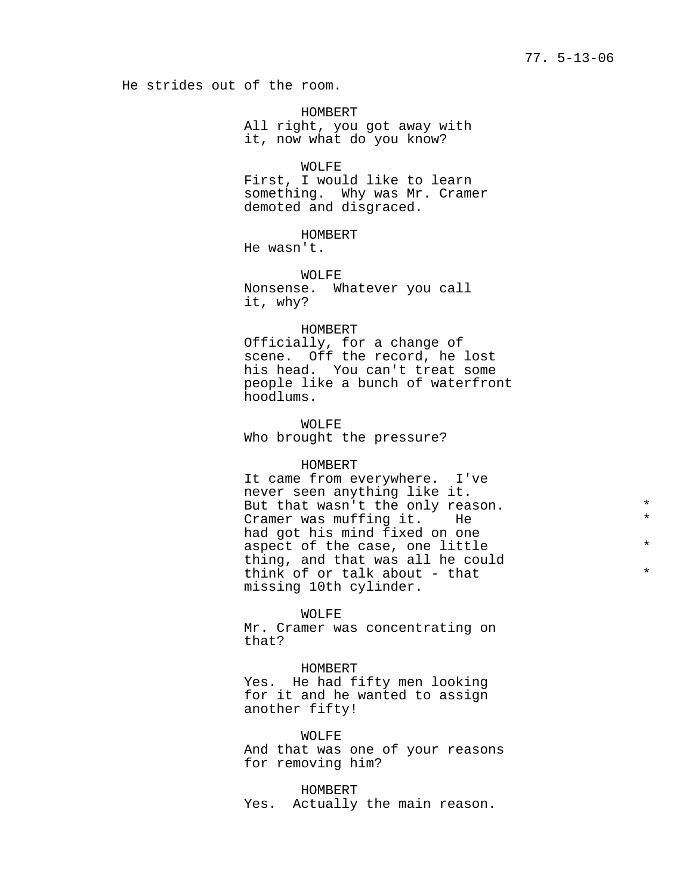He strides out of the room.

HOMBERT
All right, you got away with it, now what do you know?

WOLFE
First, I would like to learn something.  Why was Mr. Cramer demoted and disgraced.

HOMBERT
He wasn't.

WOLFE
Nonsense.  Whatever you call it, why?

HOMBERT
Officially, for a change of scene.  Off the record, he lost his head.  You can't treat some people like a bunch of waterfront hoodlums.

WOLFE
Who brought the pressure?

HOMBERT
It came from everywhere.  I've never seen anything like it. But that wasn't the only reason. * Cramer was muffing it.    He * had got his mind fixed on one aspect of the case, one little * thing, and that was all he could think of or talk about - that * missing 10th cylinder.

WOLFE
Mr. Cramer was concentrating on that?

HOMBERT
Yes.  He had fifty men looking for it and he wanted to assign another fifty!

WOLFE
And that was one of your reasons for removing him?

HOMBERT
Yes.  Actually the main reason.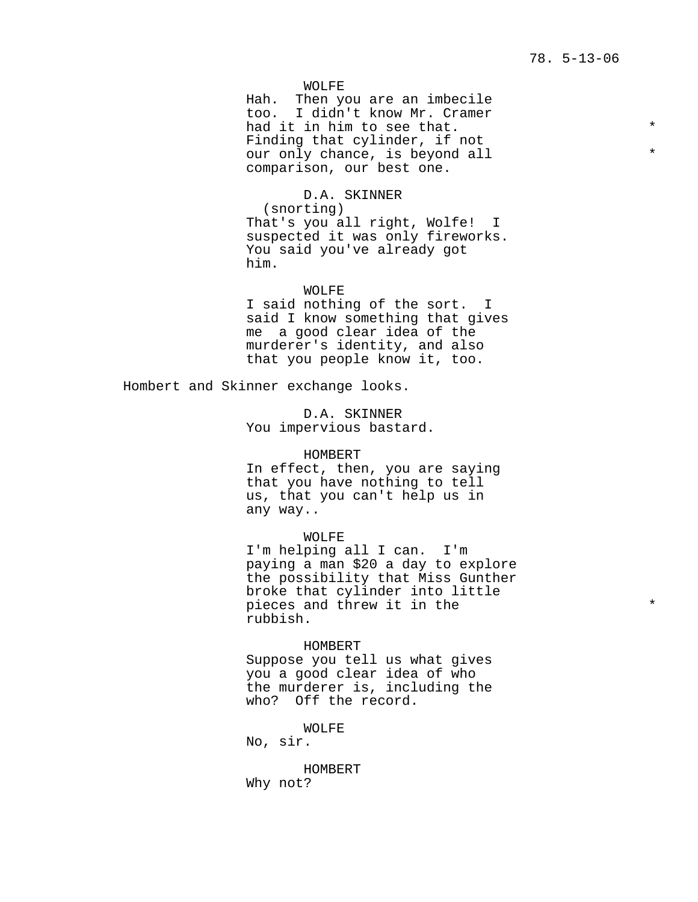WOLFE

Hah. Then you are an imbecile too. I didn't know Mr. Cramer had it in him to see that. *
Finding that cylinder, if not our only chance, is beyond all *
comparison, our best one.

D.A. SKINNER

(snorting)

That's you all right, Wolfe! I suspected it was only fireworks. You said you've already got him.

WOLFE

I said nothing of the sort. I said I know something that gives me a good clear idea of the murderer's identity, and also that you people know it, too.

Hombert and Skinner exchange looks.

D.A. SKINNER

You impervious bastard.

HOMBERT

In effect, then, you are saying that you have nothing to tell us, that you can't help us in any way..

WOLFE

I'm helping all I can. I'm paying a man $20 a day to explore the possibility that Miss Gunther broke that cylinder into little pieces and threw it in the *
rubbish.

HOMBERT

Suppose you tell us what gives you a good clear idea of who the murderer is, including the who? Off the record.

WOLFE

No, sir.

HOMBERT

Why not?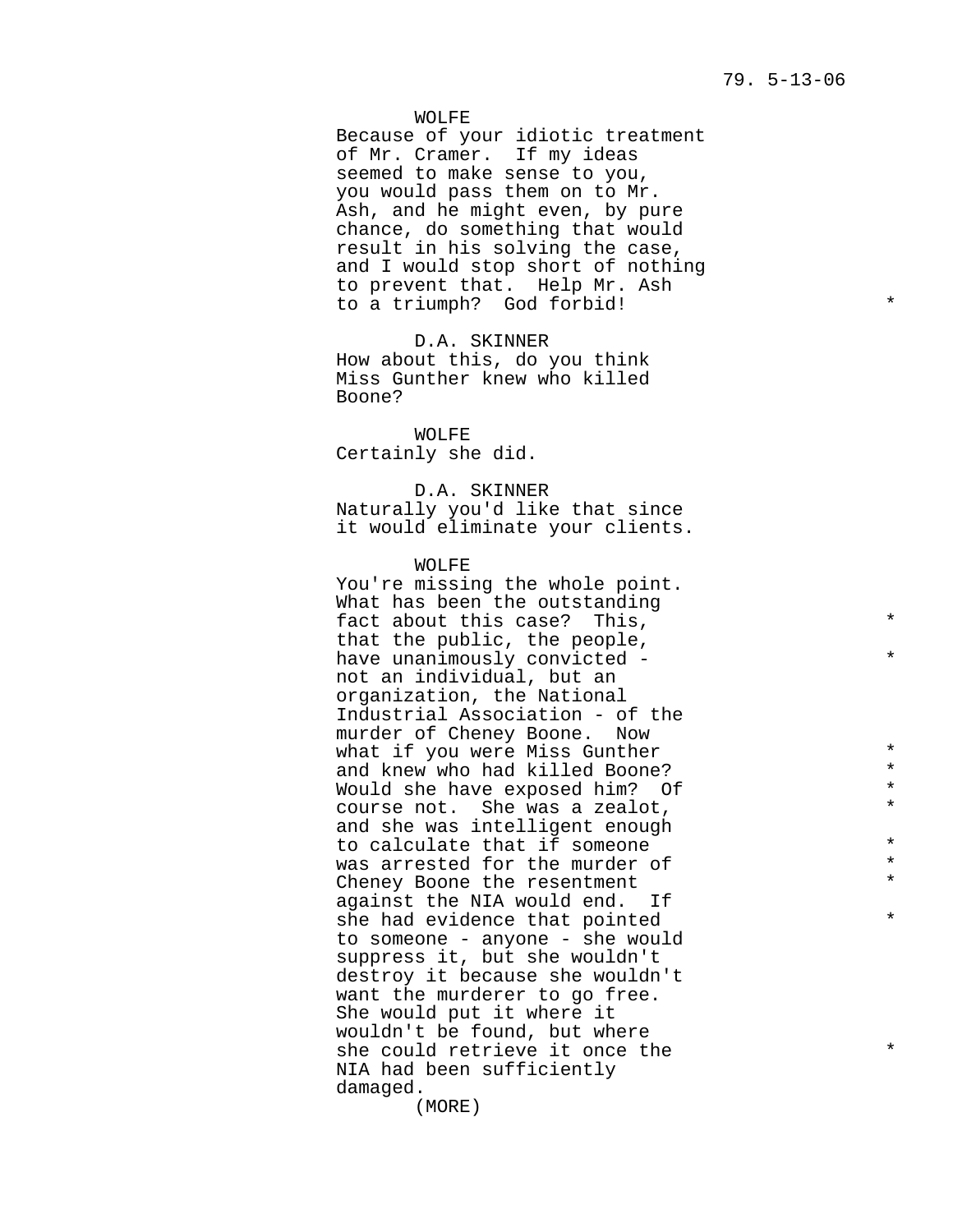WOLFE
Because of your idiotic treatment of Mr. Cramer. If my ideas seemed to make sense to you, you would pass them on to Mr. Ash, and he might even, by pure chance, do something that would result in his solving the case, and I would stop short of nothing to prevent that. Help Mr. Ash to a triumph? God forbid! *

D.A. SKINNER
How about this, do you think Miss Gunther knew who killed Boone?

WOLFE
Certainly she did.

D.A. SKINNER
Naturally you'd like that since it would eliminate your clients.

WOLFE
You're missing the whole point. What has been the outstanding fact about this case? This, that the public, the people, have unanimously convicted - not an individual, but an organization, the National Industrial Association - of the murder of Cheney Boone. Now what if you were Miss Gunther and knew who had killed Boone? Would she have exposed him? Of course not. She was a zealot, and she was intelligent enough to calculate that if someone was arrested for the murder of Cheney Boone the resentment against the NIA would end. If she had evidence that pointed to someone - anyone - she would suppress it, but she wouldn't destroy it because she wouldn't want the murderer to go free. She would put it where it wouldn't be found, but where she could retrieve it once the NIA had been sufficiently damaged. * * * * * * * * * * * *

(MORE)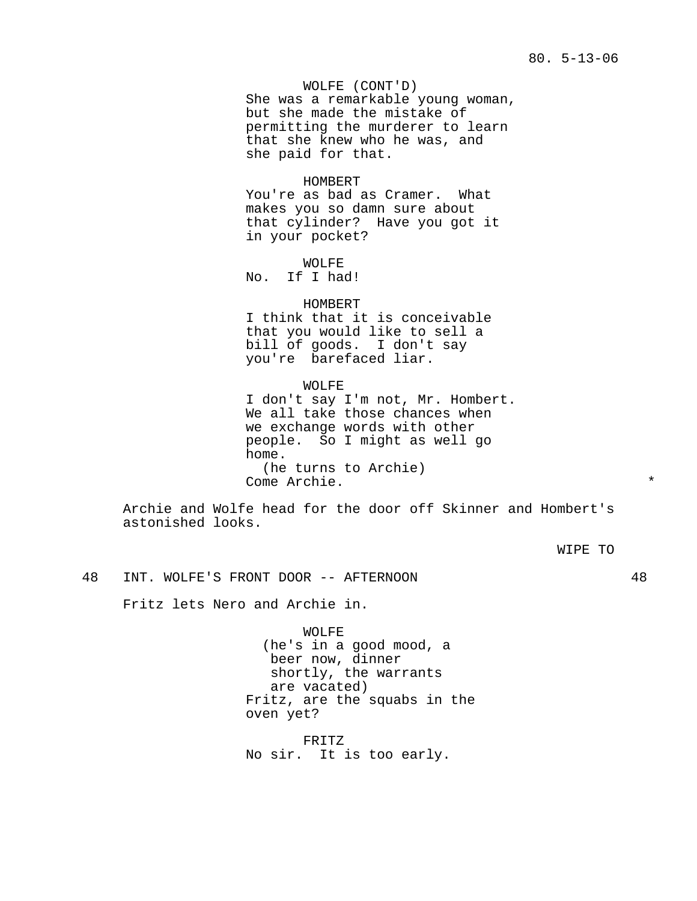WOLFE (CONT'D)
She was a remarkable young woman, but she made the mistake of permitting the murderer to learn that she knew who he was, and she paid for that.

HOMBERT
You're as bad as Cramer. What makes you so damn sure about that cylinder? Have you got it in your pocket?

WOLFE
No. If I had!

HOMBERT
I think that it is conceivable that you would like to sell a bill of goods. I don't say you're barefaced liar.

WOLFE
I don't say I'm not, Mr. Hombert. We all take those chances when we exchange words with other people. So I might as well go home.
(he turns to Archie)
Come Archie. *

Archie and Wolfe head for the door off Skinner and Hombert's astonished looks.

WIPE TO

48 INT. WOLFE'S FRONT DOOR -- AFTERNOON 48

Fritz lets Nero and Archie in.

WOLFE
(he's in a good mood, a beer now, dinner shortly, the warrants are vacated)
Fritz, are the squabs in the oven yet?

FRITZ
No sir. It is too early.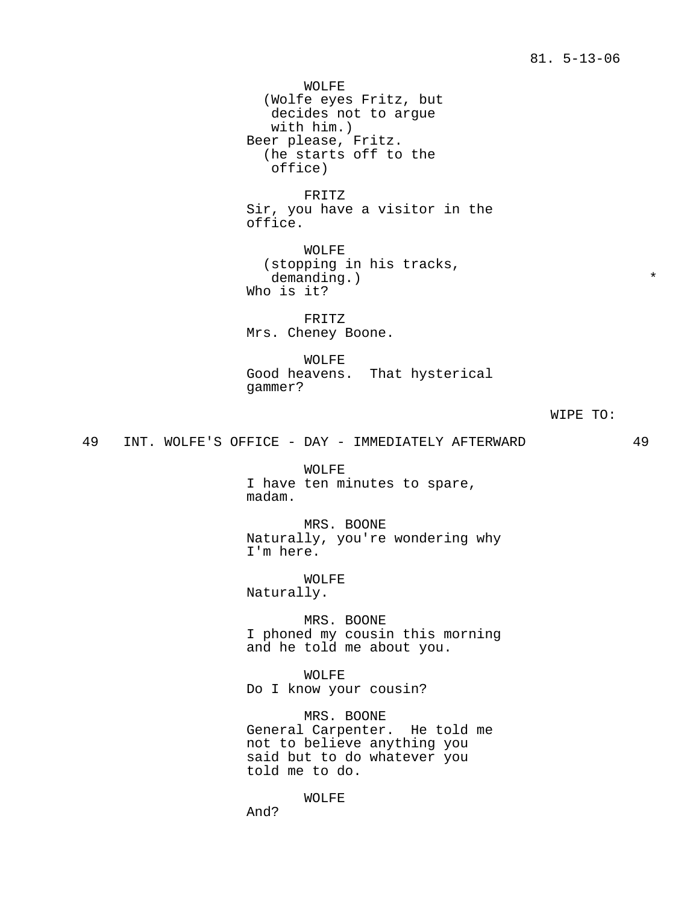WOLFE
(Wolfe eyes Fritz, but decides not to argue with him.)
Beer please, Fritz.
(he starts off to the office)

FRITZ
Sir, you have a visitor in the office.

WOLFE
(stopping in his tracks, demanding.) *
Who is it?

FRITZ
Mrs. Cheney Boone.

WOLFE
Good heavens. That hysterical gammer?

WIPE TO:

49 INT. WOLFE'S OFFICE - DAY - IMMEDIATELY AFTERWARD 49

WOLFE
I have ten minutes to spare, madam.

MRS. BOONE
Naturally, you're wondering why I'm here.

WOLFE
Naturally.

MRS. BOONE
I phoned my cousin this morning and he told me about you.

WOLFE
Do I know your cousin?

MRS. BOONE
General Carpenter. He told me not to believe anything you said but to do whatever you told me to do.

WOLFE
And?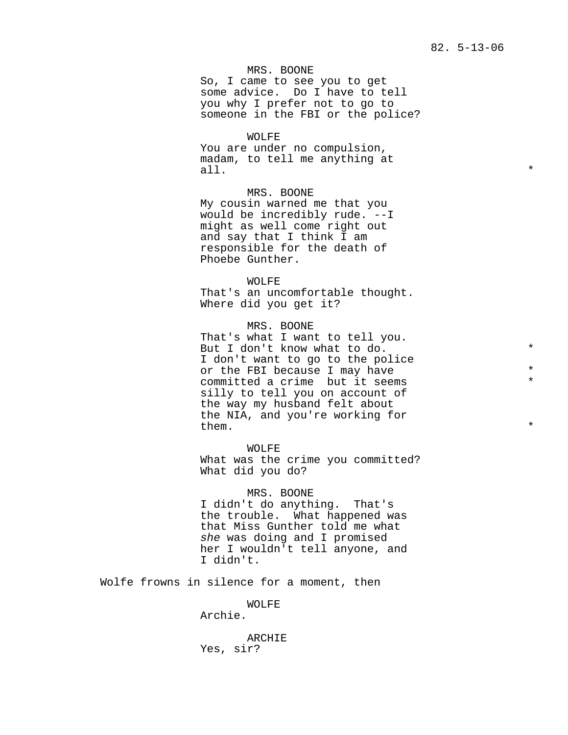MRS. BOONE
So, I came to see you to get some advice. Do I have to tell you why I prefer not to go to someone in the FBI or the police?

WOLFE
You are under no compulsion, madam, to tell me anything at all. *

MRS. BOONE
My cousin warned me that you would be incredibly rude. --I might as well come right out and say that I think I am responsible for the death of Phoebe Gunther.

WOLFE
That's an uncomfortable thought. Where did you get it?

MRS. BOONE
That's what I want to tell you. But I don't know what to do. *
I don't want to go to the police or the FBI because I may have *
committed a crime but it seems *
silly to tell you on account of the way my husband felt about the NIA, and you're working for them. *

WOLFE
What was the crime you committed? What did you do?

MRS. BOONE
I didn't do anything. That's the trouble. What happened was that Miss Gunther told me what *she* was doing and I promised her I wouldn't tell anyone, and I didn't.

Wolfe frowns in silence for a moment, then

WOLFE
Archie.

ARCHIE
Yes, sir?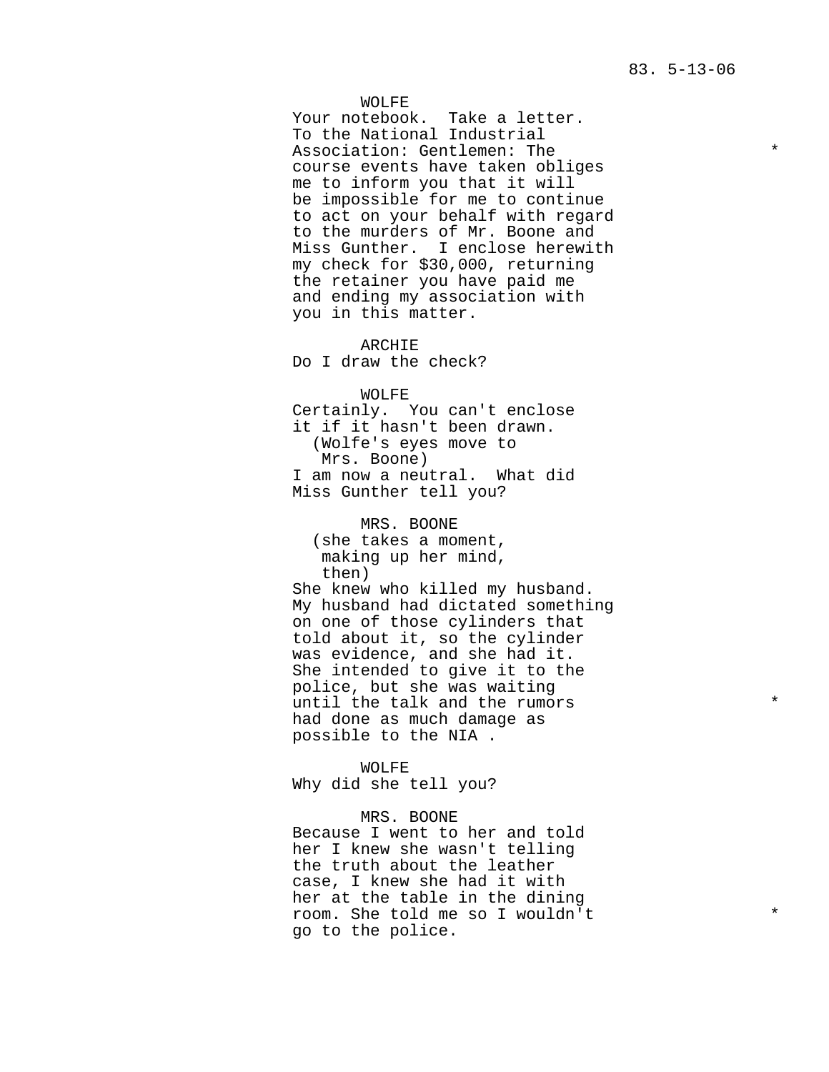WOLFE
Your notebook. Take a letter. To the National Industrial Association: Gentlemen: The course events have taken obliges me to inform you that it will be impossible for me to continue to act on your behalf with regard to the murders of Mr. Boone and Miss Gunther. I enclose herewith my check for $30,000, returning the retainer you have paid me and ending my association with you in this matter. *

ARCHIE
Do I draw the check?

WOLFE
Certainly. You can't enclose it if it hasn't been drawn.
(Wolfe's eyes move to Mrs. Boone)
I am now a neutral. What did Miss Gunther tell you?

MRS. BOONE
(she takes a moment, making up her mind, then)
She knew who killed my husband. My husband had dictated something on one of those cylinders that told about it, so the cylinder was evidence, and she had it. She intended to give it to the police, but she was waiting until the talk and the rumors had done as much damage as possible to the NIA . *

WOLFE
Why did she tell you?

MRS. BOONE
Because I went to her and told her I knew she wasn't telling the truth about the leather case, I knew she had it with her at the table in the dining room. She told me so I wouldn't go to the police. *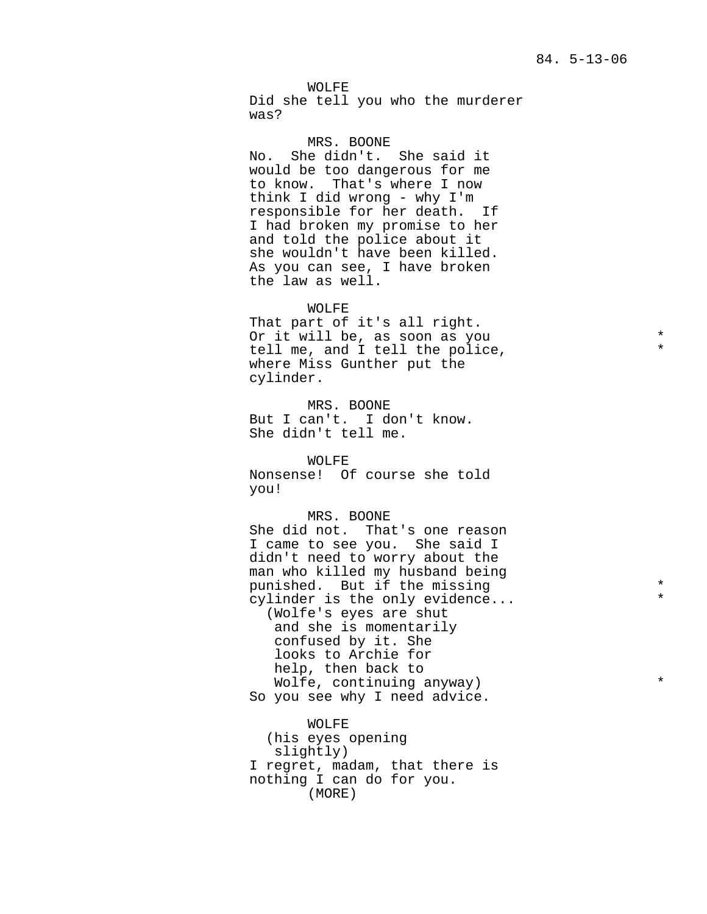WOLFE
Did she tell you who the murderer was?

MRS. BOONE
No. She didn't. She said it would be too dangerous for me to know. That's where I now think I did wrong - why I'm responsible for her death. If I had broken my promise to her and told the police about it she wouldn't have been killed. As you can see, I have broken the law as well.

WOLFE
That part of it's all right. Or it will be, as soon as you tell me, and I tell the police, where Miss Gunther put the cylinder. *

MRS. BOONE
But I can't. I don't know. She didn't tell me.

WOLFE
Nonsense! Of course she told you!

MRS. BOONE
She did not. That's one reason I came to see you. She said I didn't need to worry about the man who killed my husband being punished. But if the missing cylinder is the only evidence... *
(Wolfe's eyes are shut and she is momentarily confused by it. She looks to Archie for help, then back to Wolfe, continuing anyway) *
So you see why I need advice.

WOLFE
(his eyes opening slightly)
I regret, madam, that there is nothing I can do for you.
(MORE)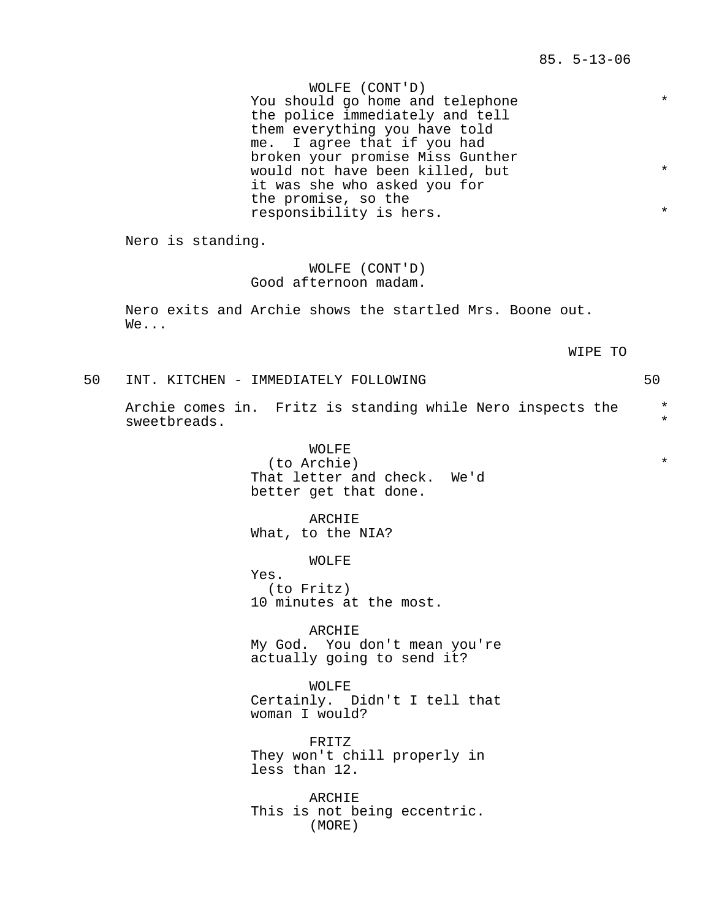WOLFE (CONT'D)
You should go home and telephone the police immediately and tell them everything you have told me. I agree that if you had broken your promise Miss Gunther would not have been killed, but it was she who asked you for the promise, so the responsibility is hers.

Nero is standing.

WOLFE (CONT'D)
Good afternoon madam.

Nero exits and Archie shows the startled Mrs. Boone out. We...

WIPE TO

50 INT. KITCHEN - IMMEDIATELY FOLLOWING 50

Archie comes in. Fritz is standing while Nero inspects the sweetbreads.

WOLFE
(to Archie)
That letter and check. We'd better get that done.

ARCHIE
What, to the NIA?

WOLFE
Yes.
(to Fritz)
10 minutes at the most.

ARCHIE
My God. You don't mean you're actually going to send it?

WOLFE
Certainly. Didn't I tell that woman I would?

FRITZ
They won't chill properly in less than 12.

ARCHIE
This is not being eccentric.
(MORE)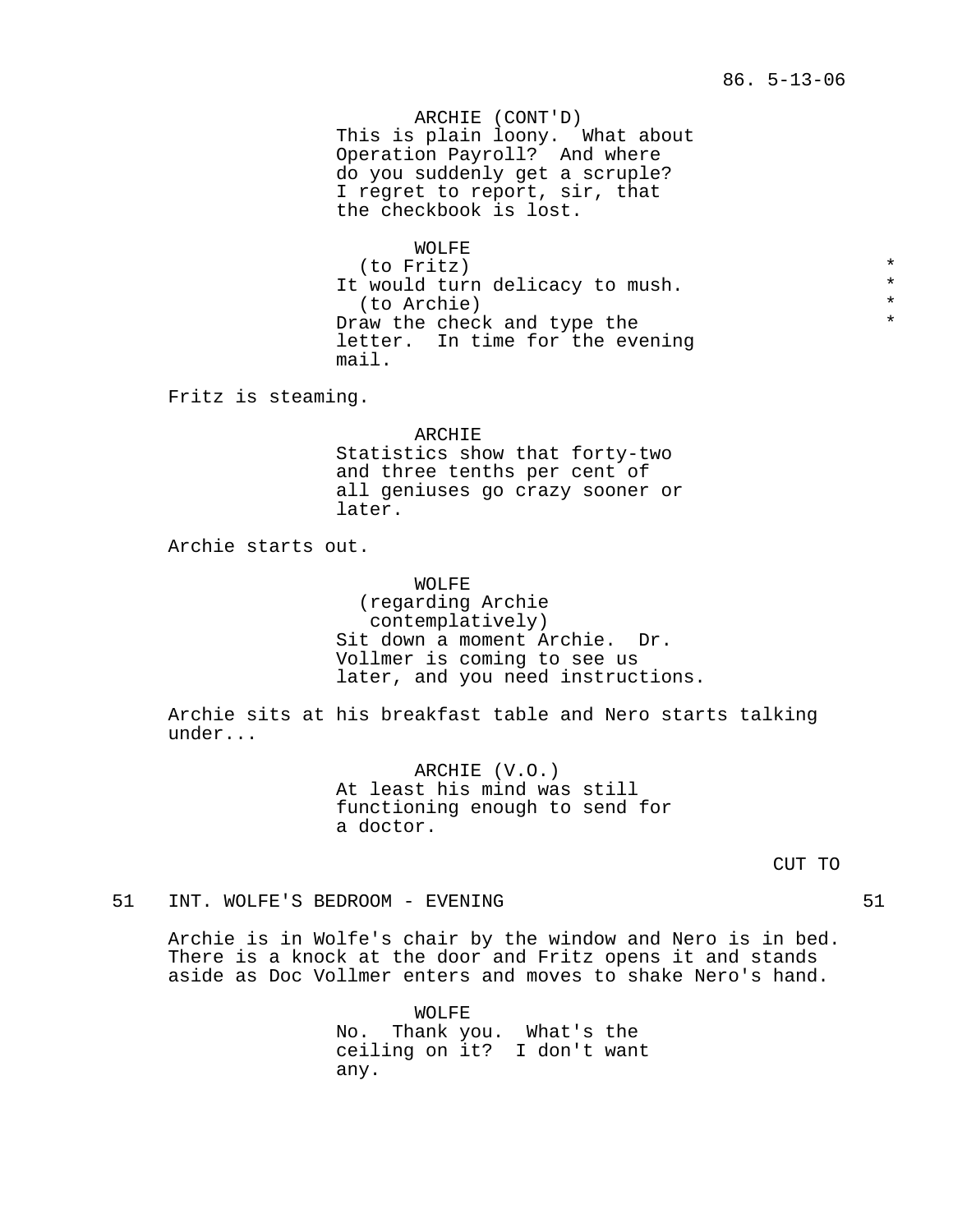ARCHIE (CONT'D)
This is plain loony. What about Operation Payroll? And where do you suddenly get a scruple? I regret to report, sir, that the checkbook is lost.

WOLFE
(to Fritz) *
It would turn delicacy to mush. *
(to Archie) *
Draw the check and type the letter. In time for the evening mail. *

Fritz is steaming.

ARCHIE
Statistics show that forty-two and three tenths per cent of all geniuses go crazy sooner or later.

Archie starts out.

WOLFE
(regarding Archie contemplatively)
Sit down a moment Archie. Dr. Vollmer is coming to see us later, and you need instructions.

Archie sits at his breakfast table and Nero starts talking under...

ARCHIE (V.O.)
At least his mind was still functioning enough to send for a doctor.

CUT TO

51 INT. WOLFE'S BEDROOM - EVENING 51

Archie is in Wolfe's chair by the window and Nero is in bed. There is a knock at the door and Fritz opens it and stands aside as Doc Vollmer enters and moves to shake Nero's hand.

WOLFE
No. Thank you. What's the ceiling on it? I don't want any.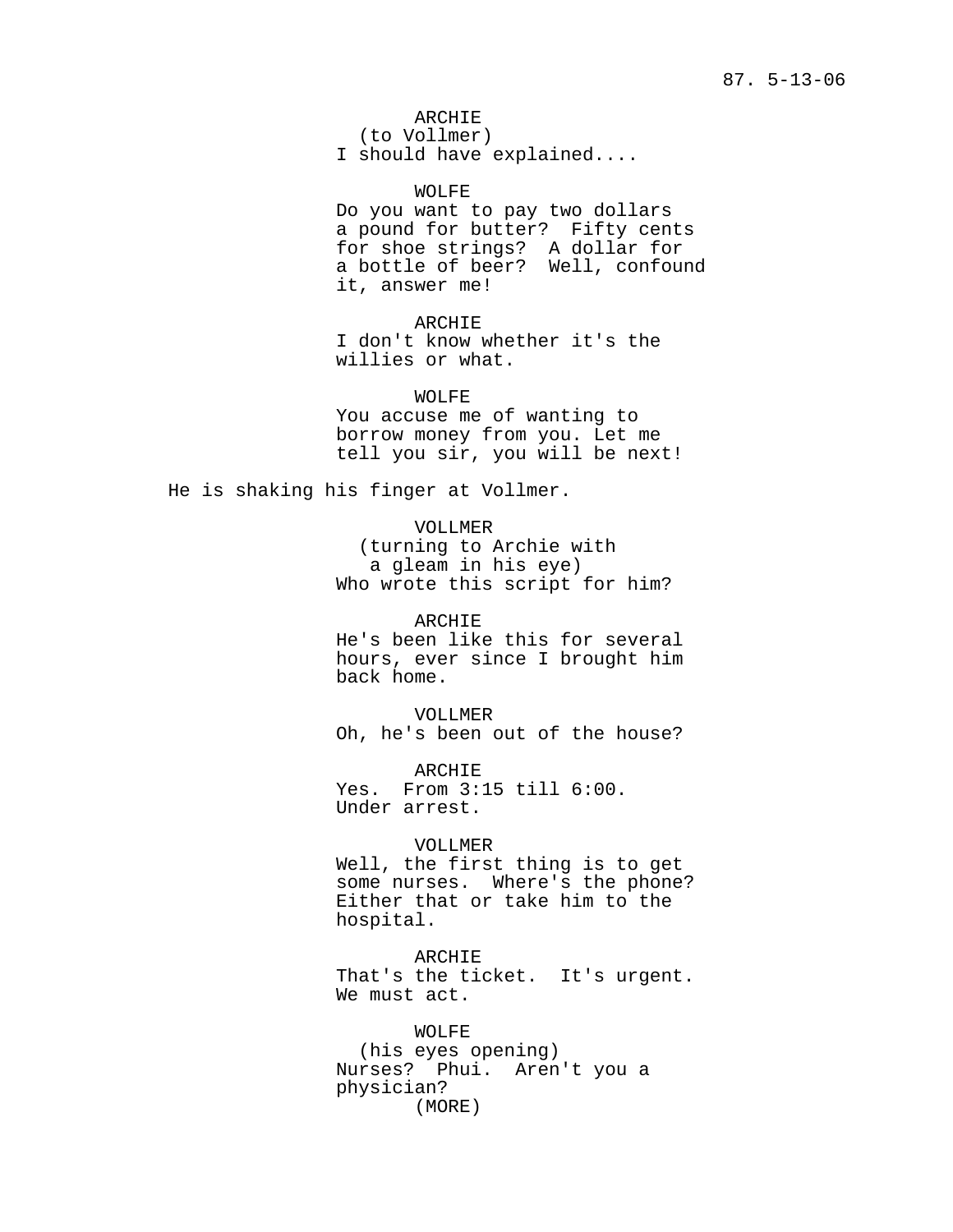ARCHIE
(to Vollmer)
I should have explained....

WOLFE
Do you want to pay two dollars a pound for butter? Fifty cents for shoe strings? A dollar for a bottle of beer? Well, confound it, answer me!

ARCHIE
I don't know whether it's the willies or what.

WOLFE
You accuse me of wanting to borrow money from you. Let me tell you sir, you will be next!

He is shaking his finger at Vollmer.

VOLLMER
(turning to Archie with a gleam in his eye)
Who wrote this script for him?

ARCHIE
He's been like this for several hours, ever since I brought him back home.

VOLLMER
Oh, he's been out of the house?

ARCHIE
Yes. From 3:15 till 6:00. Under arrest.

VOLLMER
Well, the first thing is to get some nurses. Where's the phone? Either that or take him to the hospital.

ARCHIE
That's the ticket. It's urgent. We must act.

WOLFE
(his eyes opening)
Nurses? Phui. Aren't you a physician?
(MORE)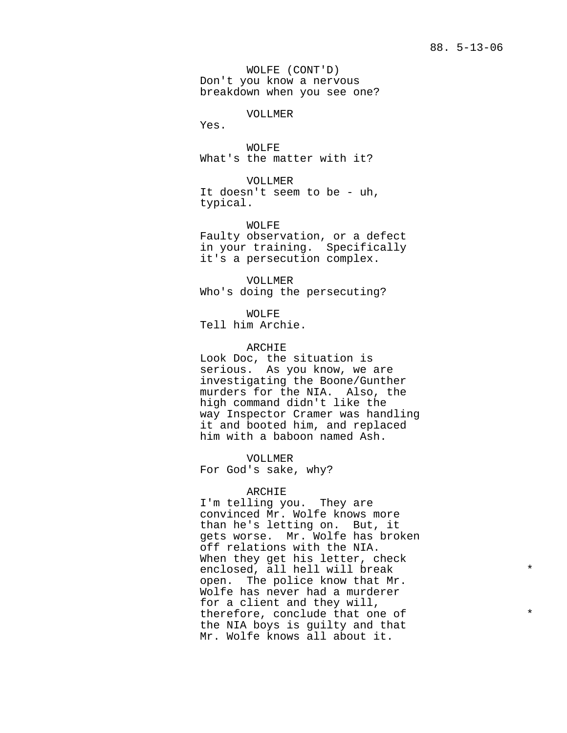WOLFE (CONT'D)
Don't you know a nervous breakdown when you see one?

VOLLMER
Yes.

WOLFE
What's the matter with it?

VOLLMER
It doesn't seem to be - uh, typical.

WOLFE
Faulty observation, or a defect in your training. Specifically it's a persecution complex.

VOLLMER
Who's doing the persecuting?

WOLFE
Tell him Archie.

ARCHIE
Look Doc, the situation is serious. As you know, we are investigating the Boone/Gunther murders for the NIA. Also, the high command didn't like the way Inspector Cramer was handling it and booted him, and replaced him with a baboon named Ash.

VOLLMER
For God's sake, why?

ARCHIE
I'm telling you. They are convinced Mr. Wolfe knows more than he's letting on. But, it gets worse. Mr. Wolfe has broken off relations with the NIA. When they get his letter, check enclosed, all hell will break open. The police know that Mr. Wolfe has never had a murderer for a client and they will, therefore, conclude that one of the NIA boys is guilty and that Mr. Wolfe knows all about it.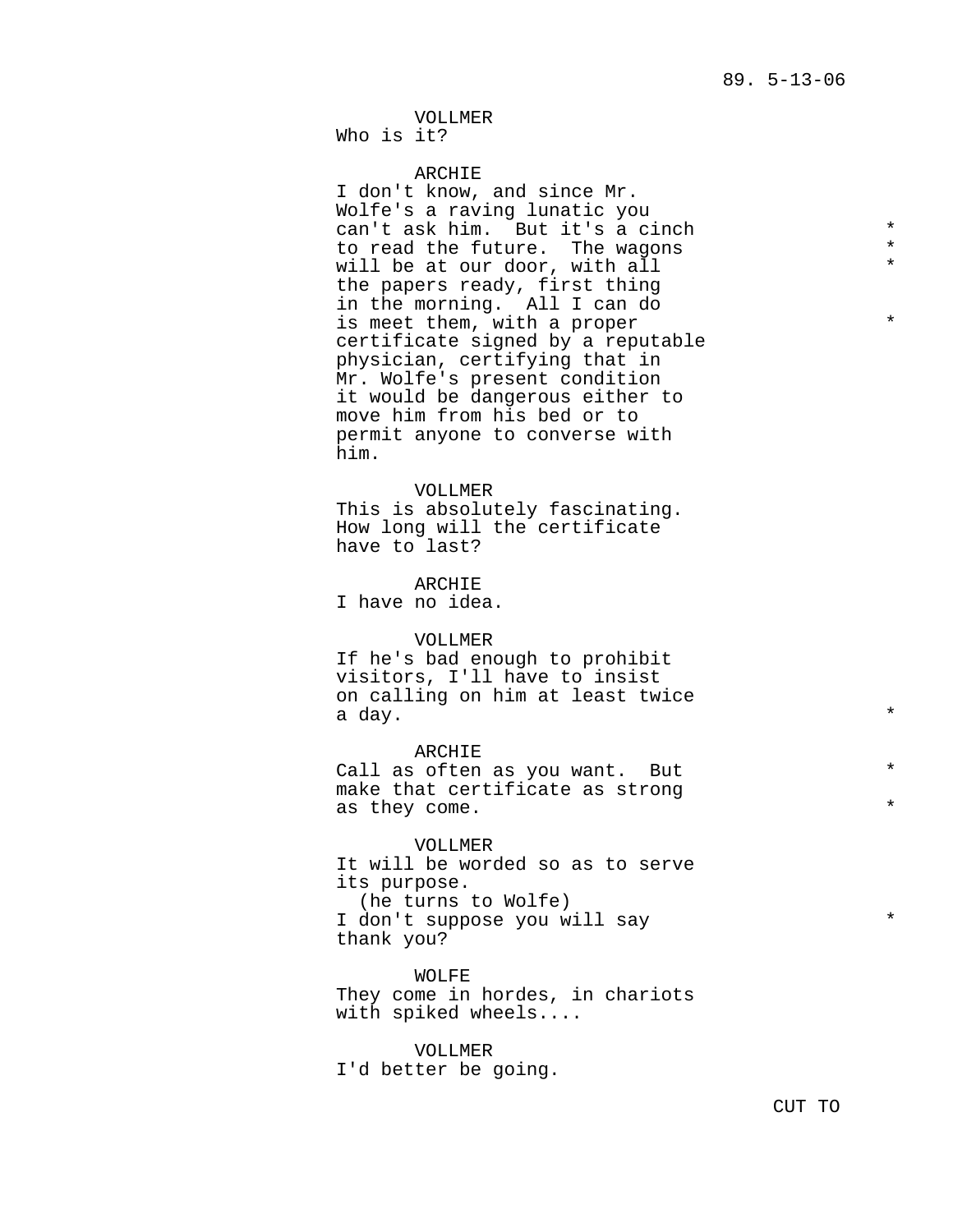VOLLMER
Who is it?

ARCHIE
I don't know, and since Mr. Wolfe's a raving lunatic you can't ask him. But it's a cinch to read the future. The wagons will be at our door, with all the papers ready, first thing in the morning. All I can do is meet them, with a proper certificate signed by a reputable physician, certifying that in Mr. Wolfe's present condition it would be dangerous either to move him from his bed or to permit anyone to converse with him.

VOLLMER
This is absolutely fascinating. How long will the certificate have to last?

ARCHIE
I have no idea.

VOLLMER
If he's bad enough to prohibit visitors, I'll have to insist on calling on him at least twice a day.

ARCHIE
Call as often as you want. But make that certificate as strong as they come.

VOLLMER
It will be worded so as to serve its purpose.
(he turns to Wolfe)
I don't suppose you will say thank you?

WOLFE
They come in hordes, in chariots with spiked wheels....

VOLLMER
I'd better be going.

CUT TO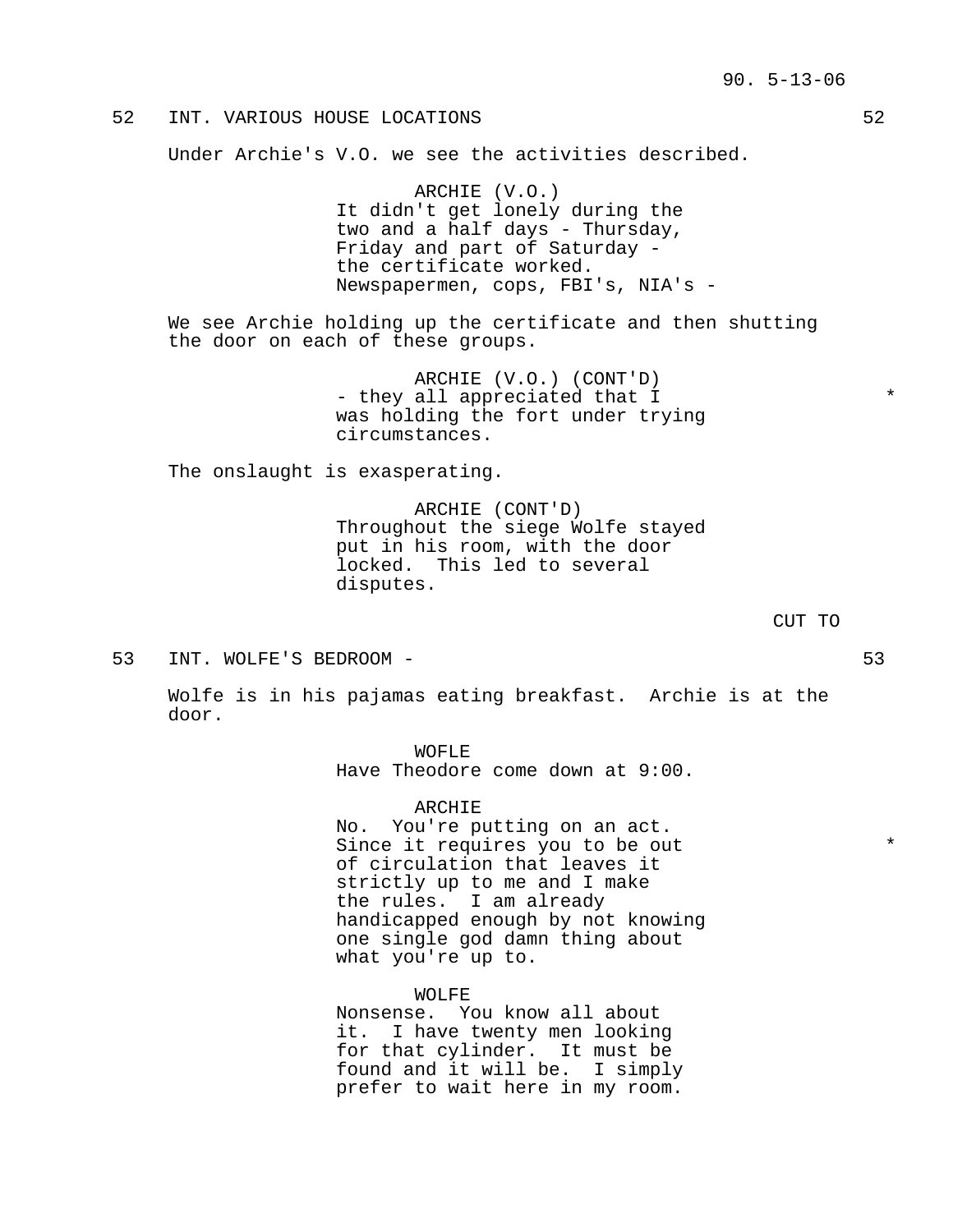52 INT. VARIOUS HOUSE LOCATIONS 52

Under Archie's V.O. we see the activities described.

ARCHIE (V.O.)
It didn't get lonely during the two and a half days - Thursday, Friday and part of Saturday - the certificate worked. Newspapermen, cops, FBI's, NIA's -

We see Archie holding up the certificate and then shutting the door on each of these groups.

ARCHIE (V.O.) (CONT'D)
- they all appreciated that I was holding the fort under trying circumstances. *

The onslaught is exasperating.

ARCHIE (CONT'D)
Throughout the siege Wolfe stayed put in his room, with the door locked. This led to several disputes.

CUT TO

53 INT. WOLFE'S BEDROOM - 53

Wolfe is in his pajamas eating breakfast. Archie is at the door.

WOFLE
Have Theodore come down at 9:00.

ARCHIE
No. You're putting on an act. Since it requires you to be out of circulation that leaves it strictly up to me and I make the rules. I am already handicapped enough by not knowing one single god damn thing about what you're up to. *

WOLFE
Nonsense. You know all about it. I have twenty men looking for that cylinder. It must be found and it will be. I simply prefer to wait here in my room.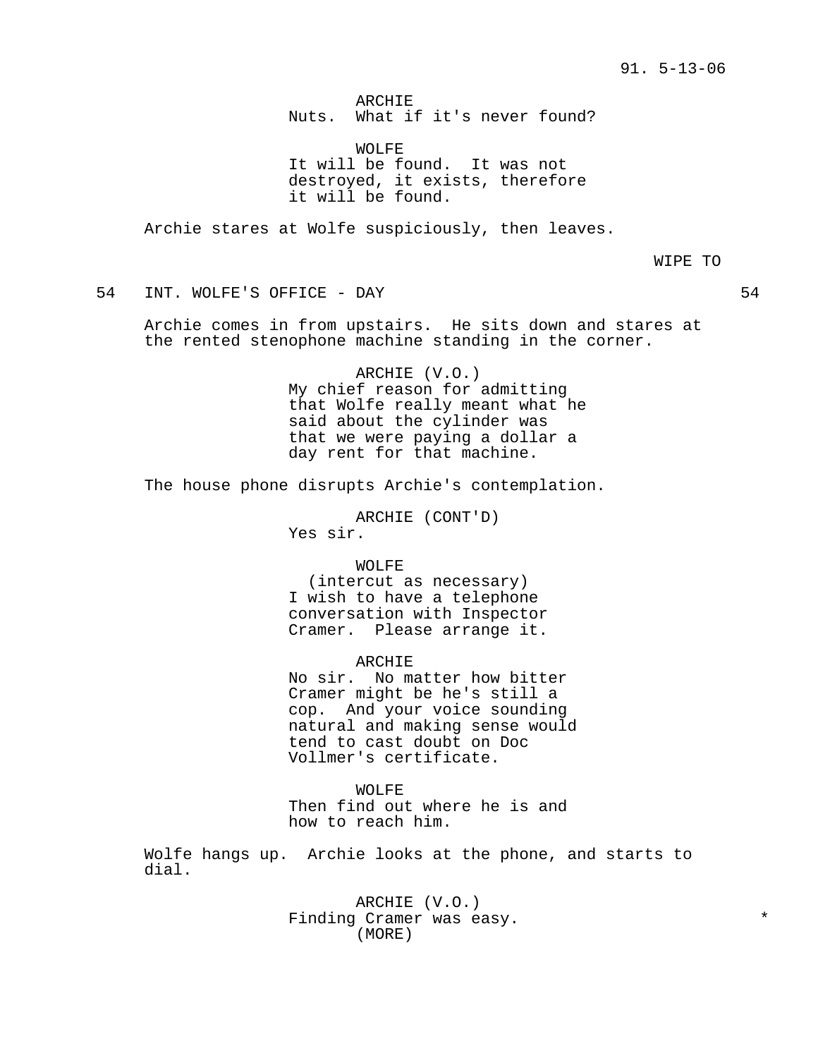ARCHIE
Nuts. What if it's never found?

WOLFE
It will be found. It was not destroyed, it exists, therefore it will be found.

Archie stares at Wolfe suspiciously, then leaves.

WIPE TO

54 INT. WOLFE'S OFFICE - DAY 54

Archie comes in from upstairs. He sits down and stares at the rented stenophone machine standing in the corner.

ARCHIE (V.O.)
My chief reason for admitting that Wolfe really meant what he said about the cylinder was that we were paying a dollar a day rent for that machine.

The house phone disrupts Archie's contemplation.

ARCHIE (CONT'D)
Yes sir.

WOLFE
(intercut as necessary)
I wish to have a telephone conversation with Inspector Cramer. Please arrange it.

ARCHIE
No sir. No matter how bitter Cramer might be he's still a cop. And your voice sounding natural and making sense would tend to cast doubt on Doc Vollmer's certificate.

WOLFE
Then find out where he is and how to reach him.

Wolfe hangs up. Archie looks at the phone, and starts to dial.

ARCHIE (V.O.)
Finding Cramer was easy. *
(MORE)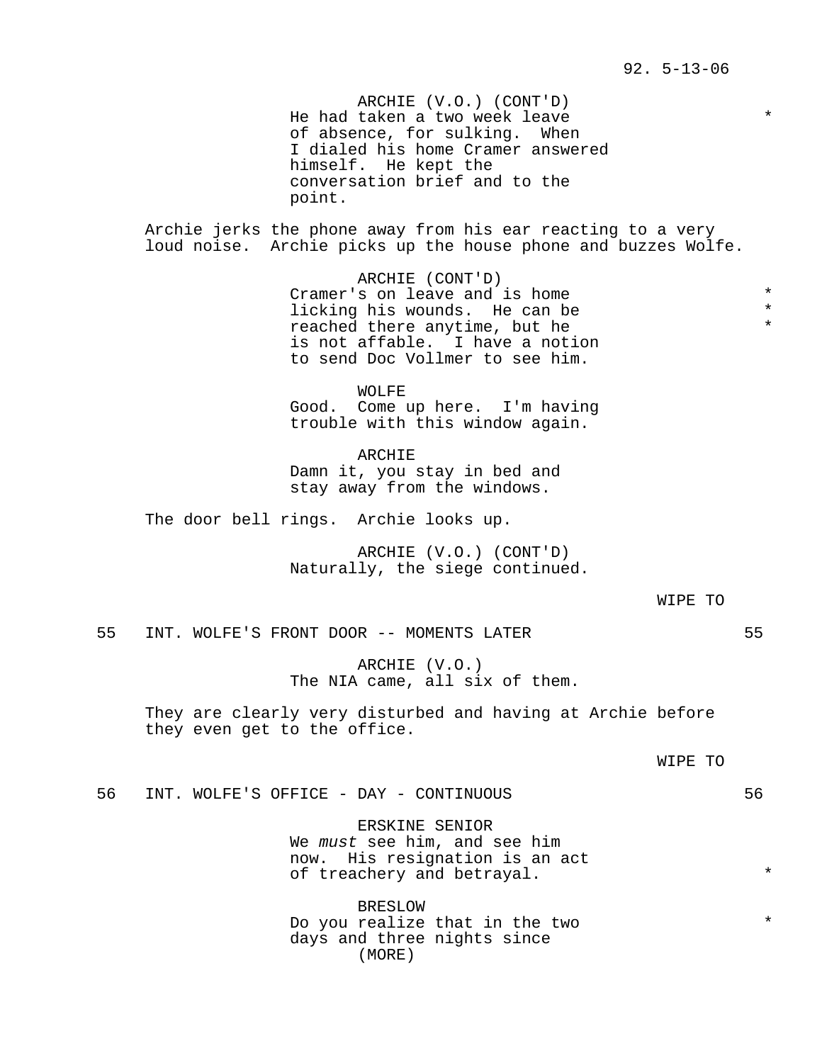ARCHIE (V.O.) (CONT'D)
He had taken a two week leave of absence, for sulking. When I dialed his home Cramer answered himself. He kept the conversation brief and to the point.

Archie jerks the phone away from his ear reacting to a very loud noise. Archie picks up the house phone and buzzes Wolfe.

ARCHIE (CONT'D)
Cramer's on leave and is home licking his wounds. He can be reached there anytime, but he is not affable. I have a notion to send Doc Vollmer to see him.

WOLFE
Good. Come up here. I'm having trouble with this window again.

ARCHIE
Damn it, you stay in bed and stay away from the windows.

The door bell rings. Archie looks up.

ARCHIE (V.O.) (CONT'D)
Naturally, the siege continued.

WIPE TO

55 INT. WOLFE'S FRONT DOOR -- MOMENTS LATER 55

ARCHIE (V.O.)
The NIA came, all six of them.

They are clearly very disturbed and having at Archie before they even get to the office.

WIPE TO

56 INT. WOLFE'S OFFICE - DAY - CONTINUOUS 56

ERSKINE SENIOR
We *must* see him, and see him now. His resignation is an act of treachery and betrayal.

BRESLOW
Do you realize that in the two days and three nights since
(MORE)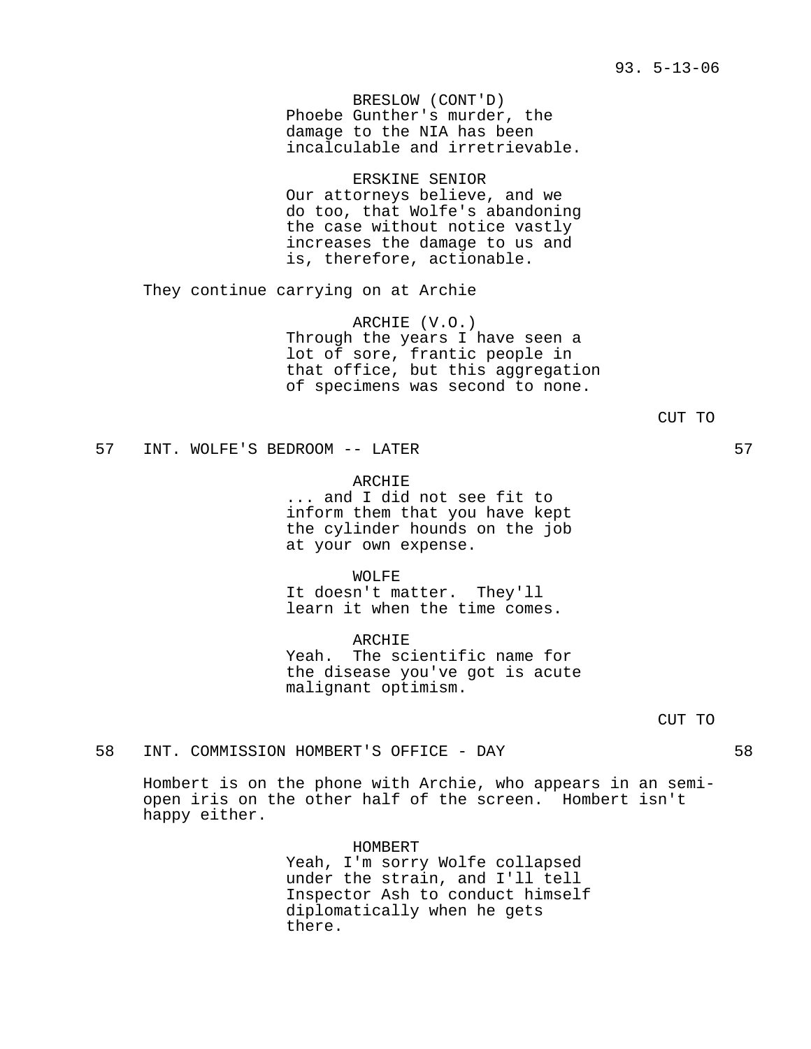BRESLOW (CONT'D)
Phoebe Gunther's murder, the damage to the NIA has been incalculable and irretrievable.

ERSKINE SENIOR
Our attorneys believe, and we do too, that Wolfe's abandoning the case without notice vastly increases the damage to us and is, therefore, actionable.

They continue carrying on at Archie

ARCHIE (V.O.)
Through the years I have seen a lot of sore, frantic people in that office, but this aggregation of specimens was second to none.

CUT TO

57 INT. WOLFE'S BEDROOM -- LATER 57

ARCHIE
... and I did not see fit to inform them that you have kept the cylinder hounds on the job at your own expense.

WOLFE
It doesn't matter. They'll learn it when the time comes.

ARCHIE
Yeah. The scientific name for the disease you've got is acute malignant optimism.

CUT TO

58 INT. COMMISSION HOMBERT'S OFFICE - DAY 58

Hombert is on the phone with Archie, who appears in an semi-open iris on the other half of the screen. Hombert isn't happy either.

HOMBERT
Yeah, I'm sorry Wolfe collapsed under the strain, and I'll tell Inspector Ash to conduct himself diplomatically when he gets there.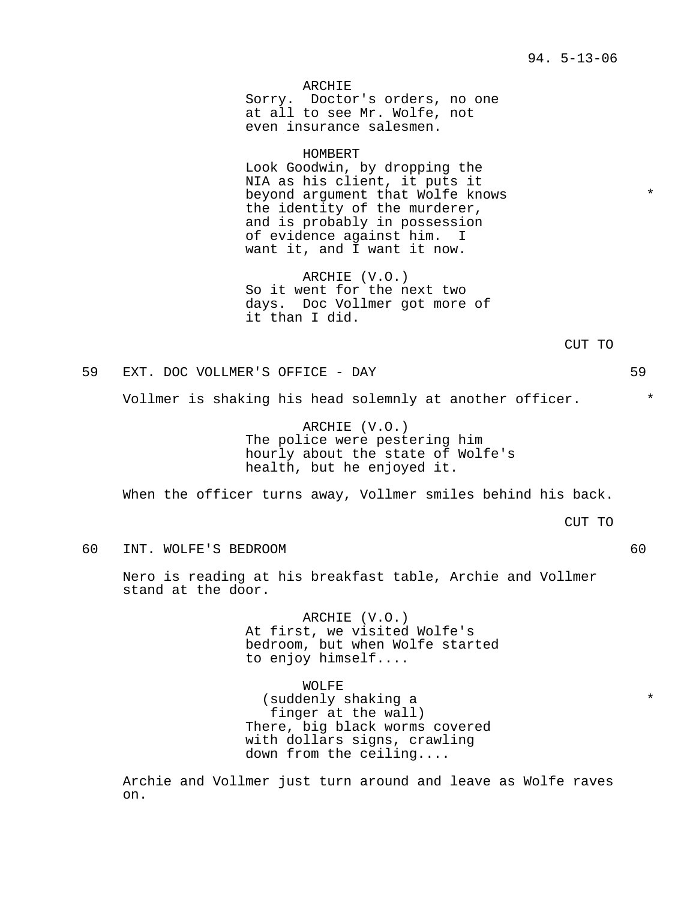ARCHIE
Sorry. Doctor's orders, no one at all to see Mr. Wolfe, not even insurance salesmen.

HOMBERT
Look Goodwin, by dropping the NIA as his client, it puts it beyond argument that Wolfe knows the identity of the murderer, and is probably in possession of evidence against him. I want it, and I want it now. *

ARCHIE (V.O.)
So it went for the next two days. Doc Vollmer got more of it than I did.

CUT TO

59 EXT. DOC VOLLMER'S OFFICE - DAY 59

Vollmer is shaking his head solemnly at another officer. *

ARCHIE (V.O.)
The police were pestering him hourly about the state of Wolfe's health, but he enjoyed it.

When the officer turns away, Vollmer smiles behind his back.

CUT TO

60 INT. WOLFE'S BEDROOM 60

Nero is reading at his breakfast table, Archie and Vollmer stand at the door.

ARCHIE (V.O.)
At first, we visited Wolfe's bedroom, but when Wolfe started to enjoy himself....

WOLFE
(suddenly shaking a finger at the wall) *
There, big black worms covered with dollars signs, crawling down from the ceiling....

Archie and Vollmer just turn around and leave as Wolfe raves on.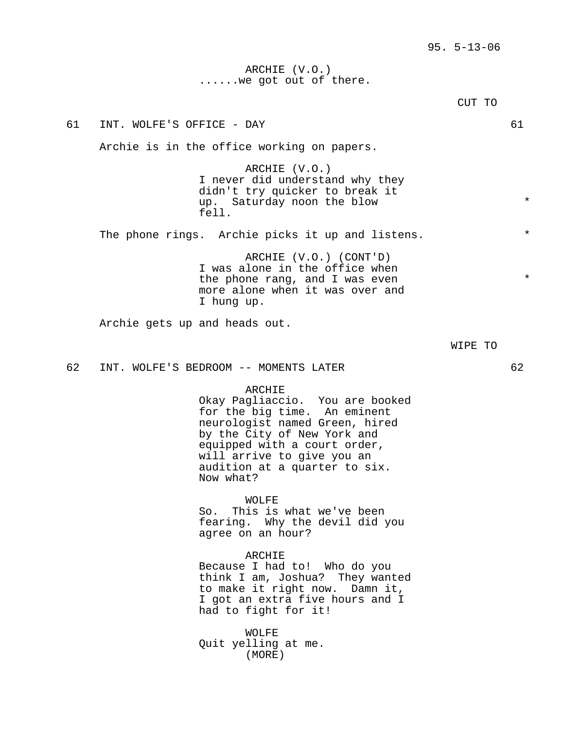ARCHIE (V.O.)
......we got out of there.

CUT TO

61 INT. WOLFE'S OFFICE - DAY 61

Archie is in the office working on papers.

ARCHIE (V.O.)
I never did understand why they didn't try quicker to break it up. Saturday noon the blow fell. *

The phone rings. Archie picks it up and listens. *

ARCHIE (V.O.) (CONT'D)
I was alone in the office when the phone rang, and I was even more alone when it was over and I hung up. *

Archie gets up and heads out.

WIPE TO

62 INT. WOLFE'S BEDROOM -- MOMENTS LATER 62

ARCHIE
Okay Pagliaccio. You are booked for the big time. An eminent neurologist named Green, hired by the City of New York and equipped with a court order, will arrive to give you an audition at a quarter to six. Now what?

WOLFE
So. This is what we've been fearing. Why the devil did you agree on an hour?

ARCHIE
Because I had to! Who do you think I am, Joshua? They wanted to make it right now. Damn it, I got an extra five hours and I had to fight for it!

WOLFE
Quit yelling at me.
(MORE)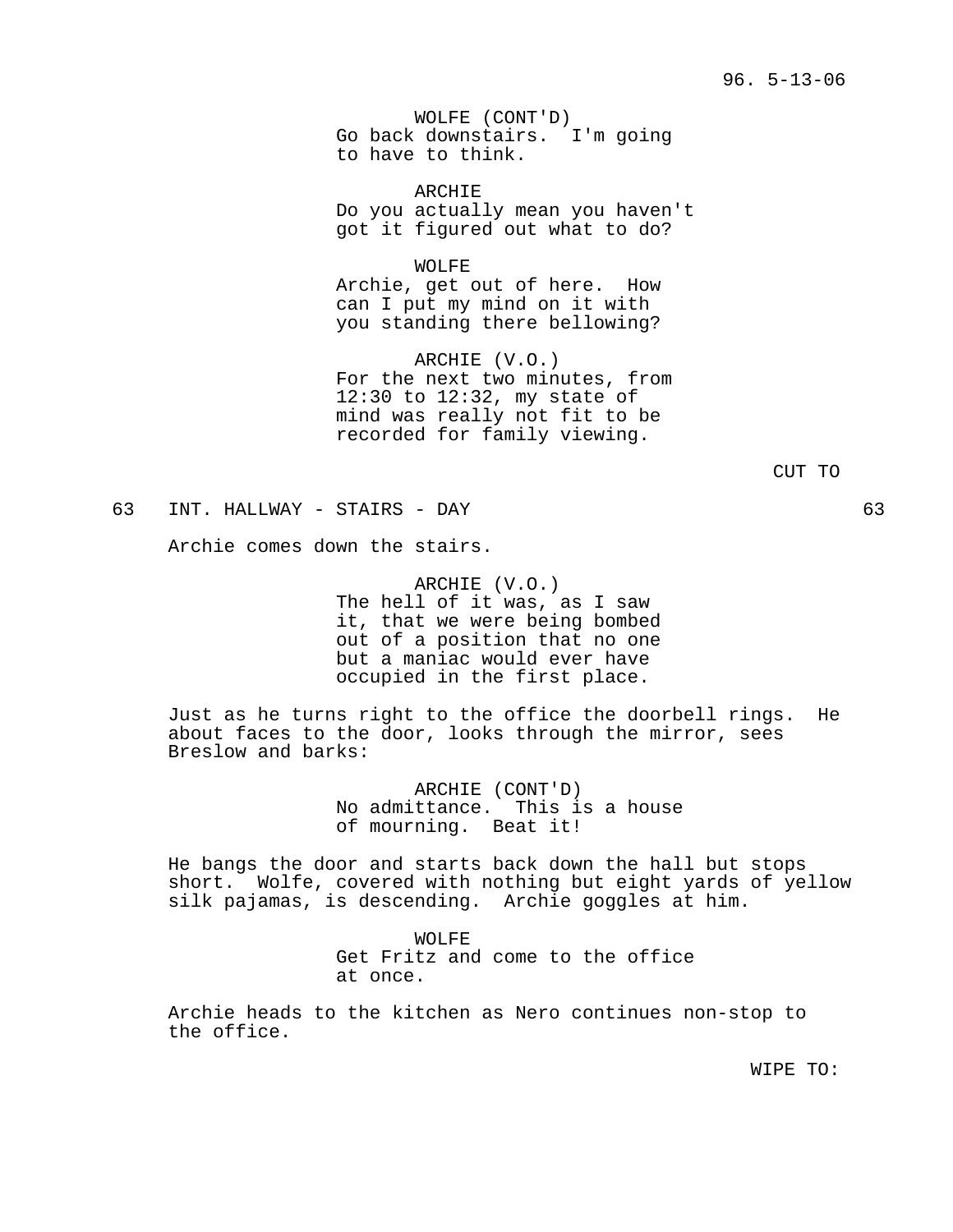WOLFE (CONT'D)
Go back downstairs. I'm going to have to think.

ARCHIE
Do you actually mean you haven't got it figured out what to do?

WOLFE
Archie, get out of here. How can I put my mind on it with you standing there bellowing?

ARCHIE (V.O.)
For the next two minutes, from 12:30 to 12:32, my state of mind was really not fit to be recorded for family viewing.

CUT TO

63 INT. HALLWAY - STAIRS - DAY 63

Archie comes down the stairs.

ARCHIE (V.O.)
The hell of it was, as I saw it, that we were being bombed out of a position that no one but a maniac would ever have occupied in the first place.

Just as he turns right to the office the doorbell rings. He about faces to the door, looks through the mirror, sees Breslow and barks:

ARCHIE (CONT'D)
No admittance. This is a house of mourning. Beat it!

He bangs the door and starts back down the hall but stops short. Wolfe, covered with nothing but eight yards of yellow silk pajamas, is descending. Archie goggles at him.

WOLFE
Get Fritz and come to the office at once.

Archie heads to the kitchen as Nero continues non-stop to the office.

WIPE TO: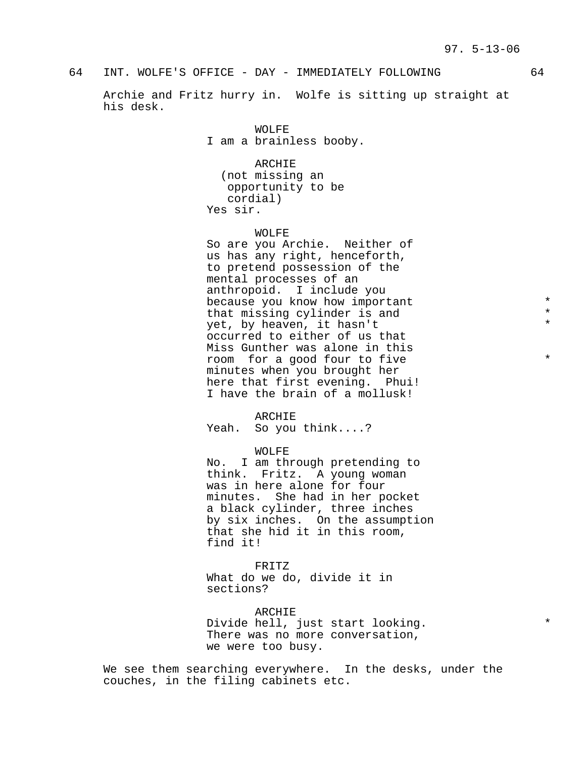64 INT. WOLFE'S OFFICE - DAY - IMMEDIATELY FOLLOWING 64

Archie and Fritz hurry in. Wolfe is sitting up straight at his desk.

WOLFE
I am a brainless booby.

ARCHIE
(not missing an opportunity to be cordial)
Yes sir.

WOLFE
So are you Archie. Neither of us has any right, henceforth, to pretend possession of the mental processes of an anthropoid. I include you because you know how important that missing cylinder is and yet, by heaven, it hasn't occurred to either of us that Miss Gunther was alone in this room for a good four to five minutes when you brought her here that first evening. Phui! I have the brain of a mollusk! *

ARCHIE
Yeah. So you think....?

WOLFE
No. I am through pretending to think. Fritz. A young woman was in here alone for four minutes. She had in her pocket a black cylinder, three inches by six inches. On the assumption that she hid it in this room, find it!

FRITZ
What do we do, divide it in sections?

ARCHIE
Divide hell, just start looking. *
There was no more conversation, we were too busy.

We see them searching everywhere. In the desks, under the couches, in the filing cabinets etc.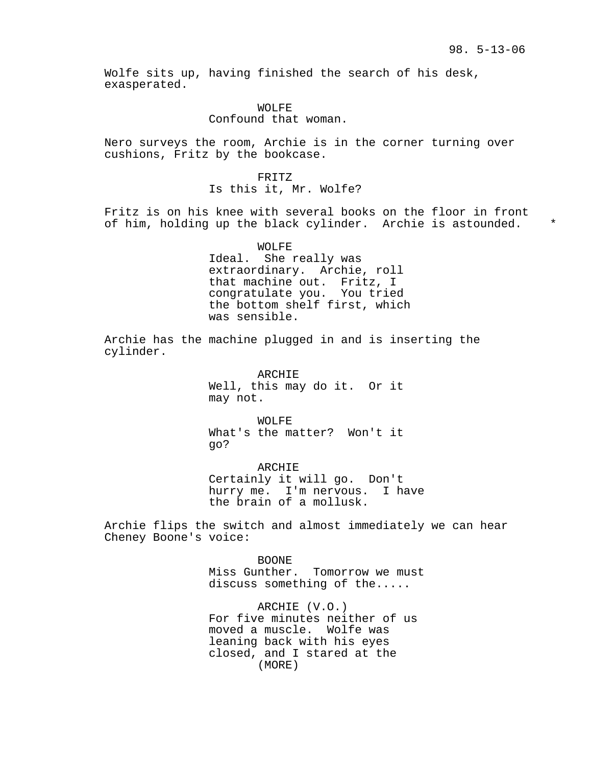Wolfe sits up, having finished the search of his desk, exasperated.

WOLFE
Confound that woman.

Nero surveys the room, Archie is in the corner turning over cushions, Fritz by the bookcase.

FRITZ
Is this it, Mr. Wolfe?

Fritz is on his knee with several books on the floor in front of him, holding up the black cylinder. Archie is astounded. *

WOLFE
Ideal. She really was extraordinary. Archie, roll that machine out. Fritz, I congratulate you. You tried the bottom shelf first, which was sensible.

Archie has the machine plugged in and is inserting the cylinder.

ARCHIE
Well, this may do it. Or it may not.

WOLFE
What's the matter? Won't it go?

ARCHIE
Certainly it will go. Don't hurry me. I'm nervous. I have the brain of a mollusk.

Archie flips the switch and almost immediately we can hear Cheney Boone's voice:

BOONE
Miss Gunther. Tomorrow we must discuss something of the.....

ARCHIE (V.O.)
For five minutes neither of us moved a muscle. Wolfe was leaning back with his eyes closed, and I stared at the
(MORE)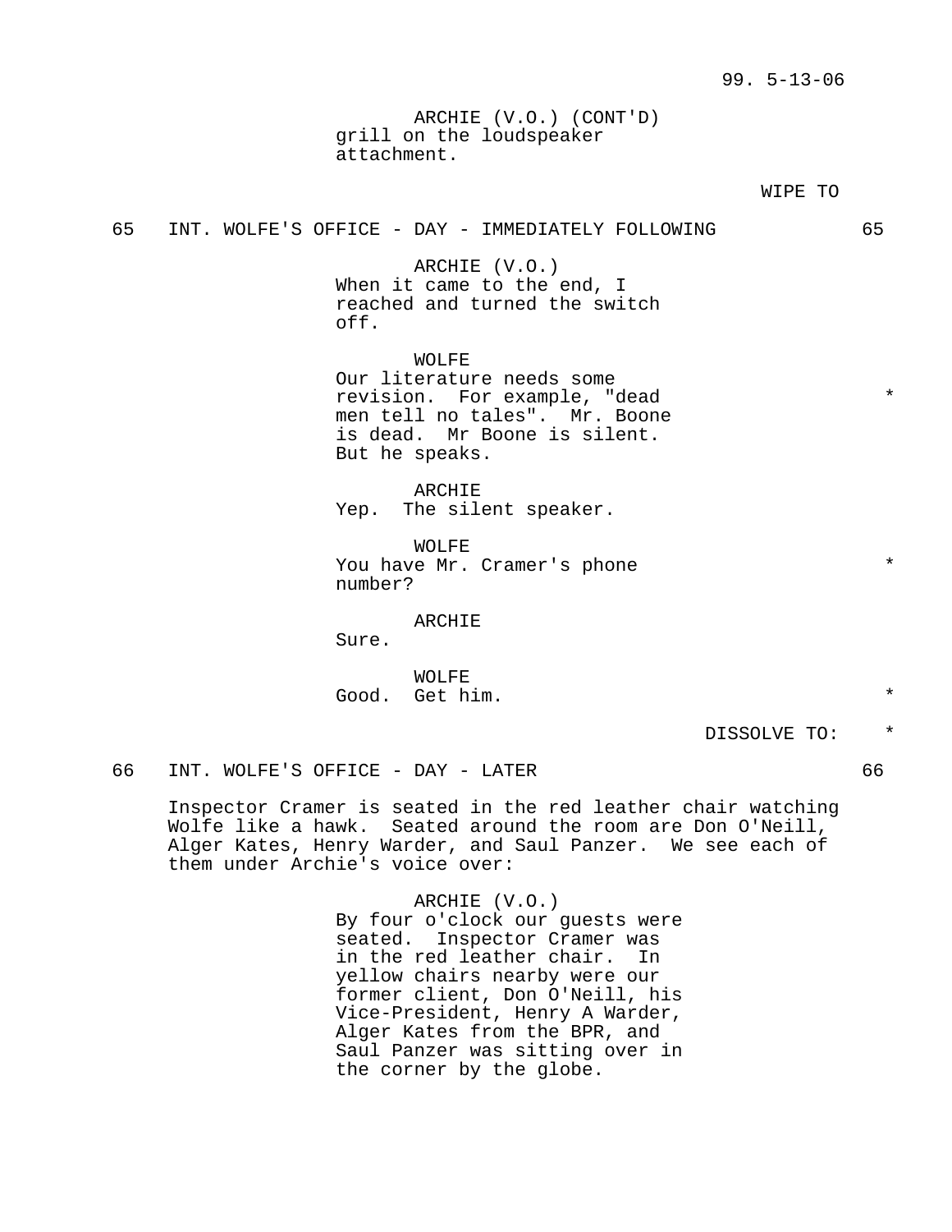ARCHIE (V.O.) (CONT'D)
grill on the loudspeaker
attachment.

WIPE TO

65 INT. WOLFE'S OFFICE - DAY - IMMEDIATELY FOLLOWING 65

ARCHIE (V.O.)
When it came to the end, I
reached and turned the switch
off.

WOLFE
Our literature needs some
revision. For example, "dead *
men tell no tales". Mr. Boone
is dead. Mr Boone is silent.
But he speaks.

ARCHIE
Yep. The silent speaker.

WOLFE
You have Mr. Cramer's phone *
number?

ARCHIE
Sure.

WOLFE
Good. Get him. *

DISSOLVE TO: *

66 INT. WOLFE'S OFFICE - DAY - LATER 66

Inspector Cramer is seated in the red leather chair watching Wolfe like a hawk. Seated around the room are Don O'Neill, Alger Kates, Henry Warder, and Saul Panzer. We see each of them under Archie's voice over:

ARCHIE (V.O.)
By four o'clock our guests were
seated. Inspector Cramer was
in the red leather chair. In
yellow chairs nearby were our
former client, Don O'Neill, his
Vice-President, Henry A Warder,
Alger Kates from the BPR, and
Saul Panzer was sitting over in
the corner by the globe.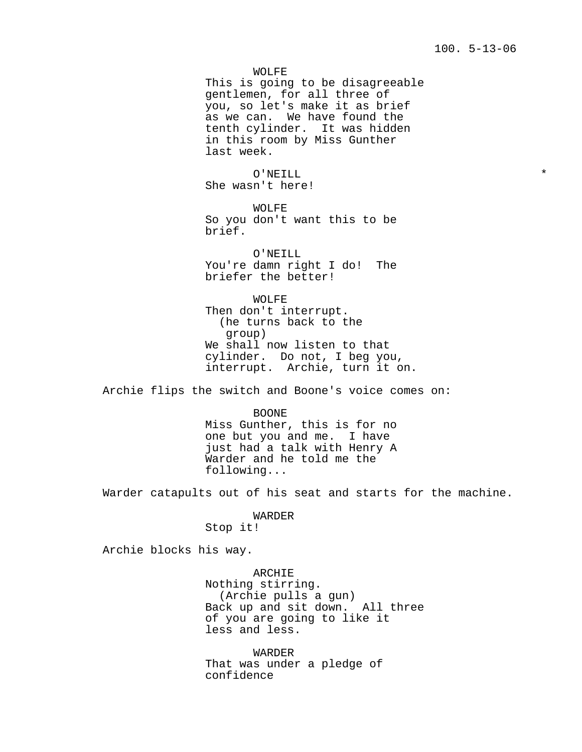WOLFE
This is going to be disagreeable gentlemen, for all three of you, so let's make it as brief as we can. We have found the tenth cylinder. It was hidden in this room by Miss Gunther last week.

O'NEILL *
She wasn't here!

WOLFE
So you don't want this to be brief.

O'NEILL
You're damn right I do! The briefer the better!

WOLFE
Then don't interrupt.
(he turns back to the group)
We shall now listen to that cylinder. Do not, I beg you, interrupt. Archie, turn it on.

Archie flips the switch and Boone's voice comes on:

BOONE
Miss Gunther, this is for no one but you and me. I have just had a talk with Henry A Warder and he told me the following...

Warder catapults out of his seat and starts for the machine.

WARDER
Stop it!

Archie blocks his way.

ARCHIE
Nothing stirring.
(Archie pulls a gun)
Back up and sit down. All three of you are going to like it less and less.

WARDER
That was under a pledge of confidence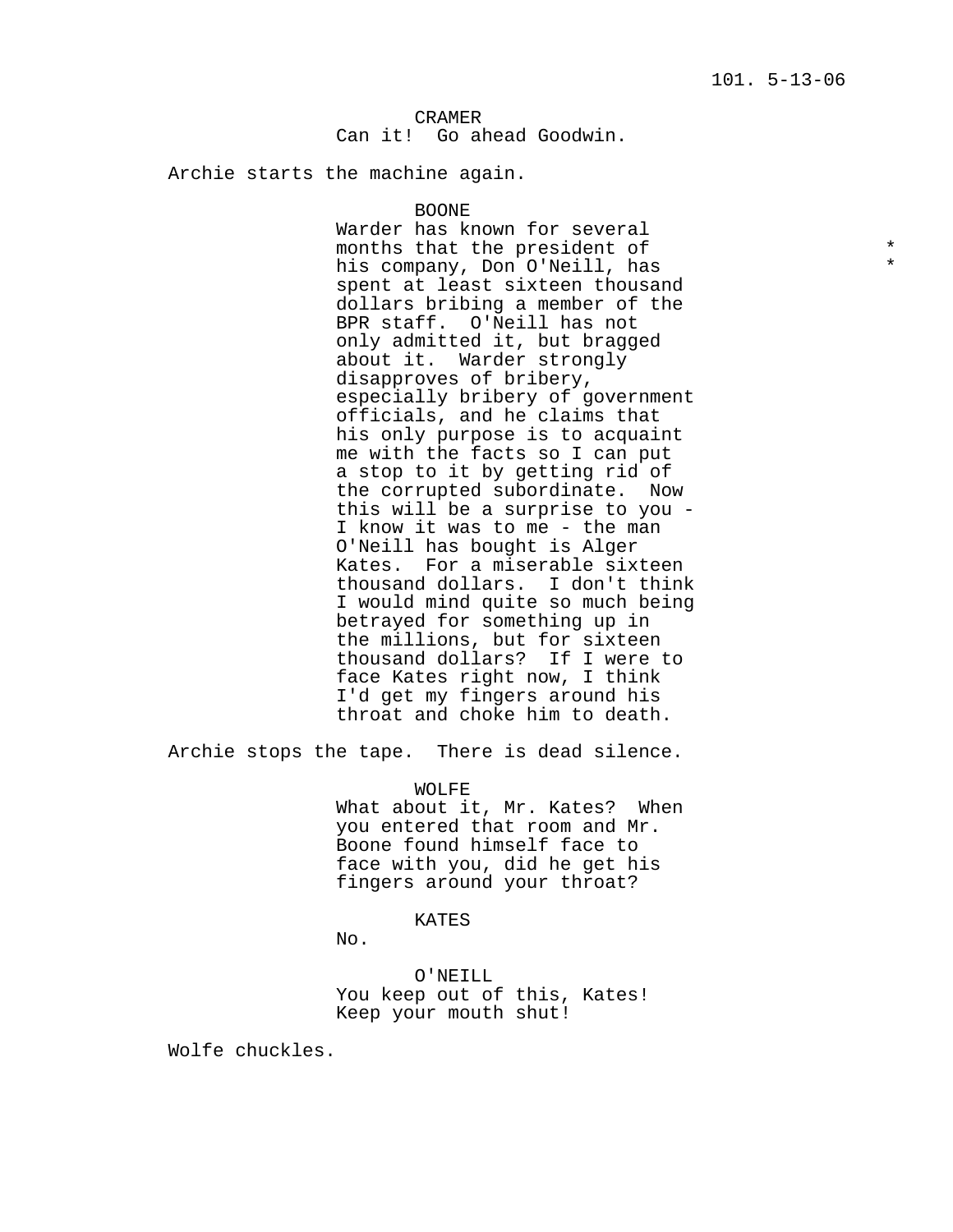CRAMER
Can it!  Go ahead Goodwin.

Archie starts the machine again.

BOONE
Warder has known for several months that the president of his company, Don O'Neill, has spent at least sixteen thousand dollars bribing a member of the BPR staff.  O'Neill has not only admitted it, but bragged about it.  Warder strongly disapproves of bribery, especially bribery of government officials, and he claims that his only purpose is to acquaint me with the facts so I can put a stop to it by getting rid of the corrupted subordinate.  Now this will be a surprise to you - I know it was to me - the man O'Neill has bought is Alger Kates.  For a miserable sixteen thousand dollars.  I don't think I would mind quite so much being betrayed for something up in the millions, but for sixteen thousand dollars?  If I were to face Kates right now, I think I'd get my fingers around his throat and choke him to death.

Archie stops the tape.  There is dead silence.

WOLFE
What about it, Mr. Kates?  When you entered that room and Mr. Boone found himself face to face with you, did he get his fingers around your throat?

KATES
No.

O'NEILL
You keep out of this, Kates!  Keep your mouth shut!

Wolfe chuckles.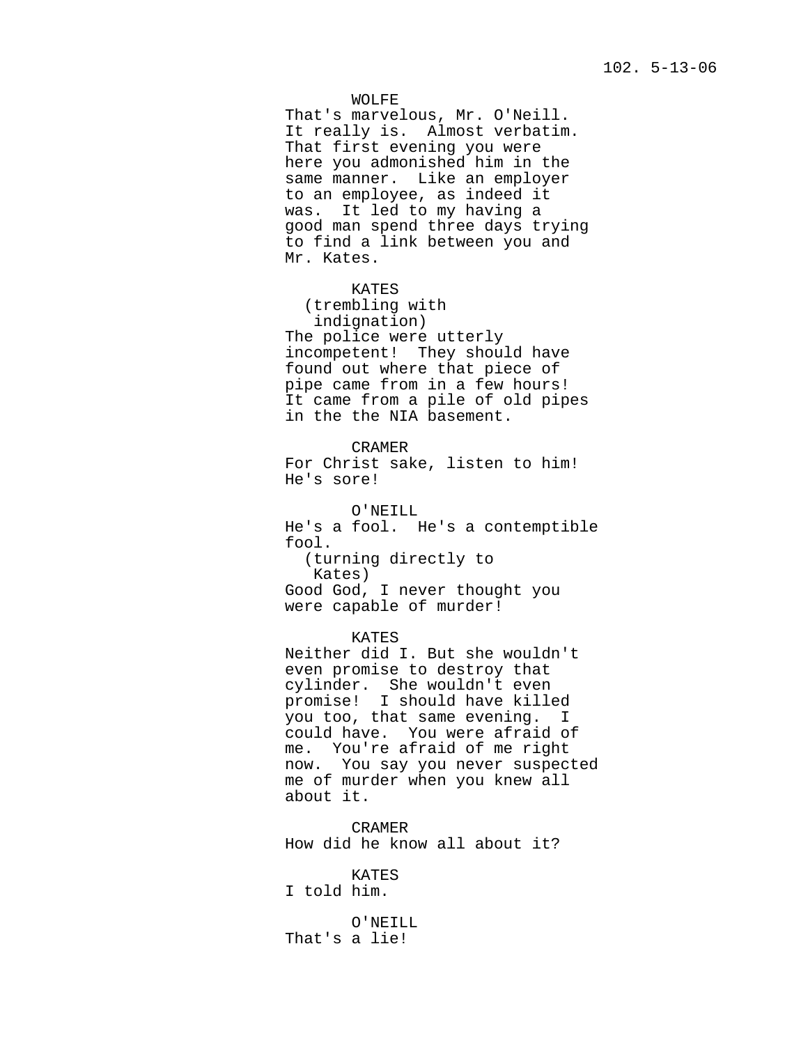WOLFE

That's marvelous, Mr. O'Neill. It really is. Almost verbatim. That first evening you were here you admonished him in the same manner. Like an employer to an employee, as indeed it was. It led to my having a good man spend three days trying to find a link between you and Mr. Kates.

KATES

(trembling with indignation)

The police were utterly incompetent! They should have found out where that piece of pipe came from in a few hours! It came from a pile of old pipes in the the NIA basement.

CRAMER

For Christ sake, listen to him! He's sore!

O'NEILL

He's a fool. He's a contemptible fool.

(turning directly to Kates)

Good God, I never thought you were capable of murder!

KATES

Neither did I. But she wouldn't even promise to destroy that cylinder. She wouldn't even promise! I should have killed you too, that same evening. I could have. You were afraid of me. You're afraid of me right now. You say you never suspected me of murder when you knew all about it.

CRAMER

How did he know all about it?

KATES

I told him.

O'NEILL

That's a lie!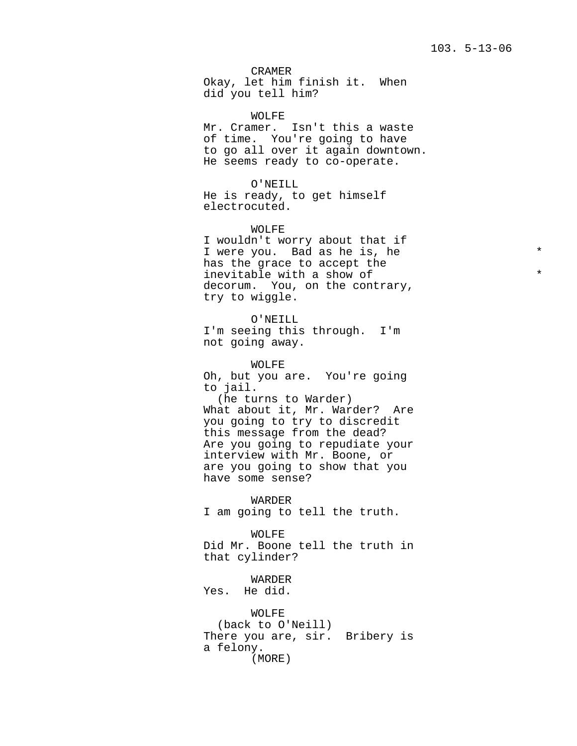CRAMER
Okay, let him finish it.  When did you tell him?

WOLFE
Mr. Cramer.  Isn't this a waste of time.  You're going to have to go all over it again downtown. He seems ready to co-operate.

O'NEILL
He is ready, to get himself electrocuted.

WOLFE
I wouldn't worry about that if I were you.  Bad as he is, he has the grace to accept the inevitable with a show of decorum.  You, on the contrary, try to wiggle. *

O'NEILL
I'm seeing this through.  I'm not going away.

WOLFE
Oh, but you are.  You're going to jail.
(he turns to Warder)
What about it, Mr. Warder?  Are you going to try to discredit this message from the dead? Are you going to repudiate your interview with Mr. Boone, or are you going to show that you have some sense?

WARDER
I am going to tell the truth.

WOLFE
Did Mr. Boone tell the truth in that cylinder?

WARDER
Yes.  He did.

WOLFE
(back to O'Neill)
There you are, sir.  Bribery is a felony.
(MORE)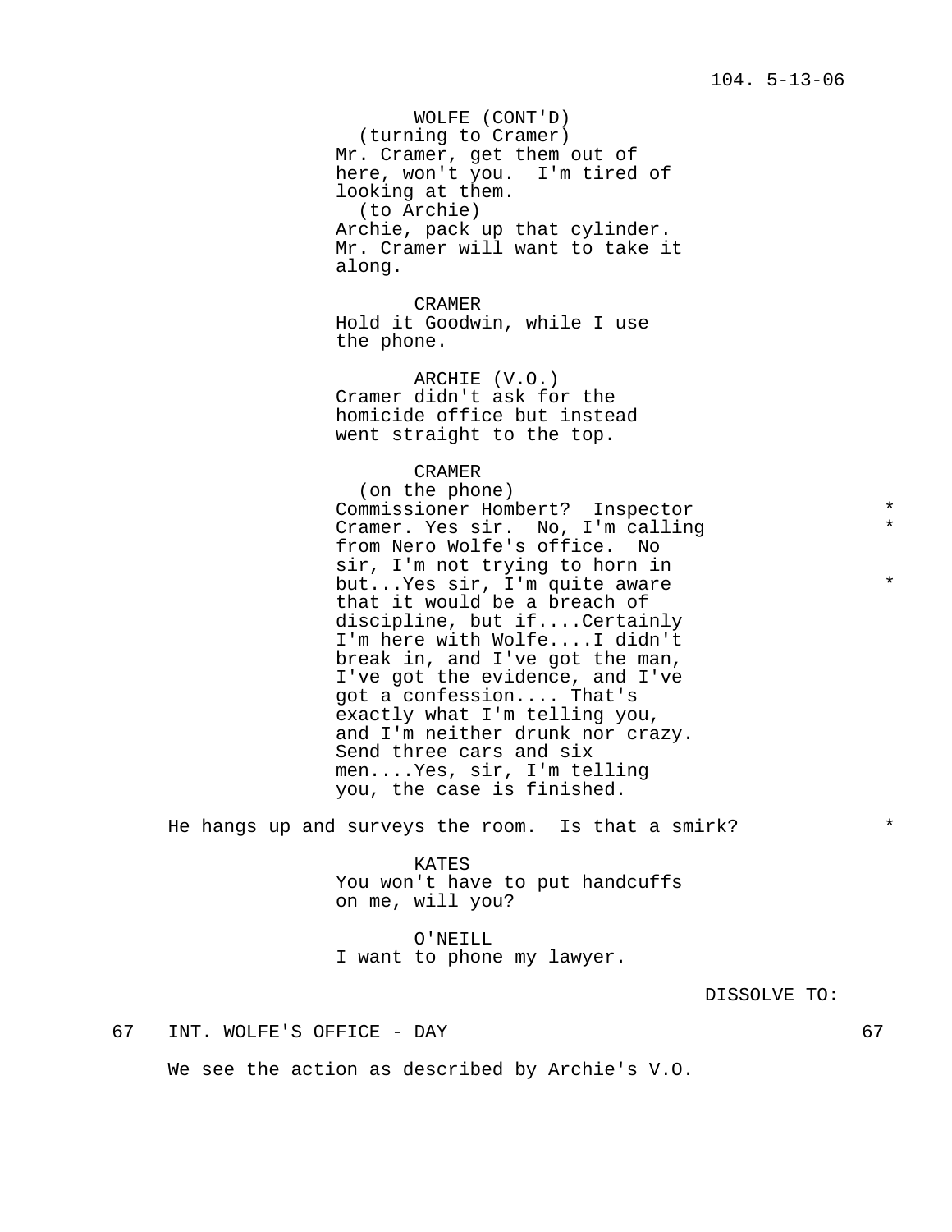WOLFE (CONT'D)
(turning to Cramer)
Mr. Cramer, get them out of here, won't you. I'm tired of looking at them.
(to Archie)
Archie, pack up that cylinder. Mr. Cramer will want to take it along.

CRAMER
Hold it Goodwin, while I use the phone.

ARCHIE (V.O.)
Cramer didn't ask for the homicide office but instead went straight to the top.

CRAMER
(on the phone)
Commissioner Hombert? Inspector Cramer. Yes sir. No, I'm calling from Nero Wolfe's office. No sir, I'm not trying to horn in but...Yes sir, I'm quite aware that it would be a breach of discipline, but if....Certainly I'm here with Wolfe....I didn't break in, and I've got the man, I've got the evidence, and I've got a confession.... That's exactly what I'm telling you, and I'm neither drunk nor crazy. Send three cars and six men....Yes, sir, I'm telling you, the case is finished. *

He hangs up and surveys the room. Is that a smirk? *

KATES
You won't have to put handcuffs on me, will you?

O'NEILL
I want to phone my lawyer.

DISSOLVE TO:

67 INT. WOLFE'S OFFICE - DAY 67

We see the action as described by Archie's V.O.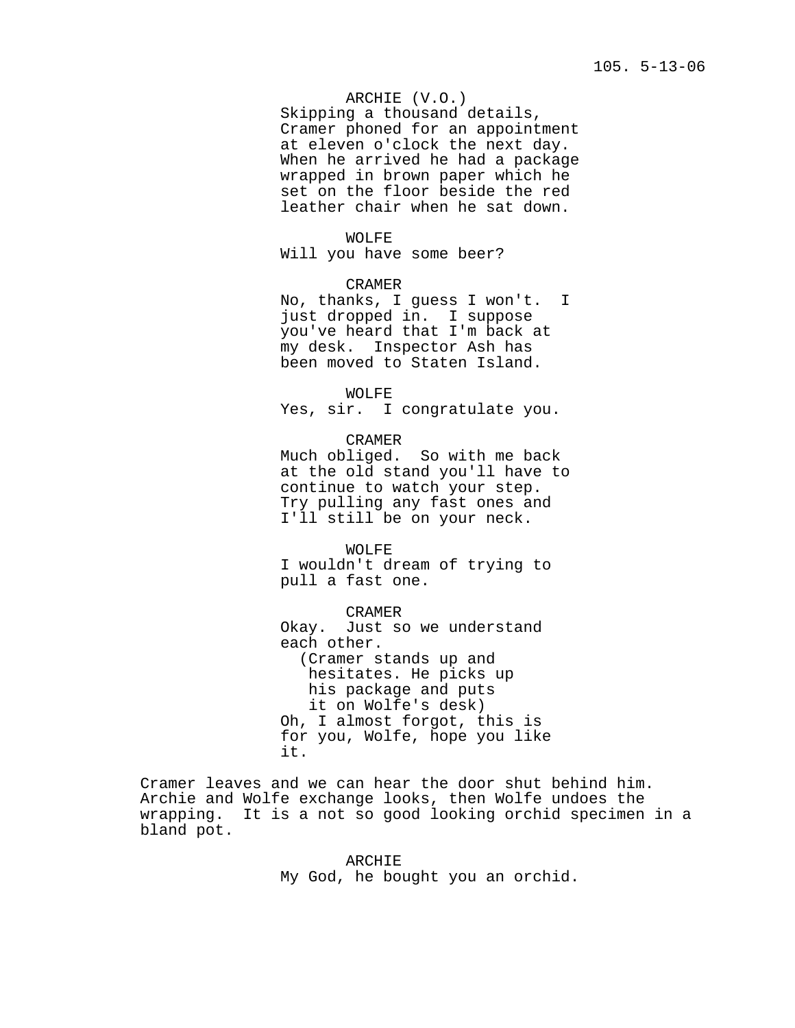ARCHIE (V.O.)
Skipping a thousand details, Cramer phoned for an appointment at eleven o'clock the next day. When he arrived he had a package wrapped in brown paper which he set on the floor beside the red leather chair when he sat down.

WOLFE
Will you have some beer?

CRAMER
No, thanks, I guess I won't. I just dropped in. I suppose you've heard that I'm back at my desk. Inspector Ash has been moved to Staten Island.

WOLFE
Yes, sir. I congratulate you.

CRAMER
Much obliged. So with me back at the old stand you'll have to continue to watch your step. Try pulling any fast ones and I'll still be on your neck.

WOLFE
I wouldn't dream of trying to pull a fast one.

CRAMER
Okay. Just so we understand each other.
(Cramer stands up and hesitates. He picks up his package and puts it on Wolfe's desk)
Oh, I almost forgot, this is for you, Wolfe, hope you like it.

Cramer leaves and we can hear the door shut behind him. Archie and Wolfe exchange looks, then Wolfe undoes the wrapping. It is a not so good looking orchid specimen in a bland pot.

ARCHIE
My God, he bought you an orchid.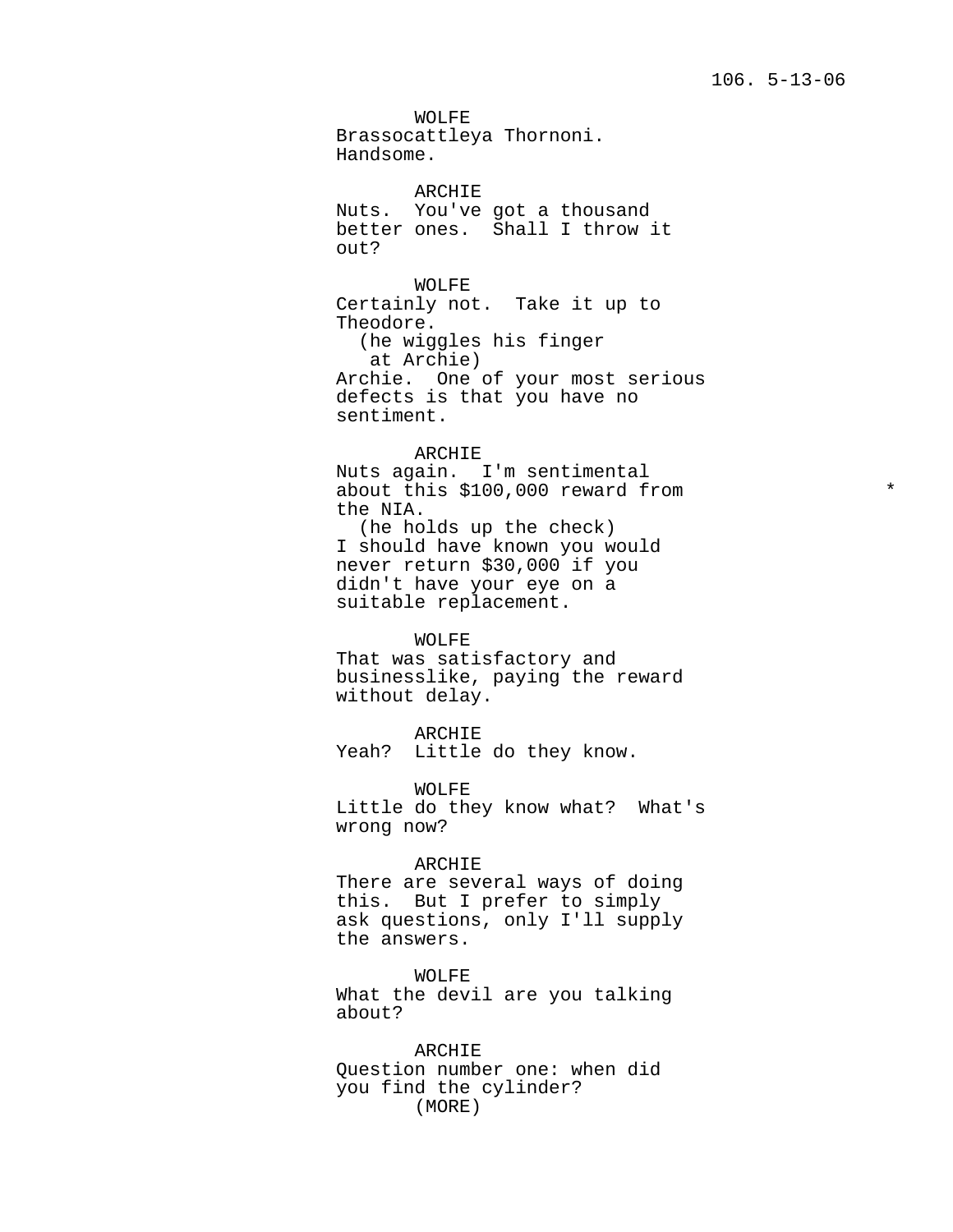WOLFE
Brassocattleya Thornoni.
Handsome.

ARCHIE
Nuts. You've got a thousand better ones. Shall I throw it out?

WOLFE
Certainly not. Take it up to Theodore.
(he wiggles his finger at Archie)
Archie. One of your most serious defects is that you have no sentiment.

ARCHIE
Nuts again. I'm sentimental about this $100,000 reward from the NIA. *
(he holds up the check)
I should have known you would never return $30,000 if you didn't have your eye on a suitable replacement.

WOLFE
That was satisfactory and businesslike, paying the reward without delay.

ARCHIE
Yeah? Little do they know.

WOLFE
Little do they know what? What's wrong now?

ARCHIE
There are several ways of doing this. But I prefer to simply ask questions, only I'll supply the answers.

WOLFE
What the devil are you talking about?

ARCHIE
Question number one: when did you find the cylinder?
(MORE)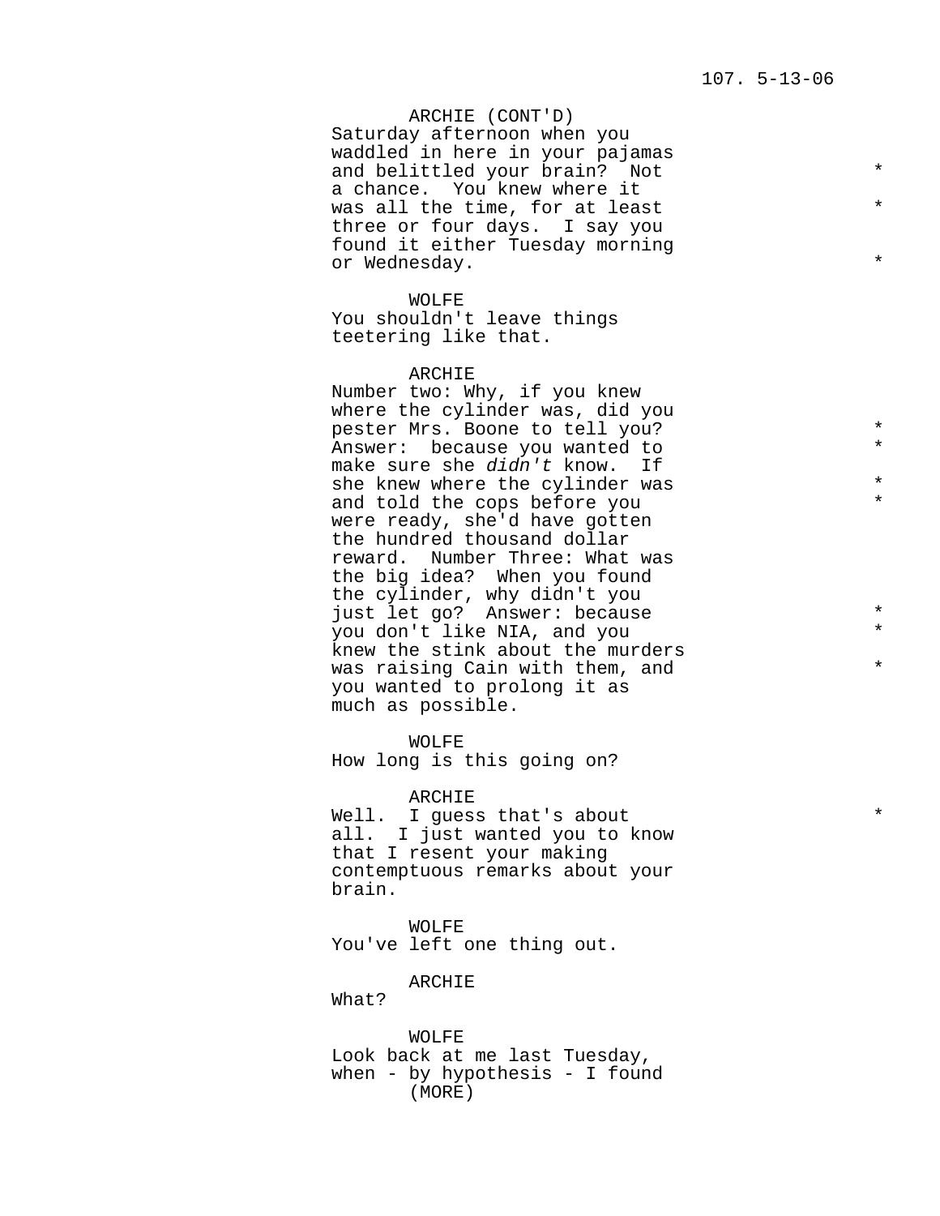ARCHIE (CONT'D)
Saturday afternoon when you waddled in here in your pajamas and belittled your brain? Not a chance. You knew where it was all the time, for at least three or four days. I say you found it either Tuesday morning or Wednesday.

WOLFE
You shouldn't leave things teetering like that.

ARCHIE
Number two: Why, if you knew where the cylinder was, did you pester Mrs. Boone to tell you? Answer: because you wanted to make sure she *didn't* know. If she knew where the cylinder was and told the cops before you were ready, she'd have gotten the hundred thousand dollar reward. Number Three: What was the big idea? When you found the cylinder, why didn't you just let go? Answer: because you don't like NIA, and you knew the stink about the murders was raising Cain with them, and you wanted to prolong it as much as possible.

WOLFE
How long is this going on?

ARCHIE
Well. I guess that's about all. I just wanted you to know that I resent your making contemptuous remarks about your brain.

WOLFE
You've left one thing out.

ARCHIE
What?

WOLFE
Look back at me last Tuesday, when - by hypothesis - I found
(MORE)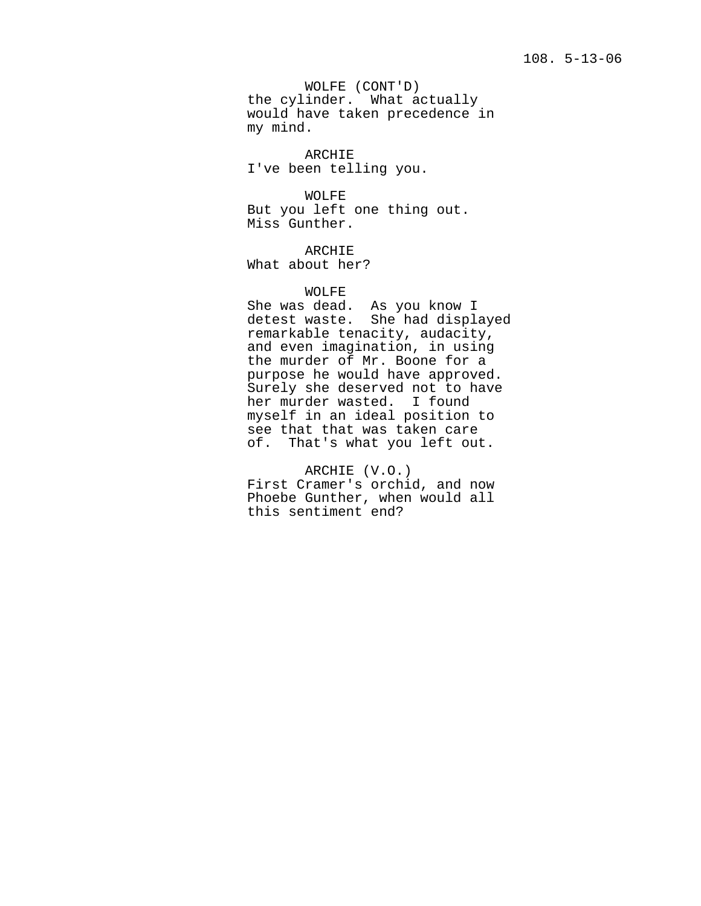WOLFE (CONT'D)
the cylinder. What actually would have taken precedence in my mind.

ARCHIE
I've been telling you.

WOLFE
But you left one thing out. Miss Gunther.

ARCHIE
What about her?

WOLFE
She was dead. As you know I detest waste. She had displayed remarkable tenacity, audacity, and even imagination, in using the murder of Mr. Boone for a purpose he would have approved. Surely she deserved not to have her murder wasted. I found myself in an ideal position to see that that was taken care of. That's what you left out.

ARCHIE (V.O.)
First Cramer's orchid, and now Phoebe Gunther, when would all this sentiment end?